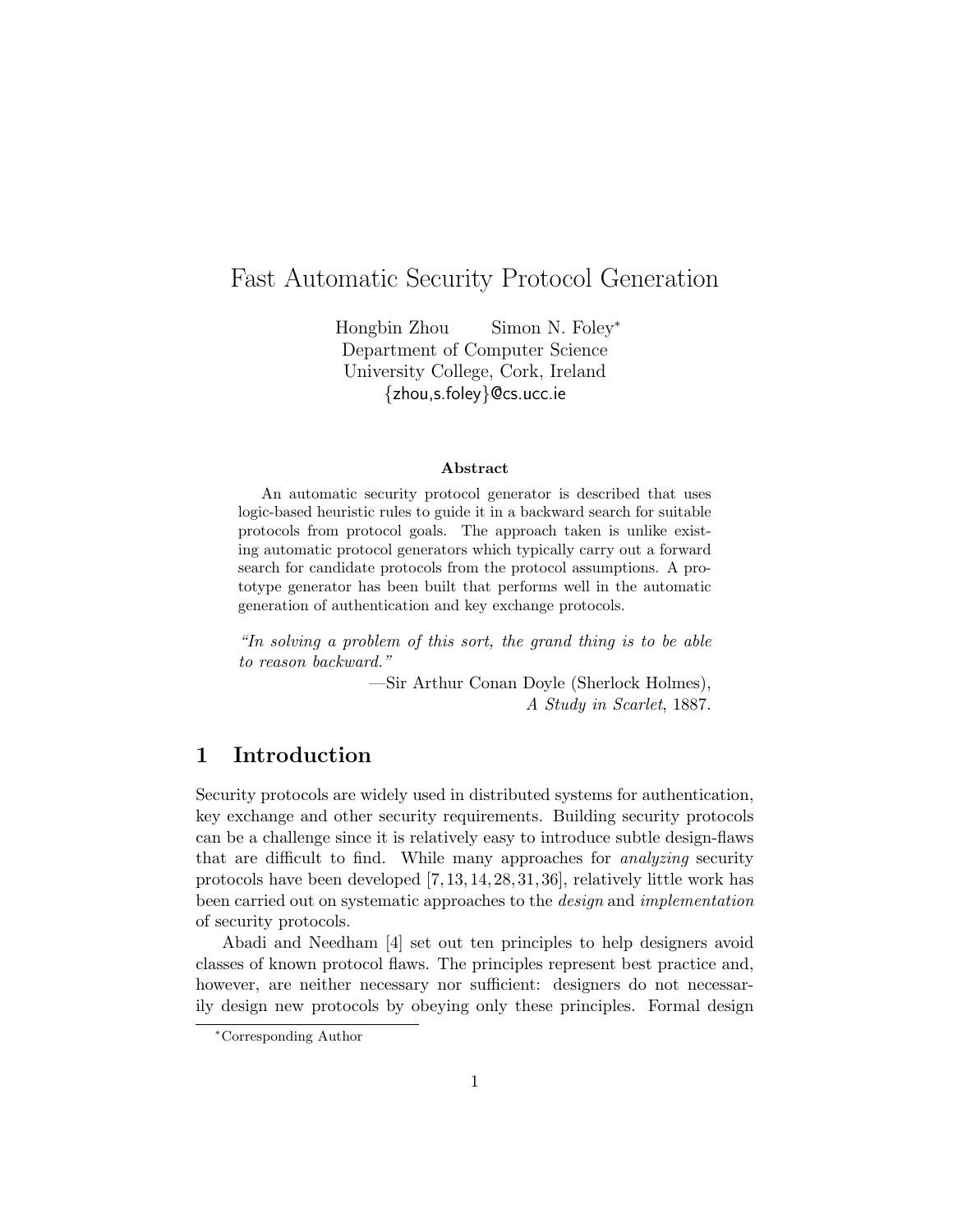# Fast Automatic Security Protocol Generation

Hongbin Zhou Simon N. Foley[*]
Department of Computer Science
University College, Cork, Ireland
{zhou,s.foley}@cs.ucc.ie

**Abstract**

An automatic security protocol generator is described that uses logic-based heuristic rules to guide it in a backward search for suitable protocols from protocol goals. The approach taken is unlike existing automatic protocol generators which typically carry out a forward search for candidate protocols from the protocol assumptions. A prototype generator has been built that performs well in the automatic generation of authentication and key exchange protocols.

*"In solving a problem of this sort, the grand thing is to be able to reason backward."*

—Sir Arthur Conan Doyle (Sherlock Holmes), *A Study in Scarlet*, 1887.

## 1 Introduction

Security protocols are widely used in distributed systems for authentication, key exchange and other security requirements. Building security protocols can be a challenge since it is relatively easy to introduce subtle design-flaws that are difficult to find. While many approaches for *analyzing* security protocols have been developed [7, 13, 14, 28, 31, 36], relatively little work has been carried out on systematic approaches to the *design* and *implementation* of security protocols.

Abadi and Needham [4] set out ten principles to help designers avoid classes of known protocol flaws. The principles represent best practice and, however, are neither necessary nor sufficient: designers do not necessarily design new protocols by obeying only these principles. Formal design

[*] Corresponding Author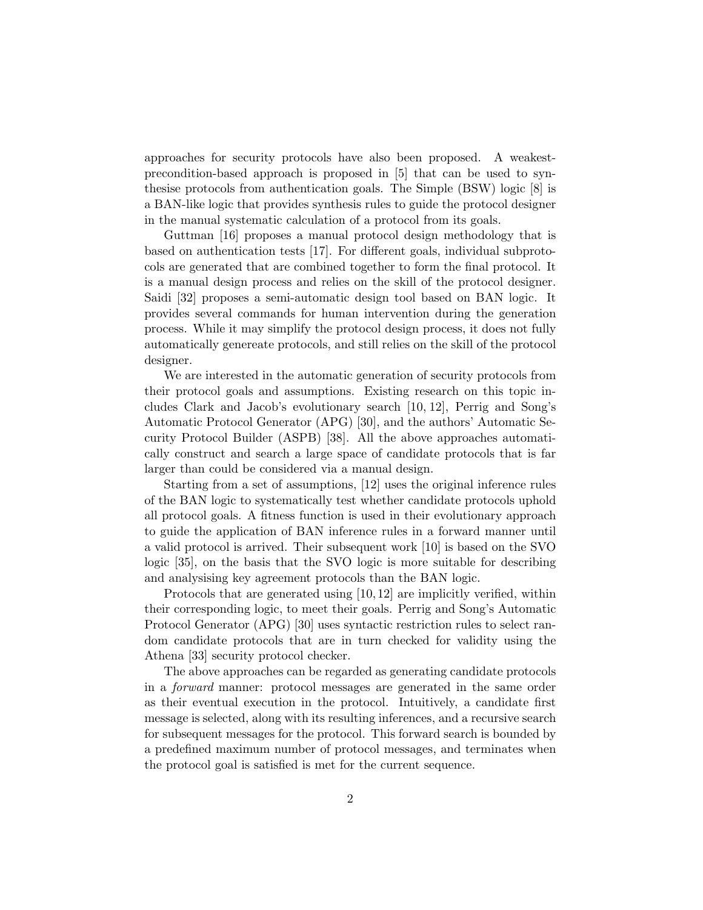approaches for security protocols have also been proposed. A weakest-precondition-based approach is proposed in [5] that can be used to synthesise protocols from authentication goals. The Simple (BSW) logic [8] is a BAN-like logic that provides synthesis rules to guide the protocol designer in the manual systematic calculation of a protocol from its goals.

Guttman [16] proposes a manual protocol design methodology that is based on authentication tests [17]. For different goals, individual subprotocols are generated that are combined together to form the final protocol. It is a manual design process and relies on the skill of the protocol designer. Saidi [32] proposes a semi-automatic design tool based on BAN logic. It provides several commands for human intervention during the generation process. While it may simplify the protocol design process, it does not fully automatically genereate protocols, and still relies on the skill of the protocol designer.

We are interested in the automatic generation of security protocols from their protocol goals and assumptions. Existing research on this topic includes Clark and Jacob's evolutionary search [10, 12], Perrig and Song's Automatic Protocol Generator (APG) [30], and the authors' Automatic Security Protocol Builder (ASPB) [38]. All the above approaches automatically construct and search a large space of candidate protocols that is far larger than could be considered via a manual design.

Starting from a set of assumptions, [12] uses the original inference rules of the BAN logic to systematically test whether candidate protocols uphold all protocol goals. A fitness function is used in their evolutionary approach to guide the application of BAN inference rules in a forward manner until a valid protocol is arrived. Their subsequent work [10] is based on the SVO logic [35], on the basis that the SVO logic is more suitable for describing and analysising key agreement protocols than the BAN logic.

Protocols that are generated using [10, 12] are implicitly verified, within their corresponding logic, to meet their goals. Perrig and Song's Automatic Protocol Generator (APG) [30] uses syntactic restriction rules to select random candidate protocols that are in turn checked for validity using the Athena [33] security protocol checker.

The above approaches can be regarded as generating candidate protocols in a *forward* manner: protocol messages are generated in the same order as their eventual execution in the protocol. Intuitively, a candidate first message is selected, along with its resulting inferences, and a recursive search for subsequent messages for the protocol. This forward search is bounded by a predefined maximum number of protocol messages, and terminates when the protocol goal is satisfied is met for the current sequence.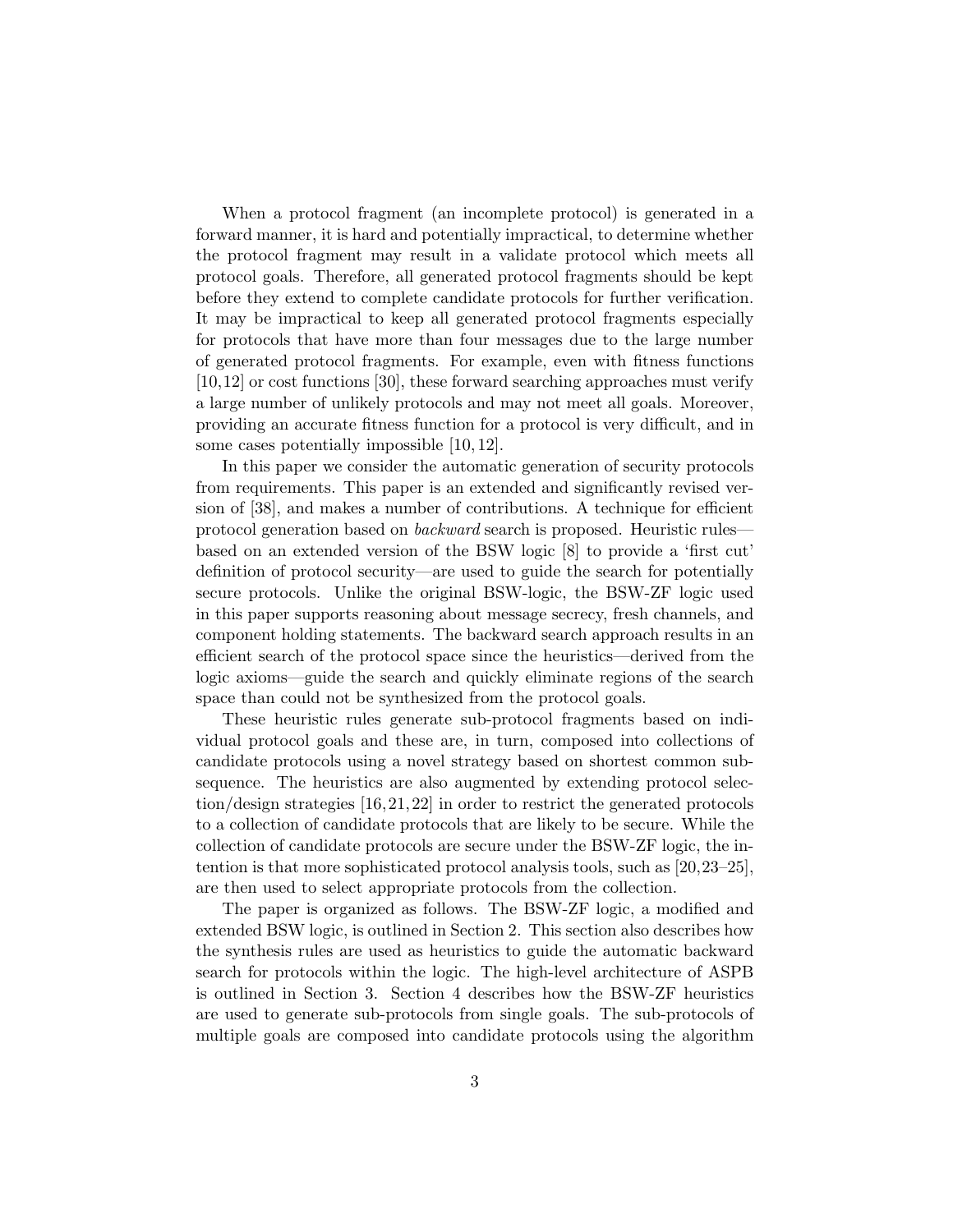When a protocol fragment (an incomplete protocol) is generated in a forward manner, it is hard and potentially impractical, to determine whether the protocol fragment may result in a validate protocol which meets all protocol goals. Therefore, all generated protocol fragments should be kept before they extend to complete candidate protocols for further verification. It may be impractical to keep all generated protocol fragments especially for protocols that have more than four messages due to the large number of generated protocol fragments. For example, even with fitness functions [10,12] or cost functions [30], these forward searching approaches must verify a large number of unlikely protocols and may not meet all goals. Moreover, providing an accurate fitness function for a protocol is very difficult, and in some cases potentially impossible [10, 12].

In this paper we consider the automatic generation of security protocols from requirements. This paper is an extended and significantly revised version of [38], and makes a number of contributions. A technique for efficient protocol generation based on *backward* search is proposed. Heuristic rules—based on an extended version of the BSW logic [8] to provide a 'first cut' definition of protocol security—are used to guide the search for potentially secure protocols. Unlike the original BSW-logic, the BSW-ZF logic used in this paper supports reasoning about message secrecy, fresh channels, and component holding statements. The backward search approach results in an efficient search of the protocol space since the heuristics—derived from the logic axioms—guide the search and quickly eliminate regions of the search space than could not be synthesized from the protocol goals.

These heuristic rules generate sub-protocol fragments based on individual protocol goals and these are, in turn, composed into collections of candidate protocols using a novel strategy based on shortest common subsequence. The heuristics are also augmented by extending protocol selection/design strategies [16, 21, 22] in order to restrict the generated protocols to a collection of candidate protocols that are likely to be secure. While the collection of candidate protocols are secure under the BSW-ZF logic, the intention is that more sophisticated protocol analysis tools, such as [20,23–25], are then used to select appropriate protocols from the collection.

The paper is organized as follows. The BSW-ZF logic, a modified and extended BSW logic, is outlined in Section 2. This section also describes how the synthesis rules are used as heuristics to guide the automatic backward search for protocols within the logic. The high-level architecture of ASPB is outlined in Section 3. Section 4 describes how the BSW-ZF heuristics are used to generate sub-protocols from single goals. The sub-protocols of multiple goals are composed into candidate protocols using the algorithm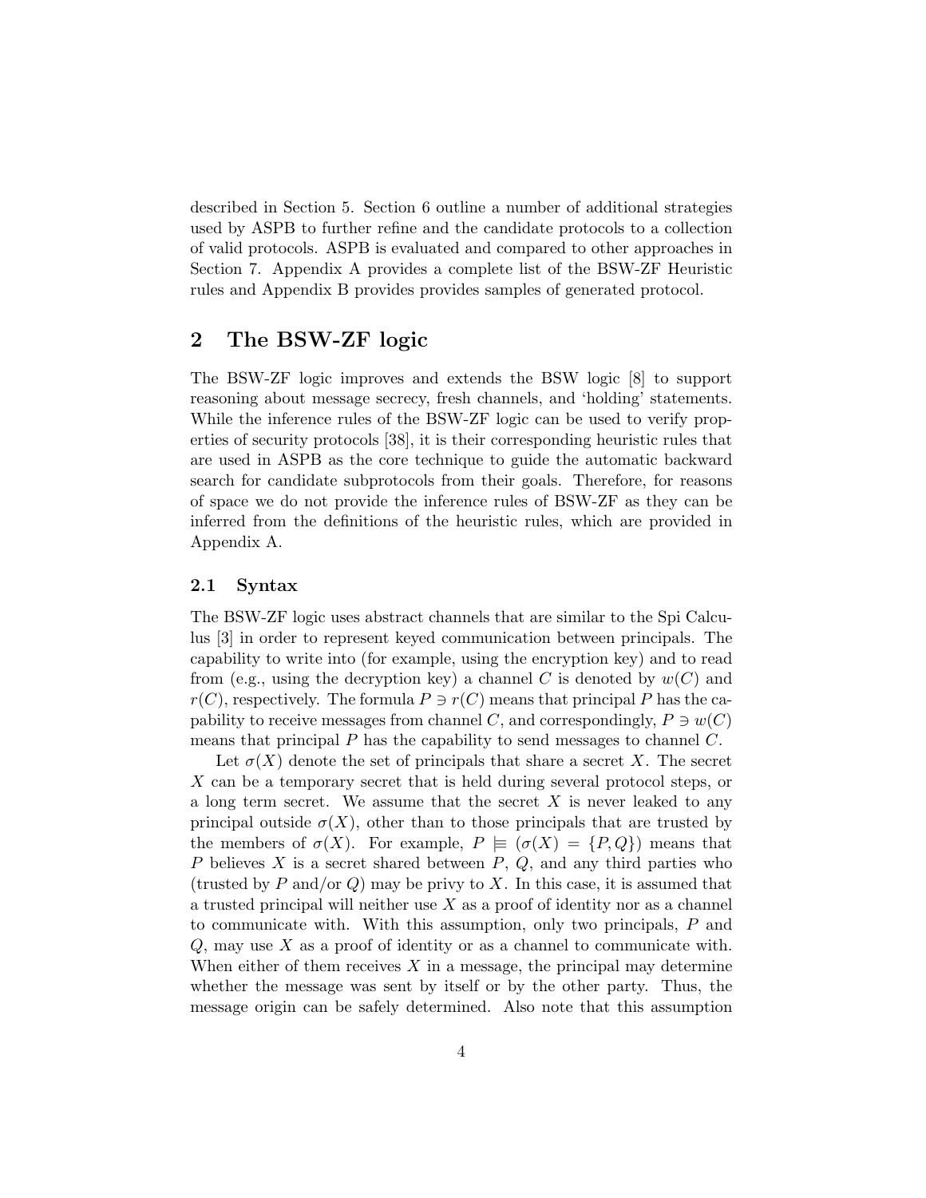described in Section 5. Section 6 outline a number of additional strategies used by ASPB to further refine and the candidate protocols to a collection of valid protocols. ASPB is evaluated and compared to other approaches in Section 7. Appendix A provides a complete list of the BSW-ZF Heuristic rules and Appendix B provides provides samples of generated protocol.

## 2 The BSW-ZF logic

The BSW-ZF logic improves and extends the BSW logic [8] to support reasoning about message secrecy, fresh channels, and 'holding' statements. While the inference rules of the BSW-ZF logic can be used to verify properties of security protocols [38], it is their corresponding heuristic rules that are used in ASPB as the core technique to guide the automatic backward search for candidate subprotocols from their goals. Therefore, for reasons of space we do not provide the inference rules of BSW-ZF as they can be inferred from the definitions of the heuristic rules, which are provided in Appendix A.

### 2.1 Syntax

The BSW-ZF logic uses abstract channels that are similar to the Spi Calculus [3] in order to represent keyed communication between principals. The capability to write into (for example, using the encryption key) and to read from (e.g., using the decryption key) a channel $C$ is denoted by $w(C)$ and $r(C)$, respectively. The formula $P \ni r(C)$ means that principal $P$ has the capability to receive messages from channel $C$, and correspondingly, $P \ni w(C)$ means that principal $P$ has the capability to send messages to channel $C$.

Let $\sigma(X)$ denote the set of principals that share a secret $X$. The secret $X$ can be a temporary secret that is held during several protocol steps, or a long term secret. We assume that the secret $X$ is never leaked to any principal outside $\sigma(X)$, other than to those principals that are trusted by the members of $\sigma(X)$. For example, $P \models (\sigma(X) = \{P, Q\})$ means that $P$ believes $X$ is a secret shared between $P$, $Q$, and any third parties who (trusted by $P$ and/or $Q$) may be privy to $X$. In this case, it is assumed that a trusted principal will neither use $X$ as a proof of identity nor as a channel to communicate with. With this assumption, only two principals, $P$ and $Q$, may use $X$ as a proof of identity or as a channel to communicate with. When either of them receives $X$ in a message, the principal may determine whether the message was sent by itself or by the other party. Thus, the message origin can be safely determined. Also note that this assumption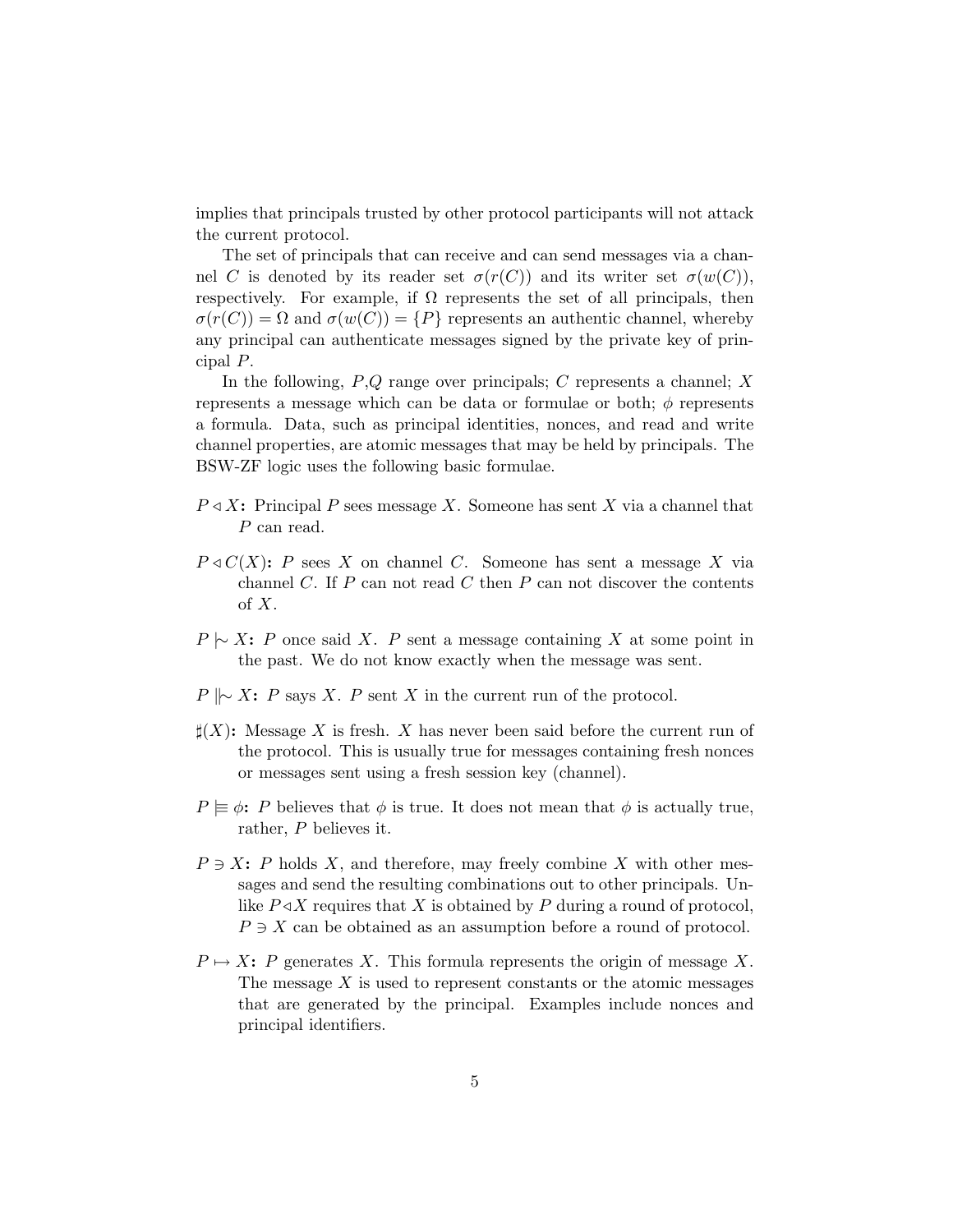implies that principals trusted by other protocol participants will not attack the current protocol.

The set of principals that can receive and can send messages via a channel $C$ is denoted by its reader set $\sigma(r(C))$ and its writer set $\sigma(w(C))$, respectively. For example, if $\Omega$ represents the set of all principals, then $\sigma(r(C)) = \Omega$ and $\sigma(w(C)) = \{P\}$ represents an authentic channel, whereby any principal can authenticate messages signed by the private key of principal $P$.

In the following, $P$,$Q$ range over principals; $C$ represents a channel; $X$ represents a message which can be data or formulae or both; $\phi$ represents a formula. Data, such as principal identities, nonces, and read and write channel properties, are atomic messages that may be held by principals. The BSW-ZF logic uses the following basic formulae.

- $P \triangleleft X$**:** Principal $P$ sees message $X$. Someone has sent $X$ via a channel that $P$ can read.

- $P \triangleleft C(X)$**:** $P$ sees $X$ on channel $C$. Someone has sent a message $X$ via channel $C$. If $P$ can not read $C$ then $P$ can not discover the contents of $X$.

- $P \mid\!\sim X$**:** $P$ once said $X$. $P$ sent a message containing $X$ at some point in the past. We do not know exactly when the message was sent.

- $P \parallel\!\sim X$**:** $P$ says $X$. $P$ sent $X$ in the current run of the protocol.

- $\sharp(X)$**:** Message $X$ is fresh. $X$ has never been said before the current run of the protocol. This is usually true for messages containing fresh nonces or messages sent using a fresh session key (channel).

- $P \models \phi$**:** $P$ believes that $\phi$ is true. It does not mean that $\phi$ is actually true, rather, $P$ believes it.

- $P \ni X$**:** $P$ holds $X$, and therefore, may freely combine $X$ with other messages and send the resulting combinations out to other principals. Unlike $P \triangleleft X$ requires that $X$ is obtained by $P$ during a round of protocol, $P \ni X$ can be obtained as an assumption before a round of protocol.

- $P \mapsto X$**:** $P$ generates $X$. This formula represents the origin of message $X$. The message $X$ is used to represent constants or the atomic messages that are generated by the principal. Examples include nonces and principal identifiers.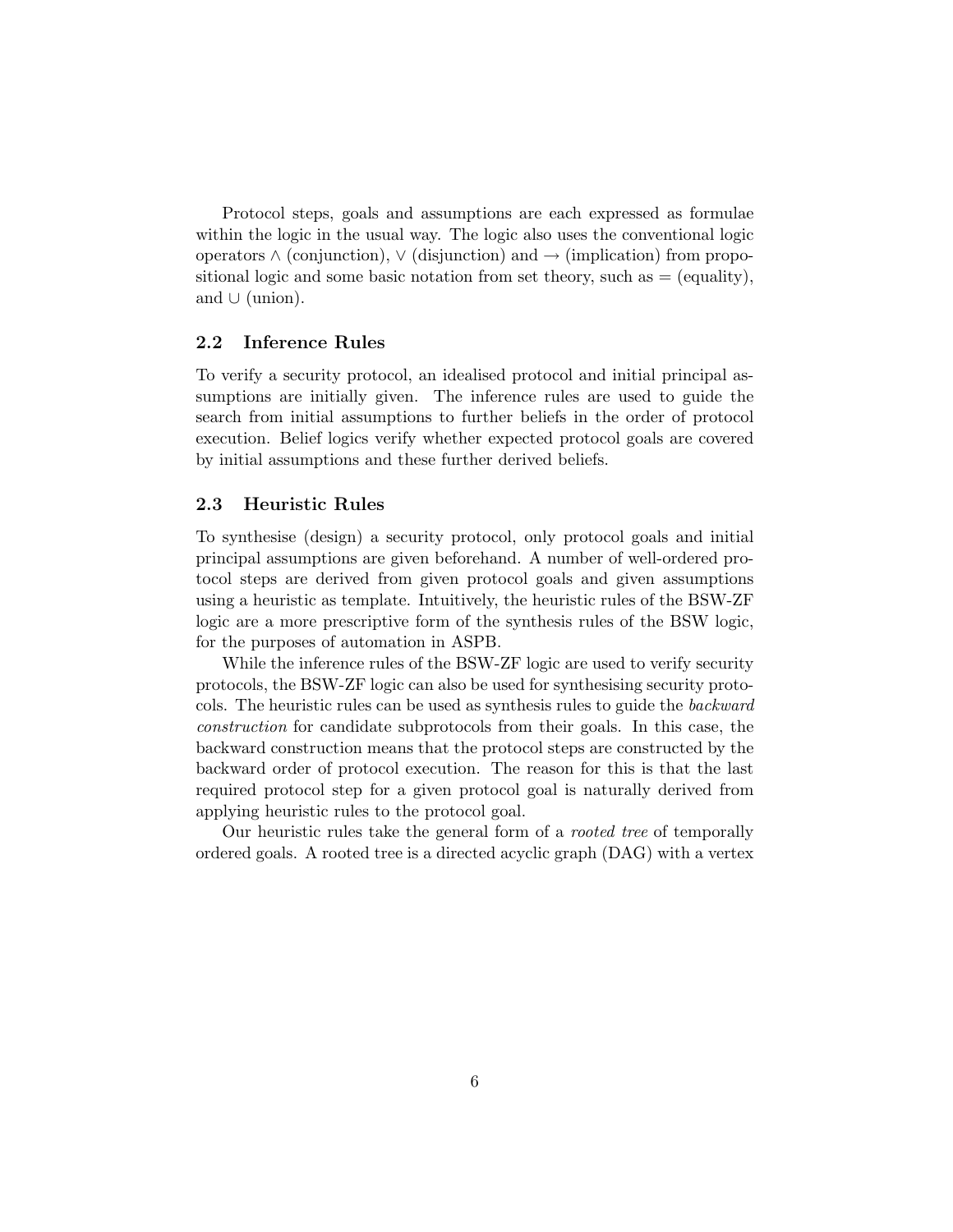Protocol steps, goals and assumptions are each expressed as formulae within the logic in the usual way. The logic also uses the conventional logic operators $\wedge$ (conjunction), $\vee$ (disjunction) and $\rightarrow$ (implication) from propositional logic and some basic notation from set theory, such as $=$ (equality), and $\cup$ (union).

## 2.2 Inference Rules

To verify a security protocol, an idealised protocol and initial principal assumptions are initially given. The inference rules are used to guide the search from initial assumptions to further beliefs in the order of protocol execution. Belief logics verify whether expected protocol goals are covered by initial assumptions and these further derived beliefs.

## 2.3 Heuristic Rules

To synthesise (design) a security protocol, only protocol goals and initial principal assumptions are given beforehand. A number of well-ordered protocol steps are derived from given protocol goals and given assumptions using a heuristic as template. Intuitively, the heuristic rules of the BSW-ZF logic are a more prescriptive form of the synthesis rules of the BSW logic, for the purposes of automation in ASPB.

While the inference rules of the BSW-ZF logic are used to verify security protocols, the BSW-ZF logic can also be used for synthesising security protocols. The heuristic rules can be used as synthesis rules to guide the *backward construction* for candidate subprotocols from their goals. In this case, the backward construction means that the protocol steps are constructed by the backward order of protocol execution. The reason for this is that the last required protocol step for a given protocol goal is naturally derived from applying heuristic rules to the protocol goal.

Our heuristic rules take the general form of a *rooted tree* of temporally ordered goals. A rooted tree is a directed acyclic graph (DAG) with a vertex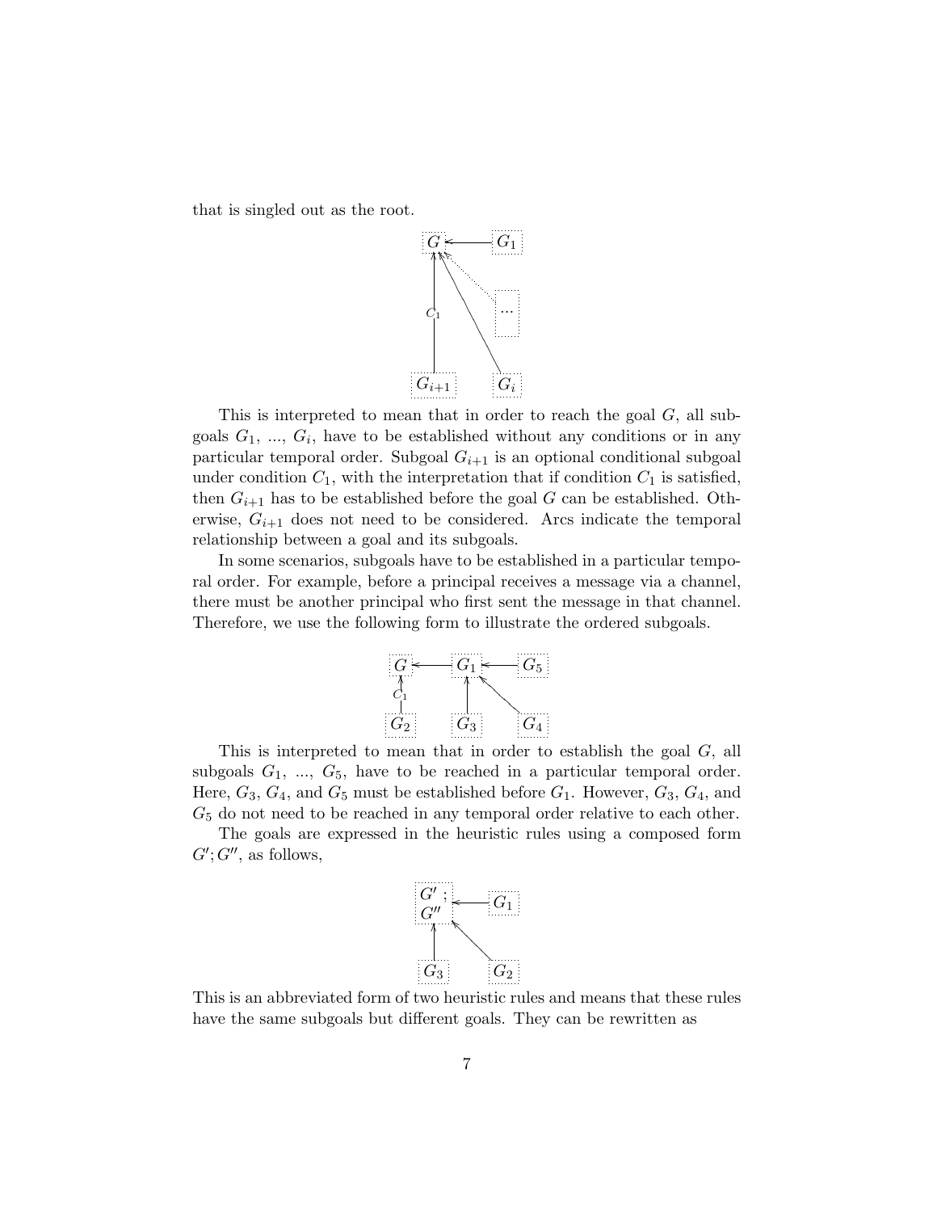that is singled out as the root.

This is interpreted to mean that in order to reach the goal $G$, all subgoals $G_1$, ..., $G_i$, have to be established without any conditions or in any particular temporal order. Subgoal $G_{i+1}$ is an optional conditional subgoal under condition $C_1$, with the interpretation that if condition $C_1$ is satisfied, then $G_{i+1}$ has to be established before the goal $G$ can be established. Otherwise, $G_{i+1}$ does not need to be considered. Arcs indicate the temporal relationship between a goal and its subgoals.

In some scenarios, subgoals have to be established in a particular temporal order. For example, before a principal receives a message via a channel, there must be another principal who first sent the message in that channel. Therefore, we use the following form to illustrate the ordered subgoals.

This is interpreted to mean that in order to establish the goal $G$, all subgoals $G_1$, ..., $G_5$, have to be reached in a particular temporal order. Here, $G_3$, $G_4$, and $G_5$ must be established before $G_1$. However, $G_3$, $G_4$, and $G_5$ do not need to be reached in any temporal order relative to each other.

The goals are expressed in the heuristic rules using a composed form $G'; G''$, as follows,

This is an abbreviated form of two heuristic rules and means that these rules have the same subgoals but different goals. They can be rewritten as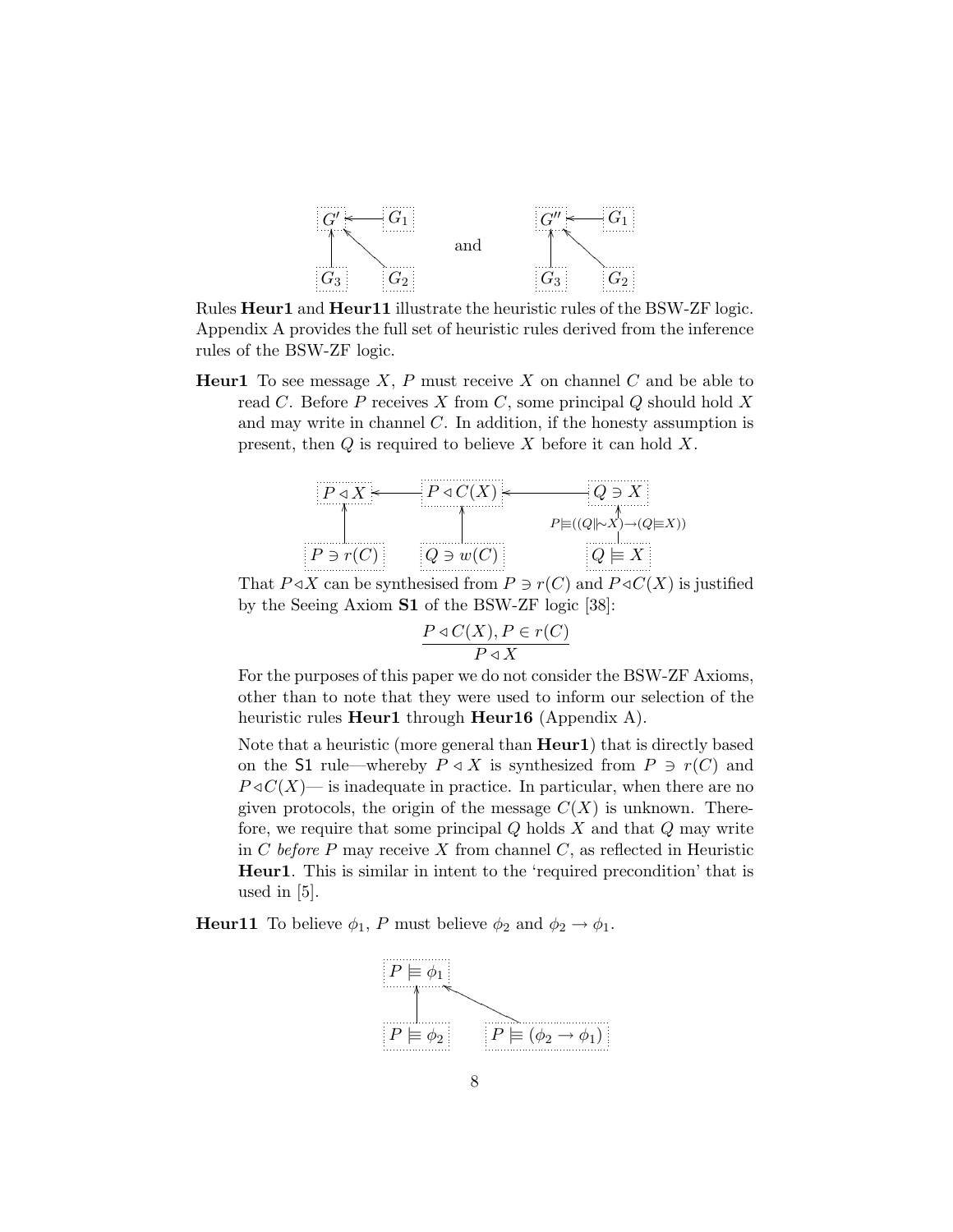$G' \leftarrow G_1$, $G' \leftarrow G_3$, $G' \leftarrow G_2$ and $G'' \leftarrow G_1$, $G'' \leftarrow G_3$, $G'' \leftarrow G_2$

Rules **Heur1** and **Heur11** illustrate the heuristic rules of the BSW-ZF logic. Appendix A provides the full set of heuristic rules derived from the inference rules of the BSW-ZF logic.

**Heur1** To see message $X$, $P$ must receive $X$ on channel $C$ and be able to read $C$. Before $P$ receives $X$ from $C$, some principal $Q$ should hold $X$ and may write in channel $C$. In addition, if the honesty assumption is present, then $Q$ is required to believe $X$ before it can hold $X$.

$P \triangleleft X \leftarrow P \triangleleft C(X) \leftarrow Q \ni X$; $P \triangleleft X \leftarrow P \ni r(C)$; $P \triangleleft C(X) \leftarrow Q \ni w(C)$; $Q \ni X \leftarrow Q \models X$ labelled $P \models ((Q \mid\sim X) \rightarrow (Q \models X))$

That $P \triangleleft X$ can be synthesised from $P \ni r(C)$ and $P \triangleleft C(X)$ is justified by the Seeing Axiom **S1** of the BSW-ZF logic [38]:

$$\frac{P \triangleleft C(X), P \in r(C)}{P \triangleleft X}$$

For the purposes of this paper we do not consider the BSW-ZF Axioms, other than to note that they were used to inform our selection of the heuristic rules **Heur1** through **Heur16** (Appendix A).

Note that a heuristic (more general than **Heur1**) that is directly based on the S1 rule—whereby $P \triangleleft X$ is synthesized from $P \ni r(C)$ and $P \triangleleft C(X)$— is inadequate in practice. In particular, when there are no given protocols, the origin of the message $C(X)$ is unknown. Therefore, we require that some principal $Q$ holds $X$ and that $Q$ may write in $C$ *before* $P$ may receive $X$ from channel $C$, as reflected in Heuristic **Heur1**. This is similar in intent to the 'required precondition' that is used in [5].

**Heur11** To believe $\phi_1$, $P$ must believe $\phi_2$ and $\phi_2 \rightarrow \phi_1$.

$P \models \phi_1 \leftarrow P \models \phi_2$; $P \models \phi_1 \leftarrow P \models (\phi_2 \rightarrow \phi_1)$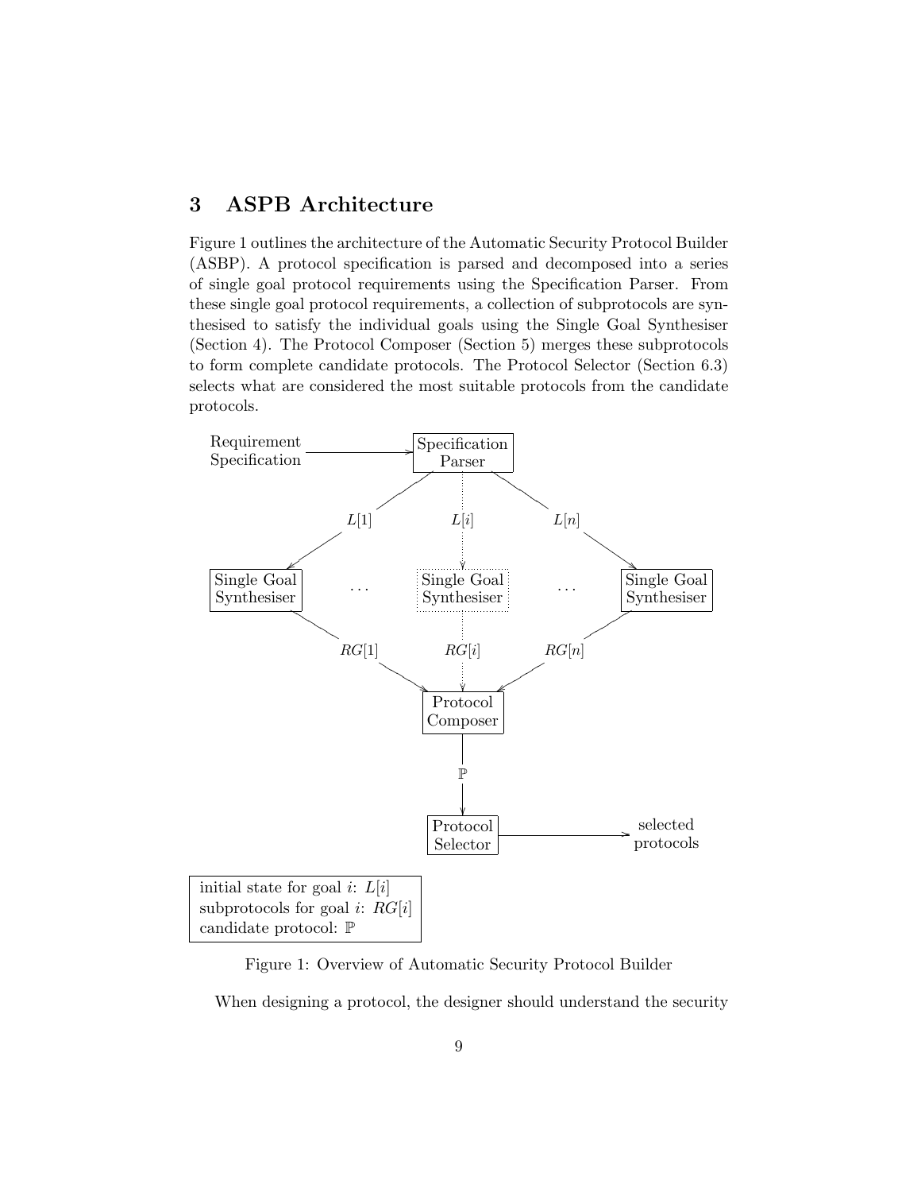## 3 ASPB Architecture

Figure 1 outlines the architecture of the Automatic Security Protocol Builder (ASBP). A protocol specification is parsed and decomposed into a series of single goal protocol requirements using the Specification Parser. From these single goal protocol requirements, a collection of subprotocols are synthesised to satisfy the individual goals using the Single Goal Synthesiser (Section 4). The Protocol Composer (Section 5) merges these subprotocols to form complete candidate protocols. The Protocol Selector (Section 6.3) selects what are considered the most suitable protocols from the candidate protocols.

Figure 1: Overview of Automatic Security Protocol Builder

When designing a protocol, the designer should understand the security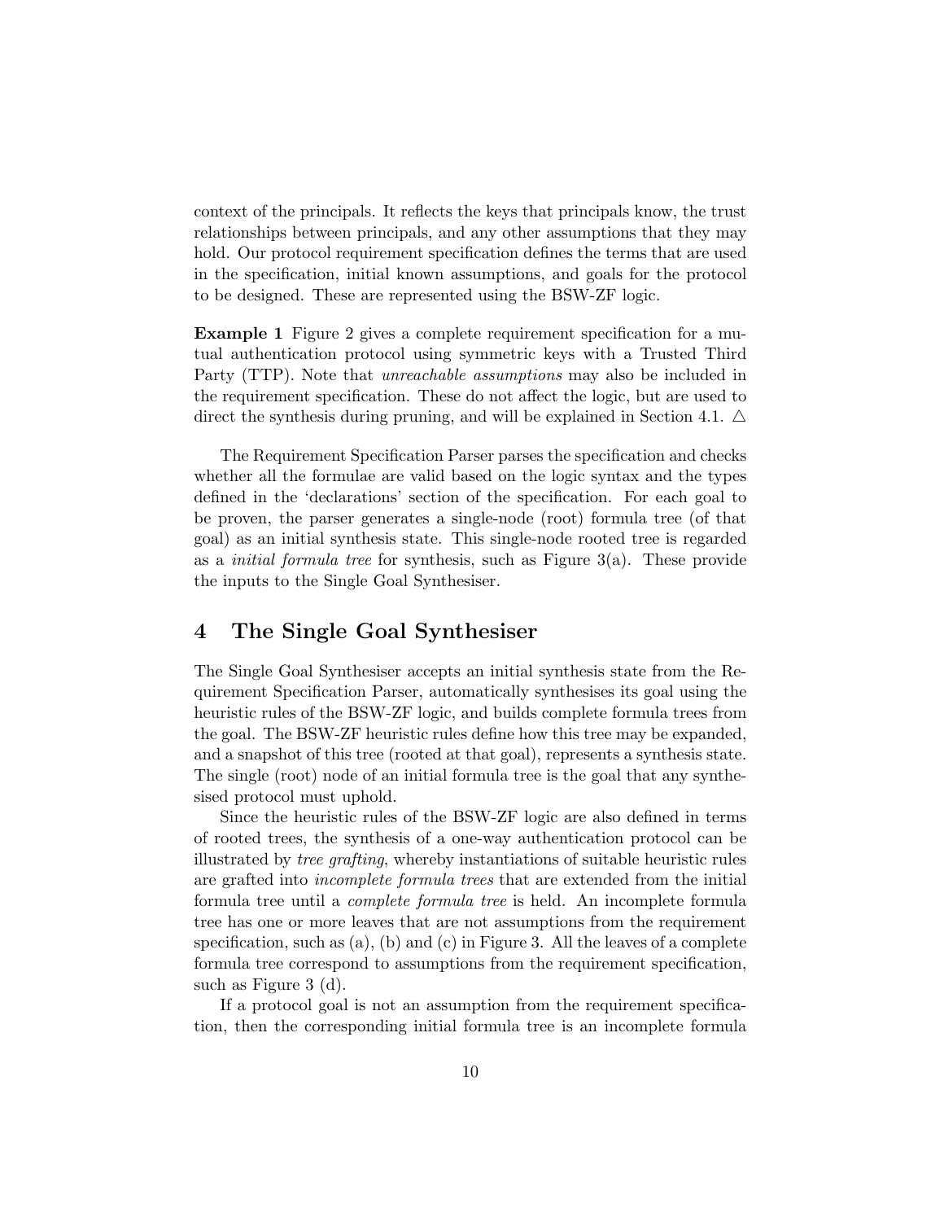context of the principals. It reflects the keys that principals know, the trust relationships between principals, and any other assumptions that they may hold. Our protocol requirement specification defines the terms that are used in the specification, initial known assumptions, and goals for the protocol to be designed. These are represented using the BSW-ZF logic.

**Example 1** Figure 2 gives a complete requirement specification for a mutual authentication protocol using symmetric keys with a Trusted Third Party (TTP). Note that *unreachable assumptions* may also be included in the requirement specification. These do not affect the logic, but are used to direct the synthesis during pruning, and will be explained in Section 4.1. $\triangle$

The Requirement Specification Parser parses the specification and checks whether all the formulae are valid based on the logic syntax and the types defined in the 'declarations' section of the specification. For each goal to be proven, the parser generates a single-node (root) formula tree (of that goal) as an initial synthesis state. This single-node rooted tree is regarded as a *initial formula tree* for synthesis, such as Figure 3(a). These provide the inputs to the Single Goal Synthesiser.

## 4 The Single Goal Synthesiser

The Single Goal Synthesiser accepts an initial synthesis state from the Requirement Specification Parser, automatically synthesises its goal using the heuristic rules of the BSW-ZF logic, and builds complete formula trees from the goal. The BSW-ZF heuristic rules define how this tree may be expanded, and a snapshot of this tree (rooted at that goal), represents a synthesis state. The single (root) node of an initial formula tree is the goal that any synthesised protocol must uphold.

Since the heuristic rules of the BSW-ZF logic are also defined in terms of rooted trees, the synthesis of a one-way authentication protocol can be illustrated by *tree grafting*, whereby instantiations of suitable heuristic rules are grafted into *incomplete formula trees* that are extended from the initial formula tree until a *complete formula tree* is held. An incomplete formula tree has one or more leaves that are not assumptions from the requirement specification, such as (a), (b) and (c) in Figure 3. All the leaves of a complete formula tree correspond to assumptions from the requirement specification, such as Figure 3 (d).

If a protocol goal is not an assumption from the requirement specification, then the corresponding initial formula tree is an incomplete formula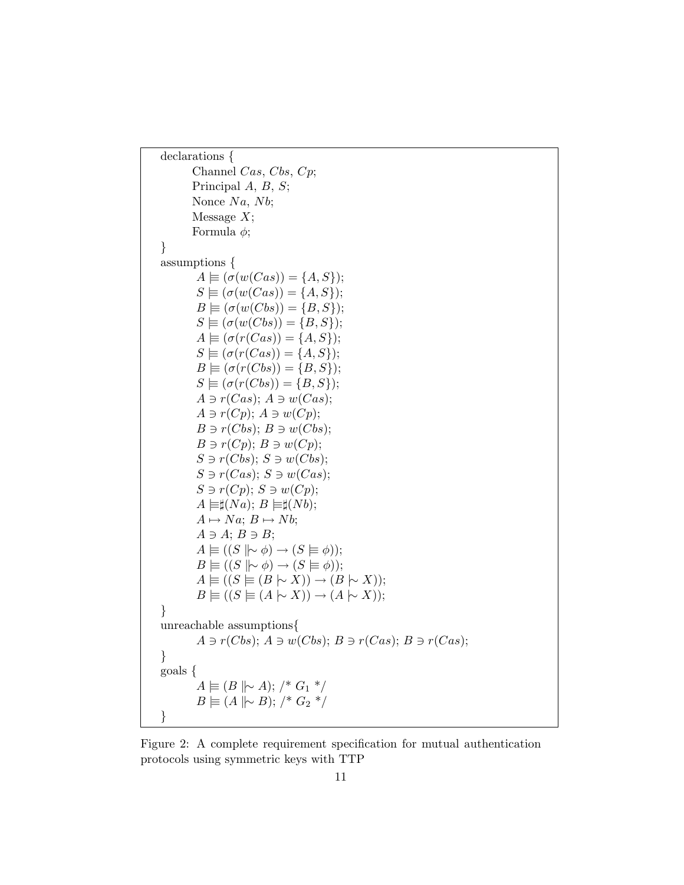```
declarations {
    Channel Cas, Cbs, Cp;
    Principal A, B, S;
    Nonce Na, Nb;
    Message X;
    Formula φ;
}
assumptions {
    A |≡ (σ(w(Cas)) = {A, S});
    S |≡ (σ(w(Cas)) = {A, S});
    B |≡ (σ(w(Cbs)) = {B, S});
    S |≡ (σ(w(Cbs)) = {B, S});
    A |≡ (σ(r(Cas)) = {A, S});
    S |≡ (σ(r(Cas)) = {A, S});
    B |≡ (σ(r(Cbs)) = {B, S});
    S |≡ (σ(r(Cbs)) = {B, S});
    A ∋ r(Cas); A ∋ w(Cas);
    A ∋ r(Cp); A ∋ w(Cp);
    B ∋ r(Cbs); B ∋ w(Cbs);
    B ∋ r(Cp); B ∋ w(Cp);
    S ∋ r(Cbs); S ∋ w(Cbs);
    S ∋ r(Cas); S ∋ w(Cas);
    S ∋ r(Cp); S ∋ w(Cp);
    A |≡♯(Na); B |≡♯(Nb);
    A ↦ Na; B ↦ Nb;
    A ∋ A; B ∋ B;
    A |≡ ((S ||∼ φ) → (S |≡ φ));
    B |≡ ((S ||∼ φ) → (S |≡ φ));
    A |≡ ((S |≡ (B |∼ X)) → (B |∼ X));
    B |≡ ((S |≡ (A |∼ X)) → (A |∼ X));
}
unreachable assumptions{
    A ∋ r(Cbs); A ∋ w(Cbs); B ∋ r(Cas); B ∋ r(Cas);
}
goals {
    A |≡ (B ||∼ A); /* G1 */
    B |≡ (A ||∼ B); /* G2 */
}
```

Figure 2: A complete requirement specification for mutual authentication protocols using symmetric keys with TTP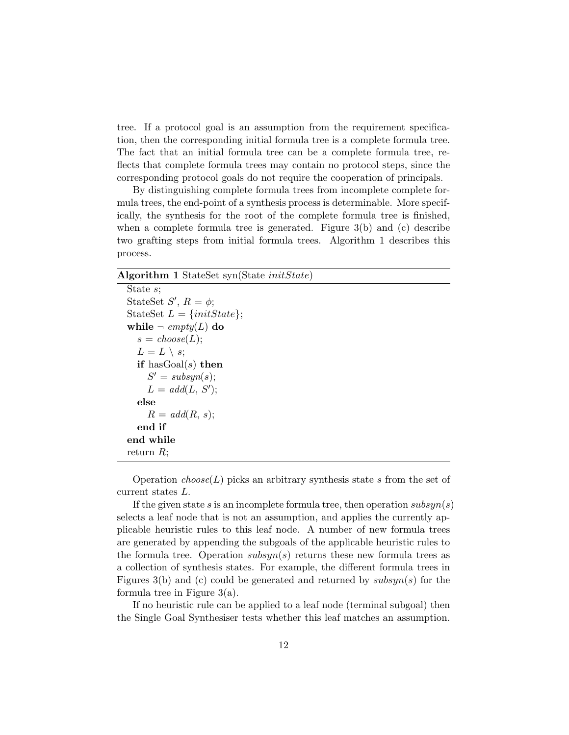tree. If a protocol goal is an assumption from the requirement specification, then the corresponding initial formula tree is a complete formula tree. The fact that an initial formula tree can be a complete formula tree, reflects that complete formula trees may contain no protocol steps, since the corresponding protocol goals do not require the cooperation of principals.

By distinguishing complete formula trees from incomplete complete formula trees, the end-point of a synthesis process is determinable. More specifically, the synthesis for the root of the complete formula tree is finished, when a complete formula tree is generated. Figure 3(b) and (c) describe two grafting steps from initial formula trees. Algorithm 1 describes this process.

**Algorithm 1** StateSet syn(State *initState*)

```
State s;
StateSet S′, R = ϕ;
StateSet L = {initState};
while ¬ empty(L) do
  s = choose(L);
  L = L \ s;
  if hasGoal(s) then
    S′ = subsyn(s);
    L = add(L, S′);
  else
    R = add(R, s);
  end if
end while
return R;
```

Operation $choose(L)$ picks an arbitrary synthesis state $s$ from the set of current states $L$.

If the given state $s$ is an incomplete formula tree, then operation $subsyn(s)$ selects a leaf node that is not an assumption, and applies the currently applicable heuristic rules to this leaf node. A number of new formula trees are generated by appending the subgoals of the applicable heuristic rules to the formula tree. Operation $subsyn(s)$ returns these new formula trees as a collection of synthesis states. For example, the different formula trees in Figures 3(b) and (c) could be generated and returned by $subsyn(s)$ for the formula tree in Figure 3(a).

If no heuristic rule can be applied to a leaf node (terminal subgoal) then the Single Goal Synthesiser tests whether this leaf matches an assumption.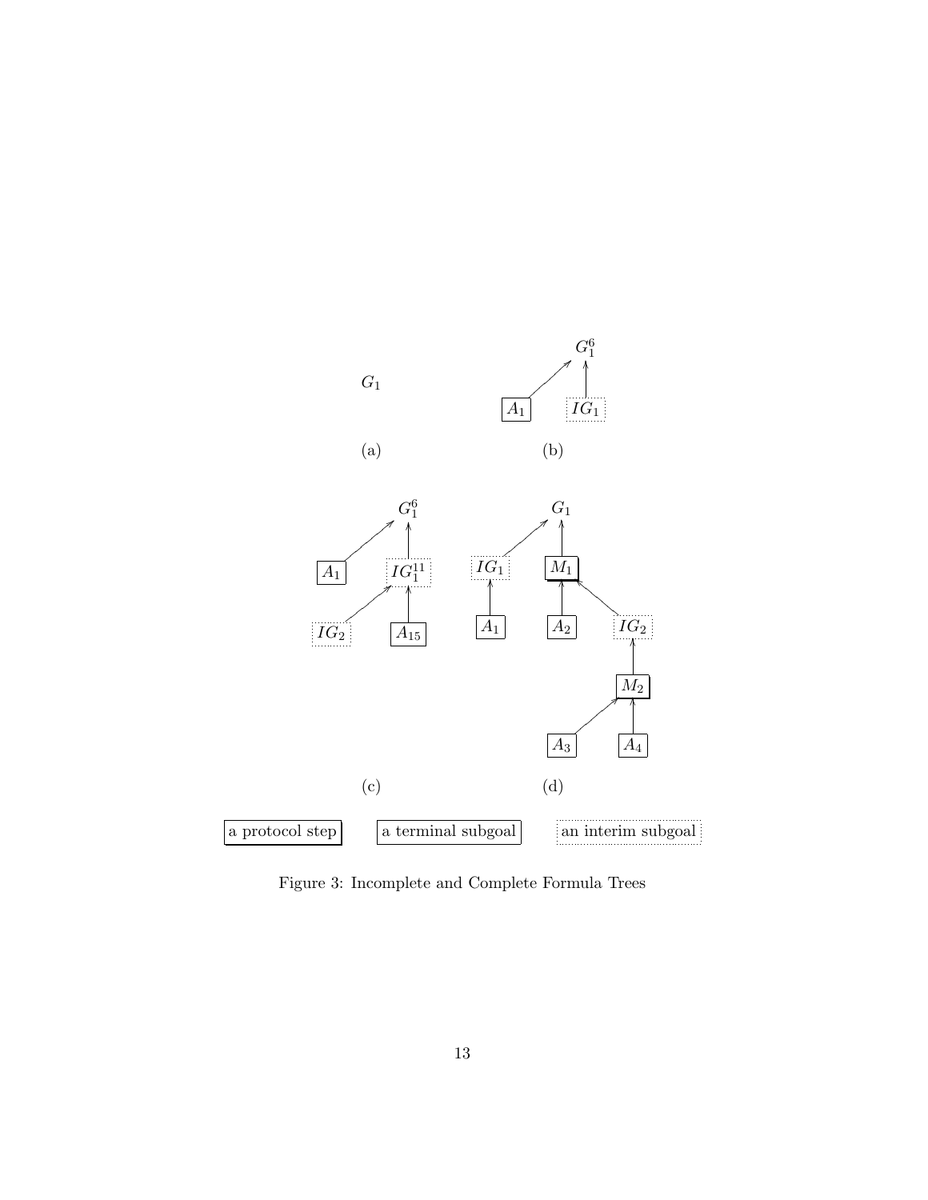$G_1$

(a)

$G_1^6$

$A_1$ $IG_1$

(b)

$G_1^6$

$A_1$ $IG_1^{11}$

$IG_2$ $A_{15}$

(c)

$G_1$

$IG_1$ $M_1$

$A_1$ $A_2$ $IG_2$

$M_2$

$A_3$ $A_4$

(d)

a protocol step | a terminal subgoal | an interim subgoal

Figure 3: Incomplete and Complete Formula Trees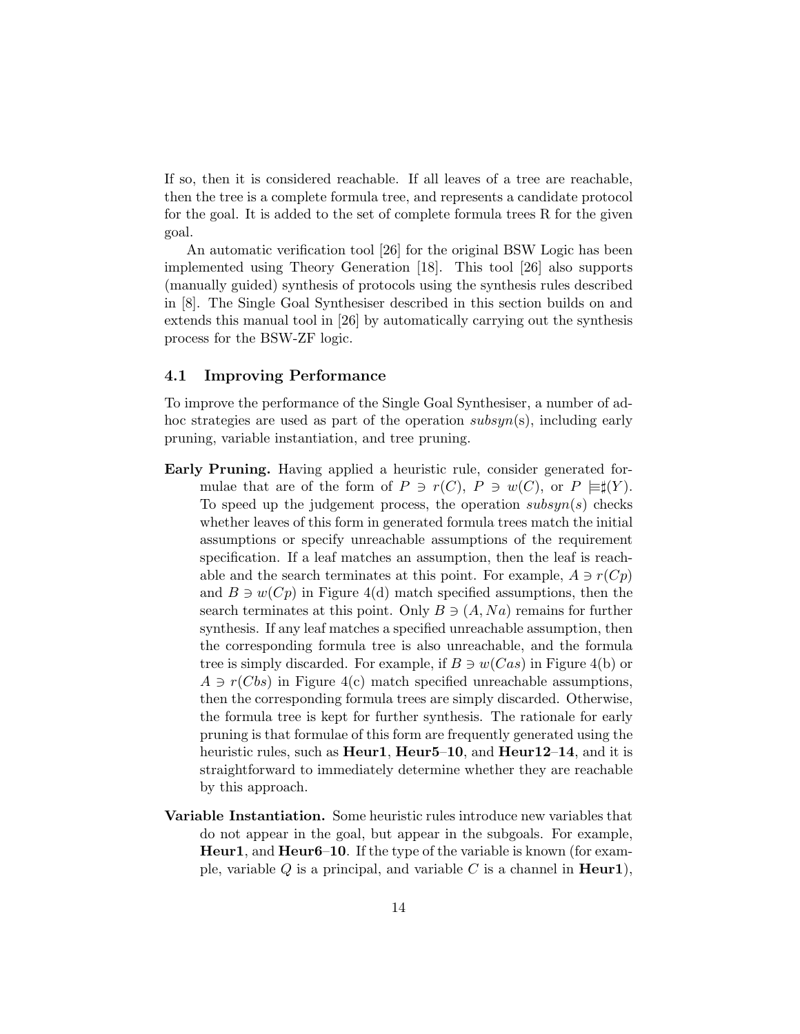If so, then it is considered reachable. If all leaves of a tree are reachable, then the tree is a complete formula tree, and represents a candidate protocol for the goal. It is added to the set of complete formula trees R for the given goal.

An automatic verification tool [26] for the original BSW Logic has been implemented using Theory Generation [18]. This tool [26] also supports (manually guided) synthesis of protocols using the synthesis rules described in [8]. The Single Goal Synthesiser described in this section builds on and extends this manual tool in [26] by automatically carrying out the synthesis process for the BSW-ZF logic.

### 4.1 Improving Performance

To improve the performance of the Single Goal Synthesiser, a number of ad-hoc strategies are used as part of the operation *subsyn*(s), including early pruning, variable instantiation, and tree pruning.

**Early Pruning.** Having applied a heuristic rule, consider generated formulae that are of the form of $P \ni r(C)$, $P \ni w(C)$, or $P \models\sharp(Y)$. To speed up the judgement process, the operation $subsyn(s)$ checks whether leaves of this form in generated formula trees match the initial assumptions or specify unreachable assumptions of the requirement specification. If a leaf matches an assumption, then the leaf is reachable and the search terminates at this point. For example, $A \ni r(Cp)$ and $B \ni w(Cp)$ in Figure 4(d) match specified assumptions, then the search terminates at this point. Only $B \ni (A, Na)$ remains for further synthesis. If any leaf matches a specified unreachable assumption, then the corresponding formula tree is also unreachable, and the formula tree is simply discarded. For example, if $B \ni w(Cas)$ in Figure 4(b) or $A \ni r(Cbs)$ in Figure 4(c) match specified unreachable assumptions, then the corresponding formula trees are simply discarded. Otherwise, the formula tree is kept for further synthesis. The rationale for early pruning is that formulae of this form are frequently generated using the heuristic rules, such as **Heur1**, **Heur5**–**10**, and **Heur12**–**14**, and it is straightforward to immediately determine whether they are reachable by this approach.

**Variable Instantiation.** Some heuristic rules introduce new variables that do not appear in the goal, but appear in the subgoals. For example, **Heur1**, and **Heur6**–**10**. If the type of the variable is known (for example, variable $Q$ is a principal, and variable $C$ is a channel in **Heur1**),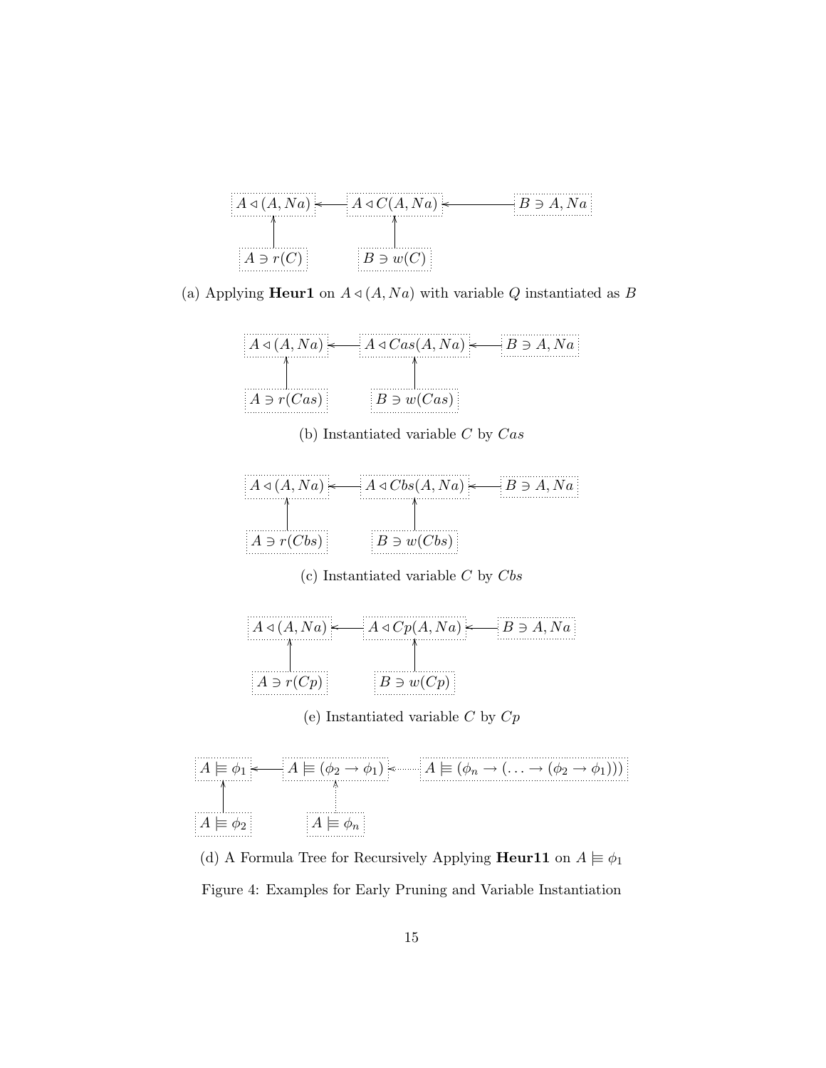$A \lhd (A, Na) \leftarrow A \lhd C(A, Na) \leftarrow B \ni A, Na$

$A \ni r(C) \rightarrow A \lhd (A, Na)$; $B \ni w(C) \rightarrow A \lhd C(A, Na)$

(a) Applying **Heur1** on $A \lhd (A, Na)$ with variable $Q$ instantiated as $B$

$A \lhd (A, Na) \leftarrow A \lhd Cas(A, Na) \leftarrow B \ni A, Na$

$A \ni r(Cas) \rightarrow A \lhd (A, Na)$; $B \ni w(Cas) \rightarrow A \lhd Cas(A, Na)$

(b) Instantiated variable $C$ by $Cas$

$A \lhd (A, Na) \leftarrow A \lhd Cbs(A, Na) \leftarrow B \ni A, Na$

$A \ni r(Cbs) \rightarrow A \lhd (A, Na)$; $B \ni w(Cbs) \rightarrow A \lhd Cbs(A, Na)$

(c) Instantiated variable $C$ by $Cbs$

$A \lhd (A, Na) \leftarrow A \lhd Cp(A, Na) \leftarrow B \ni A, Na$

$A \ni r(Cp) \rightarrow A \lhd (A, Na)$; $B \ni w(Cp) \rightarrow A \lhd Cp(A, Na)$

(e) Instantiated variable $C$ by $Cp$

$A \models \phi_1 \leftarrow A \models (\phi_2 \rightarrow \phi_1) \leftarrow A \models (\phi_n \rightarrow (\ldots \rightarrow (\phi_2 \rightarrow \phi_1)))$

$A \models \phi_2 \rightarrow A \models \phi_1$; $A \models \phi_n \rightarrow A \models (\phi_2 \rightarrow \phi_1)$

(d) A Formula Tree for Recursively Applying **Heur11** on $A \models \phi_1$

Figure 4: Examples for Early Pruning and Variable Instantiation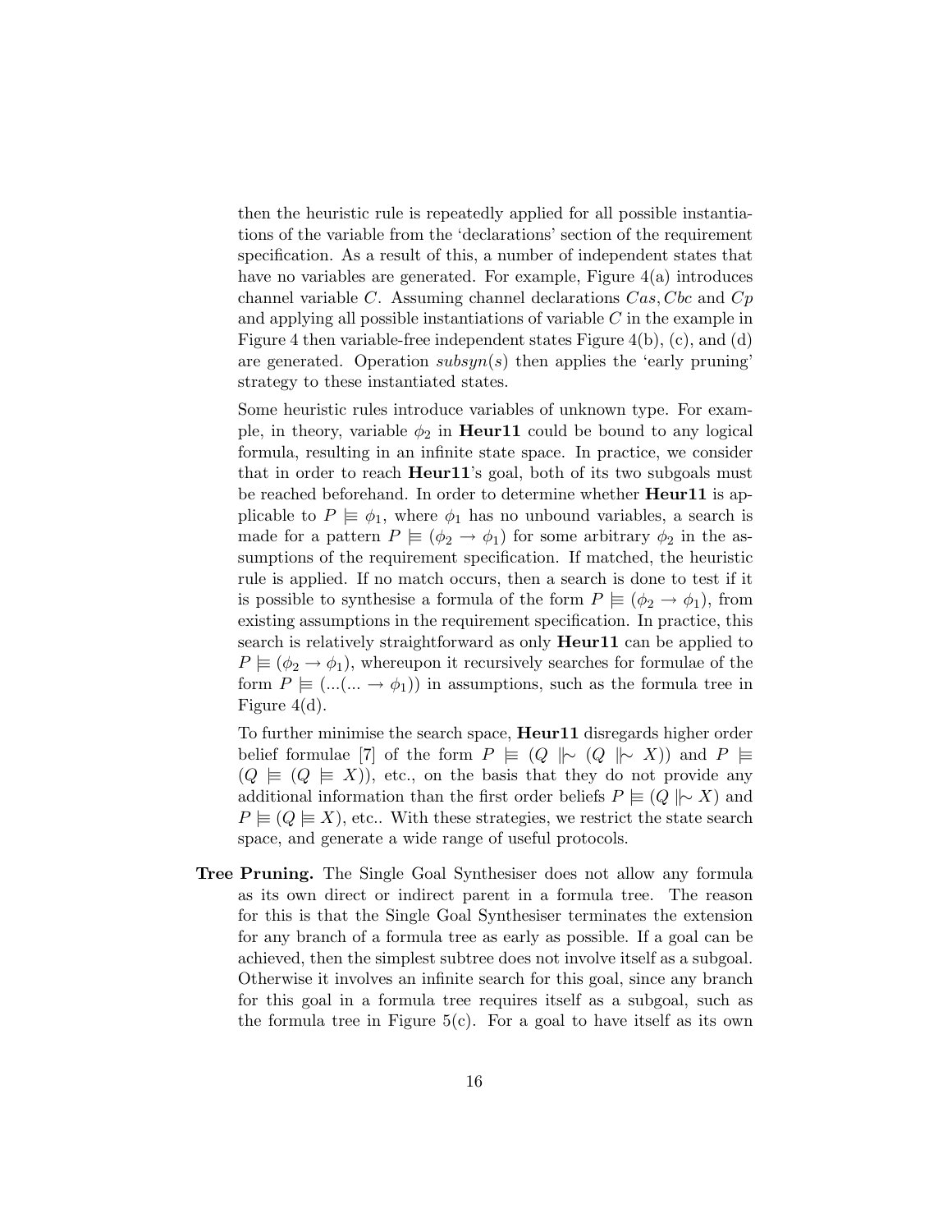then the heuristic rule is repeatedly applied for all possible instantiations of the variable from the 'declarations' section of the requirement specification. As a result of this, a number of independent states that have no variables are generated. For example, Figure 4(a) introduces channel variable $C$. Assuming channel declarations $Cas, Cbc$ and $Cp$ and applying all possible instantiations of variable $C$ in the example in Figure 4 then variable-free independent states Figure 4(b), (c), and (d) are generated. Operation $subsyn(s)$ then applies the 'early pruning' strategy to these instantiated states.

Some heuristic rules introduce variables of unknown type. For example, in theory, variable $\phi_2$ in **Heur11** could be bound to any logical formula, resulting in an infinite state space. In practice, we consider that in order to reach **Heur11**'s goal, both of its two subgoals must be reached beforehand. In order to determine whether **Heur11** is applicable to $P \models \phi_1$, where $\phi_1$ has no unbound variables, a search is made for a pattern $P \models (\phi_2 \rightarrow \phi_1)$ for some arbitrary $\phi_2$ in the assumptions of the requirement specification. If matched, the heuristic rule is applied. If no match occurs, then a search is done to test if it is possible to synthesise a formula of the form $P \models (\phi_2 \rightarrow \phi_1)$, from existing assumptions in the requirement specification. In practice, this search is relatively straightforward as only **Heur11** can be applied to $P \models (\phi_2 \rightarrow \phi_1)$, whereupon it recursively searches for formulae of the form $P \models (...(... \rightarrow \phi_1))$ in assumptions, such as the formula tree in Figure 4(d).

To further minimise the search space, **Heur11** disregards higher order belief formulae [7] of the form $P \models (Q \mid\!\sim (Q \mid\!\sim X))$ and $P \models (Q \models (Q \models X))$, etc., on the basis that they do not provide any additional information than the first order beliefs $P \models (Q \mid\!\sim X)$ and $P \models (Q \models X)$, etc.. With these strategies, we restrict the state search space, and generate a wide range of useful protocols.

**Tree Pruning.** The Single Goal Synthesiser does not allow any formula as its own direct or indirect parent in a formula tree. The reason for this is that the Single Goal Synthesiser terminates the extension for any branch of a formula tree as early as possible. If a goal can be achieved, then the simplest subtree does not involve itself as a subgoal. Otherwise it involves an infinite search for this goal, since any branch for this goal in a formula tree requires itself as a subgoal, such as the formula tree in Figure 5(c). For a goal to have itself as its own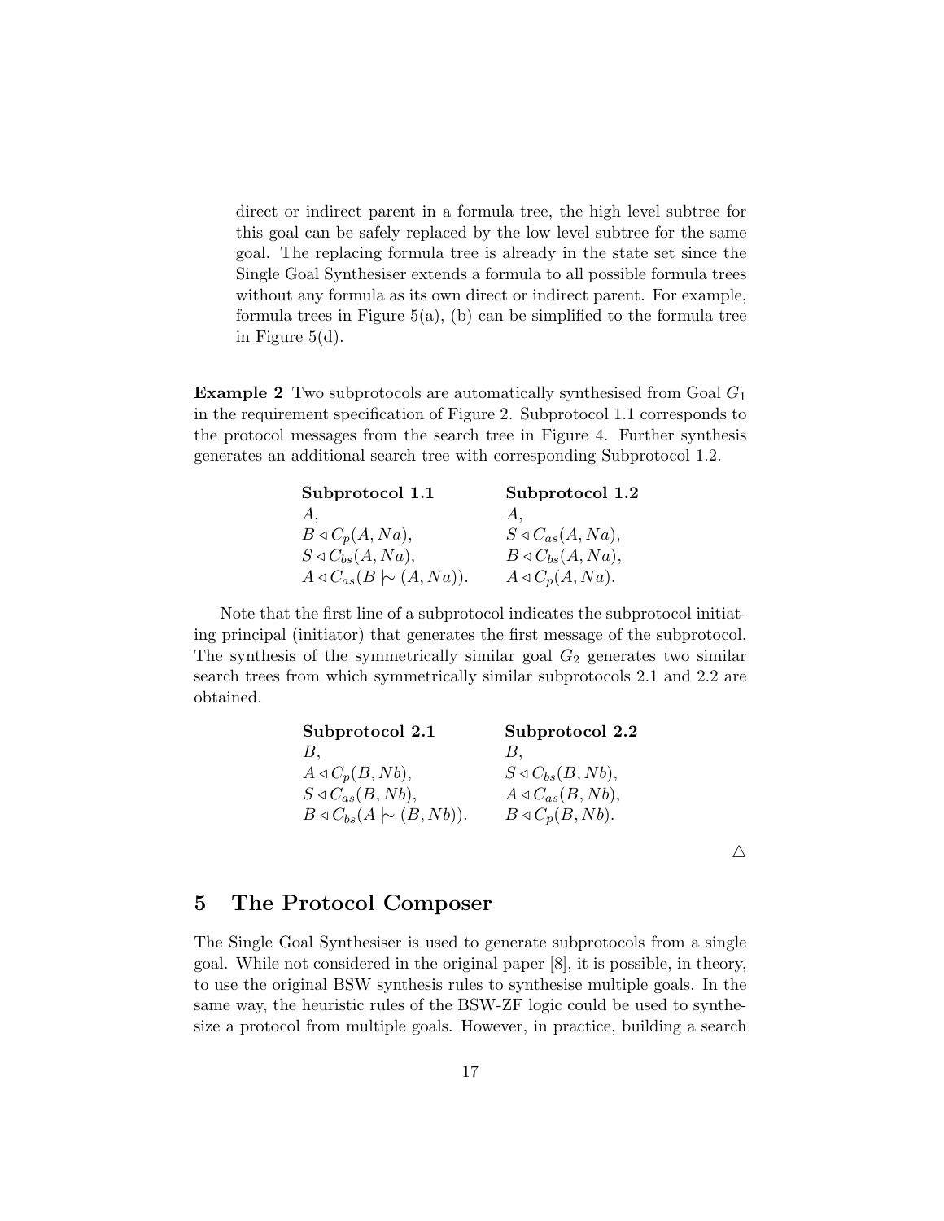direct or indirect parent in a formula tree, the high level subtree for this goal can be safely replaced by the low level subtree for the same goal. The replacing formula tree is already in the state set since the Single Goal Synthesiser extends a formula to all possible formula trees without any formula as its own direct or indirect parent. For example, formula trees in Figure 5(a), (b) can be simplified to the formula tree in Figure 5(d).

**Example 2** Two subprotocols are automatically synthesised from Goal $G_1$ in the requirement specification of Figure 2. Subprotocol 1.1 corresponds to the protocol messages from the search tree in Figure 4. Further synthesis generates an additional search tree with corresponding Subprotocol 1.2.

| **Subprotocol 1.1** | **Subprotocol 1.2** |
|---|---|
| $A$, | $A$, |
| $B \triangleleft C_p(A, Na)$, | $S \triangleleft C_{as}(A, Na)$, |
| $S \triangleleft C_{bs}(A, Na)$, | $B \triangleleft C_{bs}(A, Na)$, |
| $A \triangleleft C_{as}(B \mid\!\sim (A, Na))$. | $A \triangleleft C_p(A, Na)$. |

Note that the first line of a subprotocol indicates the subprotocol initiating principal (initiator) that generates the first message of the subprotocol. The synthesis of the symmetrically similar goal $G_2$ generates two similar search trees from which symmetrically similar subprotocols 2.1 and 2.2 are obtained.

| **Subprotocol 2.1** | **Subprotocol 2.2** |
|---|---|
| $B$, | $B$, |
| $A \triangleleft C_p(B, Nb)$, | $S \triangleleft C_{bs}(B, Nb)$, |
| $S \triangleleft C_{as}(B, Nb)$, | $A \triangleleft C_{as}(B, Nb)$, |
| $B \triangleleft C_{bs}(A \mid\!\sim (B, Nb))$. | $B \triangleleft C_p(B, Nb)$. |

△

## 5 The Protocol Composer

The Single Goal Synthesiser is used to generate subprotocols from a single goal. While not considered in the original paper [8], it is possible, in theory, to use the original BSW synthesis rules to synthesise multiple goals. In the same way, the heuristic rules of the BSW-ZF logic could be used to synthesize a protocol from multiple goals. However, in practice, building a search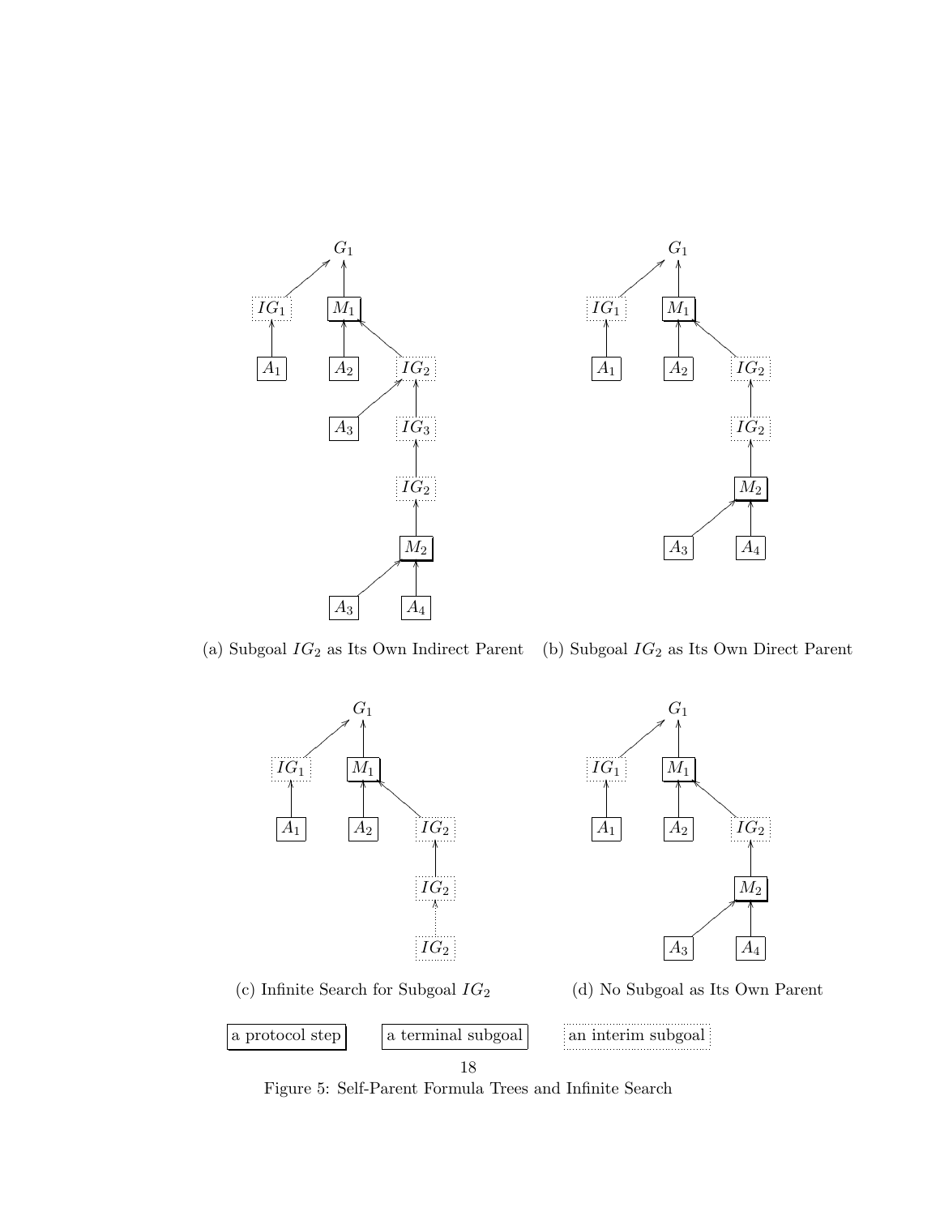(a) Subgoal $IG_2$ as Its Own Indirect Parent

(b) Subgoal $IG_2$ as Its Own Direct Parent

(c) Infinite Search for Subgoal $IG_2$

(d) No Subgoal as Its Own Parent

a protocol step | a terminal subgoal | an interim subgoal

Figure 5: Self-Parent Formula Trees and Infinite Search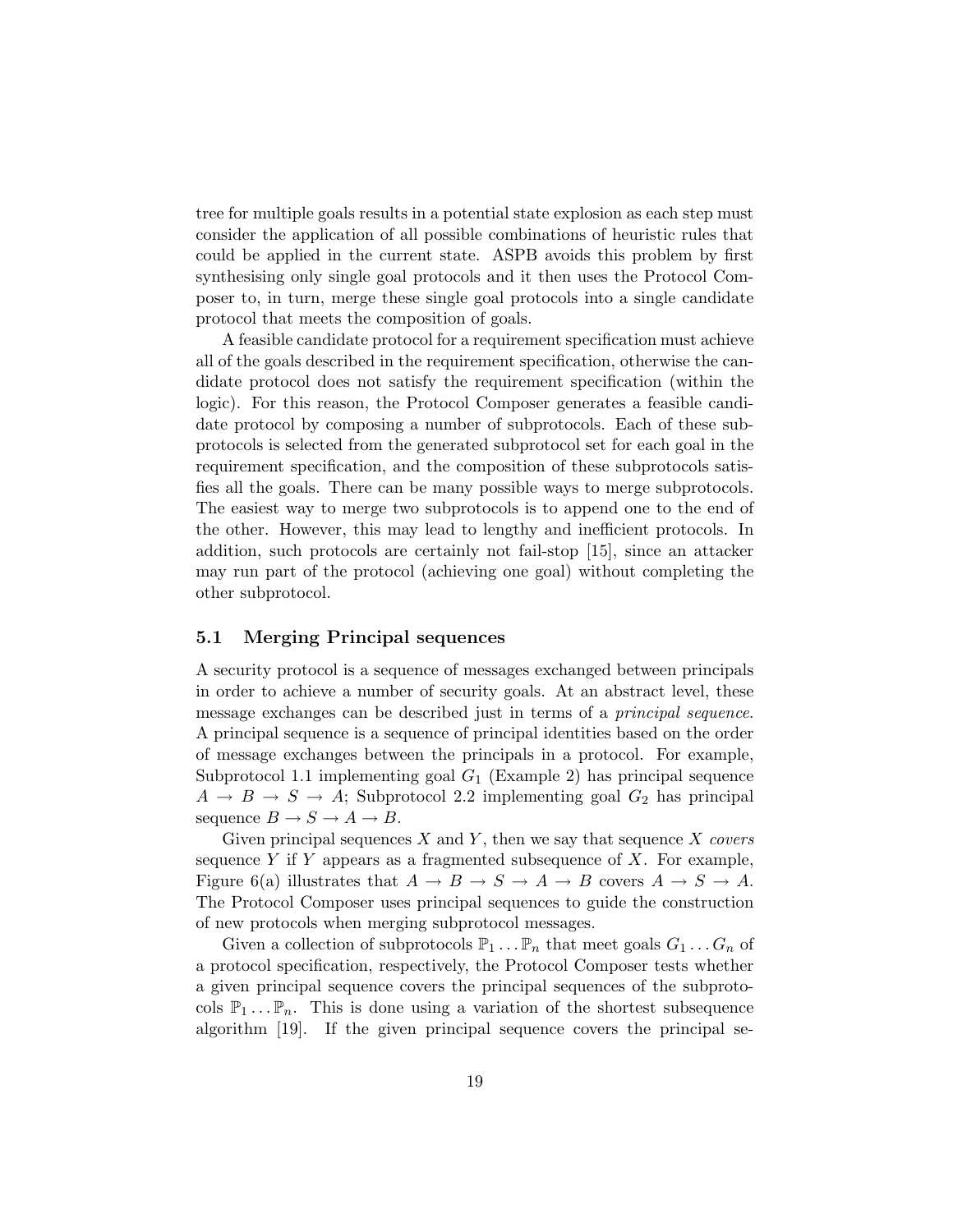tree for multiple goals results in a potential state explosion as each step must consider the application of all possible combinations of heuristic rules that could be applied in the current state. ASPB avoids this problem by first synthesising only single goal protocols and it then uses the Protocol Composer to, in turn, merge these single goal protocols into a single candidate protocol that meets the composition of goals.

A feasible candidate protocol for a requirement specification must achieve all of the goals described in the requirement specification, otherwise the candidate protocol does not satisfy the requirement specification (within the logic). For this reason, the Protocol Composer generates a feasible candidate protocol by composing a number of subprotocols. Each of these subprotocols is selected from the generated subprotocol set for each goal in the requirement specification, and the composition of these subprotocols satisfies all the goals. There can be many possible ways to merge subprotocols. The easiest way to merge two subprotocols is to append one to the end of the other. However, this may lead to lengthy and inefficient protocols. In addition, such protocols are certainly not fail-stop [15], since an attacker may run part of the protocol (achieving one goal) without completing the other subprotocol.

### 5.1 Merging Principal sequences

A security protocol is a sequence of messages exchanged between principals in order to achieve a number of security goals. At an abstract level, these message exchanges can be described just in terms of a *principal sequence*. A principal sequence is a sequence of principal identities based on the order of message exchanges between the principals in a protocol. For example, Subprotocol 1.1 implementing goal $G_1$ (Example 2) has principal sequence $A \rightarrow B \rightarrow S \rightarrow A$; Subprotocol 2.2 implementing goal $G_2$ has principal sequence $B \rightarrow S \rightarrow A \rightarrow B$.

Given principal sequences $X$ and $Y$, then we say that sequence $X$ *covers* sequence $Y$ if $Y$ appears as a fragmented subsequence of $X$. For example, Figure 6(a) illustrates that $A \rightarrow B \rightarrow S \rightarrow A \rightarrow B$ covers $A \rightarrow S \rightarrow A$. The Protocol Composer uses principal sequences to guide the construction of new protocols when merging subprotocol messages.

Given a collection of subprotocols $\mathbb{P}_1 \ldots \mathbb{P}_n$ that meet goals $G_1 \ldots G_n$ of a protocol specification, respectively, the Protocol Composer tests whether a given principal sequence covers the principal sequences of the subprotocols $\mathbb{P}_1 \ldots \mathbb{P}_n$. This is done using a variation of the shortest subsequence algorithm [19]. If the given principal sequence covers the principal se-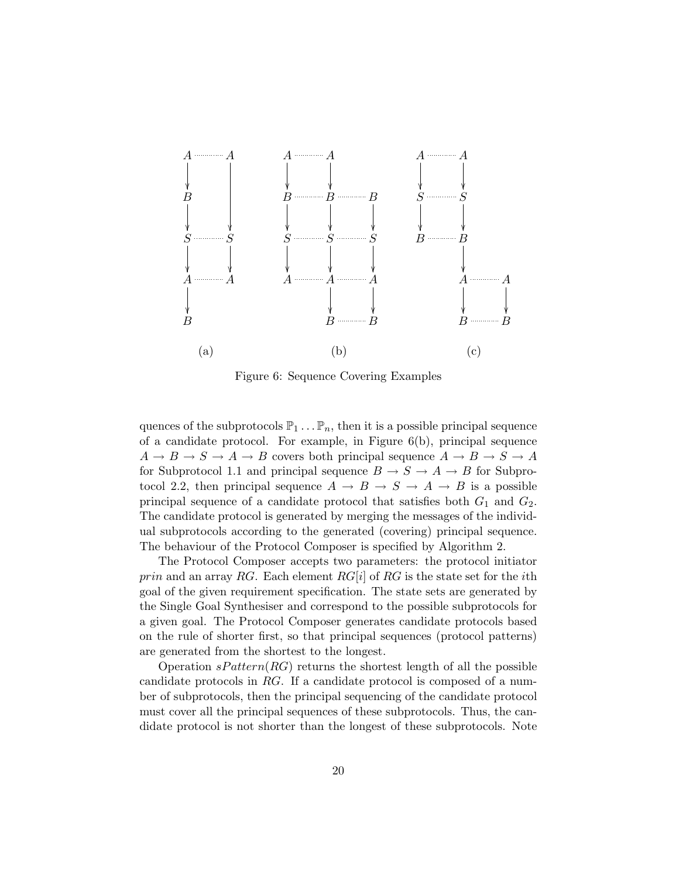Figure 6: Sequence Covering Examples

quences of the subprotocols $\mathbb{P}_1 \ldots \mathbb{P}_n$, then it is a possible principal sequence of a candidate protocol. For example, in Figure 6(b), principal sequence $A \rightarrow B \rightarrow S \rightarrow A \rightarrow B$ covers both principal sequence $A \rightarrow B \rightarrow S \rightarrow A$ for Subprotocol 1.1 and principal sequence $B \rightarrow S \rightarrow A \rightarrow B$ for Subprotocol 2.2, then principal sequence $A \rightarrow B \rightarrow S \rightarrow A \rightarrow B$ is a possible principal sequence of a candidate protocol that satisfies both $G_1$ and $G_2$. The candidate protocol is generated by merging the messages of the individual subprotocols according to the generated (covering) principal sequence. The behaviour of the Protocol Composer is specified by Algorithm 2.

The Protocol Composer accepts two parameters: the protocol initiator *prin* and an array $RG$. Each element $RG[i]$ of $RG$ is the state set for the $i$th goal of the given requirement specification. The state sets are generated by the Single Goal Synthesiser and correspond to the possible subprotocols for a given goal. The Protocol Composer generates candidate protocols based on the rule of shorter first, so that principal sequences (protocol patterns) are generated from the shortest to the longest.

Operation $sPattern(RG)$ returns the shortest length of all the possible candidate protocols in $RG$. If a candidate protocol is composed of a number of subprotocols, then the principal sequencing of the candidate protocol must cover all the principal sequences of these subprotocols. Thus, the candidate protocol is not shorter than the longest of these subprotocols. Note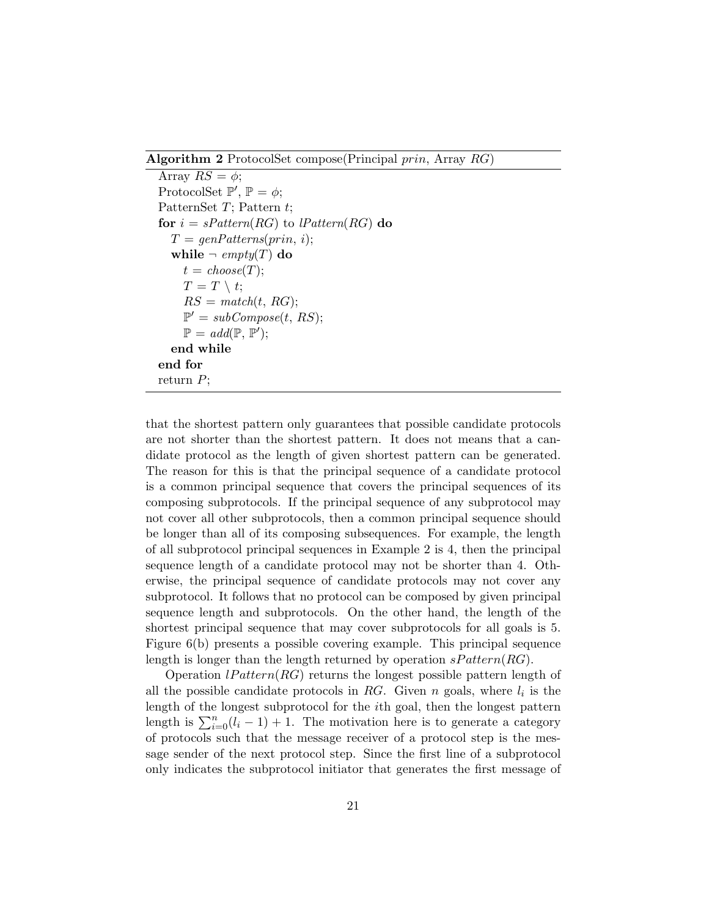**Algorithm 2** ProtocolSet compose(Principal *prin*, Array *RG*)

```
Array RS = φ;
ProtocolSet ℙ′, ℙ = φ;
PatternSet T; Pattern t;
for i = sPattern(RG) to lPattern(RG) do
   T = genPatterns(prin, i);
   while ¬ empty(T) do
      t = choose(T);
      T = T \ t;
      RS = match(t, RG);
      ℙ′ = subCompose(t, RS);
      ℙ = add(ℙ, ℙ′);
   end while
end for
return P;
```

that the shortest pattern only guarantees that possible candidate protocols are not shorter than the shortest pattern. It does not means that a candidate protocol as the length of given shortest pattern can be generated. The reason for this is that the principal sequence of a candidate protocol is a common principal sequence that covers the principal sequences of its composing subprotocols. If the principal sequence of any subprotocol may not cover all other subprotocols, then a common principal sequence should be longer than all of its composing subsequences. For example, the length of all subprotocol principal sequences in Example 2 is 4, then the principal sequence length of a candidate protocol may not be shorter than 4. Otherwise, the principal sequence of candidate protocols may not cover any subprotocol. It follows that no protocol can be composed by given principal sequence length and subprotocols. On the other hand, the length of the shortest principal sequence that may cover subprotocols for all goals is 5. Figure 6(b) presents a possible covering example. This principal sequence length is longer than the length returned by operation $sPattern(RG)$.

Operation $lPattern(RG)$ returns the longest possible pattern length of all the possible candidate protocols in $RG$. Given $n$ goals, where $l_i$ is the length of the longest subprotocol for the $i$th goal, then the longest pattern length is $\sum_{i=0}^{n}(l_i - 1) + 1$. The motivation here is to generate a category of protocols such that the message receiver of a protocol step is the message sender of the next protocol step. Since the first line of a subprotocol only indicates the subprotocol initiator that generates the first message of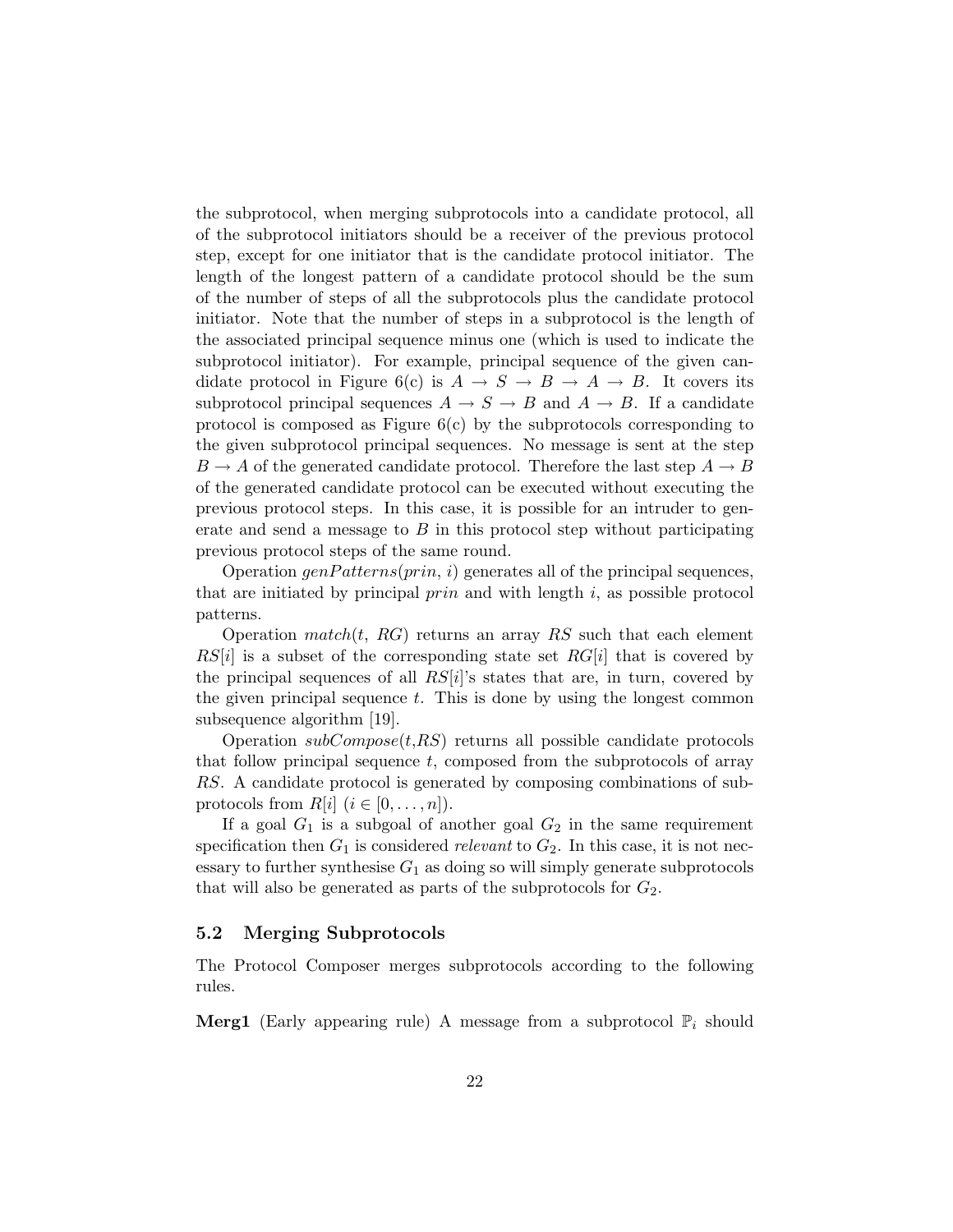the subprotocol, when merging subprotocols into a candidate protocol, all of the subprotocol initiators should be a receiver of the previous protocol step, except for one initiator that is the candidate protocol initiator. The length of the longest pattern of a candidate protocol should be the sum of the number of steps of all the subprotocols plus the candidate protocol initiator. Note that the number of steps in a subprotocol is the length of the associated principal sequence minus one (which is used to indicate the subprotocol initiator). For example, principal sequence of the given candidate protocol in Figure 6(c) is $A \rightarrow S \rightarrow B \rightarrow A \rightarrow B$. It covers its subprotocol principal sequences $A \rightarrow S \rightarrow B$ and $A \rightarrow B$. If a candidate protocol is composed as Figure 6(c) by the subprotocols corresponding to the given subprotocol principal sequences. No message is sent at the step $B \rightarrow A$ of the generated candidate protocol. Therefore the last step $A \rightarrow B$ of the generated candidate protocol can be executed without executing the previous protocol steps. In this case, it is possible for an intruder to generate and send a message to $B$ in this protocol step without participating previous protocol steps of the same round.

Operation *genPatterns*(*prin*, *i*) generates all of the principal sequences, that are initiated by principal *prin* and with length *i*, as possible protocol patterns.

Operation *match*(*t*, *RG*) returns an array *RS* such that each element *RS*[*i*] is a subset of the corresponding state set *RG*[*i*] that is covered by the principal sequences of all *RS*[*i*]'s states that are, in turn, covered by the given principal sequence *t*. This is done by using the longest common subsequence algorithm [19].

Operation *subCompose*(*t*,*RS*) returns all possible candidate protocols that follow principal sequence *t*, composed from the subprotocols of array *RS*. A candidate protocol is generated by composing combinations of subprotocols from $R[i]$ ($i \in [0, \ldots, n]$).

If a goal $G_1$ is a subgoal of another goal $G_2$ in the same requirement specification then $G_1$ is considered *relevant* to $G_2$. In this case, it is not necessary to further synthesise $G_1$ as doing so will simply generate subprotocols that will also be generated as parts of the subprotocols for $G_2$.

### 5.2 Merging Subprotocols

The Protocol Composer merges subprotocols according to the following rules.

**Merg1** (Early appearing rule) A message from a subprotocol $\mathbb{P}_i$ should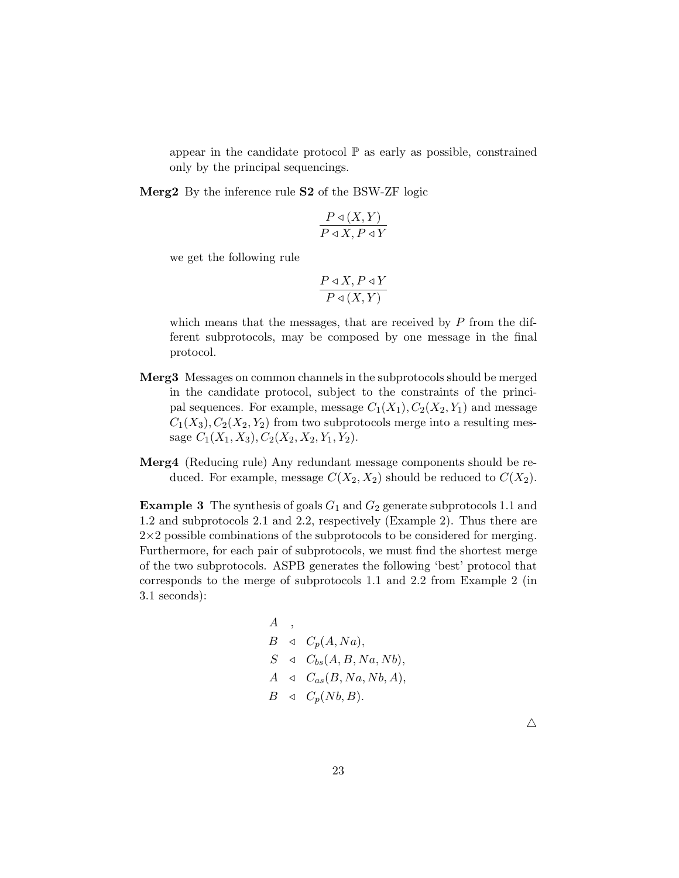appear in the candidate protocol $\mathbb{P}$ as early as possible, constrained only by the principal sequencings.

**Merg2** By the inference rule **S2** of the BSW-ZF logic

$$\frac{P \lhd (X, Y)}{P \lhd X, P \lhd Y}$$

we get the following rule

$$\frac{P \lhd X, P \lhd Y}{P \lhd (X, Y)}$$

which means that the messages, that are received by $P$ from the different subprotocols, may be composed by one message in the final protocol.

**Merg3** Messages on common channels in the subprotocols should be merged in the candidate protocol, subject to the constraints of the principal sequences. For example, message $C_1(X_1), C_2(X_2, Y_1)$ and message $C_1(X_3), C_2(X_2, Y_2)$ from two subprotocols merge into a resulting message $C_1(X_1, X_3), C_2(X_2, X_2, Y_1, Y_2)$.

**Merg4** (Reducing rule) Any redundant message components should be reduced. For example, message $C(X_2, X_2)$ should be reduced to $C(X_2)$.

**Example 3** The synthesis of goals $G_1$ and $G_2$ generate subprotocols 1.1 and 1.2 and subprotocols 2.1 and 2.2, respectively (Example 2). Thus there are $2 \times 2$ possible combinations of the subprotocols to be considered for merging. Furthermore, for each pair of subprotocols, we must find the shortest merge of the two subprotocols. ASPB generates the following 'best' protocol that corresponds to the merge of subprotocols 1.1 and 2.2 from Example 2 (in 3.1 seconds):

$$
\begin{array}{lll}
A & , & \\
B & \lhd & C_p(A, Na), \\
S & \lhd & C_{bs}(A, B, Na, Nb), \\
A & \lhd & C_{as}(B, Na, Nb, A), \\
B & \lhd & C_p(Nb, B).
\end{array}
$$

△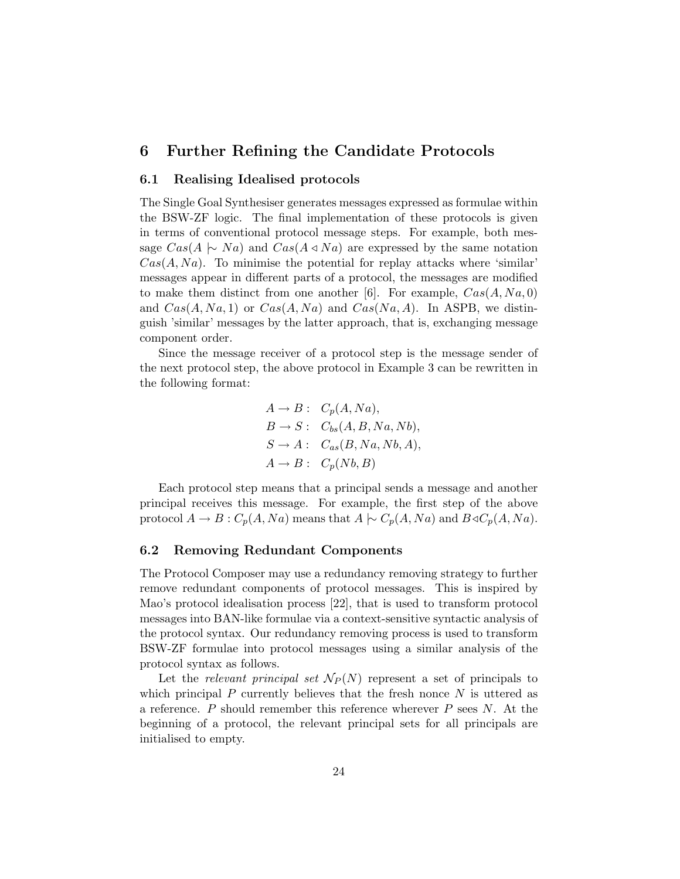## 6 Further Refining the Candidate Protocols

### 6.1 Realising Idealised protocols

The Single Goal Synthesiser generates messages expressed as formulae within the BSW-ZF logic. The final implementation of these protocols is given in terms of conventional protocol message steps. For example, both message $Cas(A \mid\sim Na)$ and $Cas(A \lhd Na)$ are expressed by the same notation $Cas(A, Na)$. To minimise the potential for replay attacks where 'similar' messages appear in different parts of a protocol, the messages are modified to make them distinct from one another [6]. For example, $Cas(A, Na, 0)$ and $Cas(A, Na, 1)$ or $Cas(A, Na)$ and $Cas(Na, A)$. In ASPB, we distinguish 'similar' messages by the latter approach, that is, exchanging message component order.

Since the message receiver of a protocol step is the message sender of the next protocol step, the above protocol in Example 3 can be rewritten in the following format:

$$
\begin{aligned}
A \rightarrow B: &\quad C_p(A, Na), \\
B \rightarrow S: &\quad C_{bs}(A, B, Na, Nb), \\
S \rightarrow A: &\quad C_{as}(B, Na, Nb, A), \\
A \rightarrow B: &\quad C_p(Nb, B)
\end{aligned}
$$

Each protocol step means that a principal sends a message and another principal receives this message. For example, the first step of the above protocol $A \rightarrow B : C_p(A, Na)$ means that $A \mid\sim C_p(A, Na)$ and $B \lhd C_p(A, Na)$.

### 6.2 Removing Redundant Components

The Protocol Composer may use a redundancy removing strategy to further remove redundant components of protocol messages. This is inspired by Mao's protocol idealisation process [22], that is used to transform protocol messages into BAN-like formulae via a context-sensitive syntactic analysis of the protocol syntax. Our redundancy removing process is used to transform BSW-ZF formulae into protocol messages using a similar analysis of the protocol syntax as follows.

Let the *relevant principal set* $\mathcal{N}_P(N)$ represent a set of principals to which principal $P$ currently believes that the fresh nonce $N$ is uttered as a reference. $P$ should remember this reference wherever $P$ sees $N$. At the beginning of a protocol, the relevant principal sets for all principals are initialised to empty.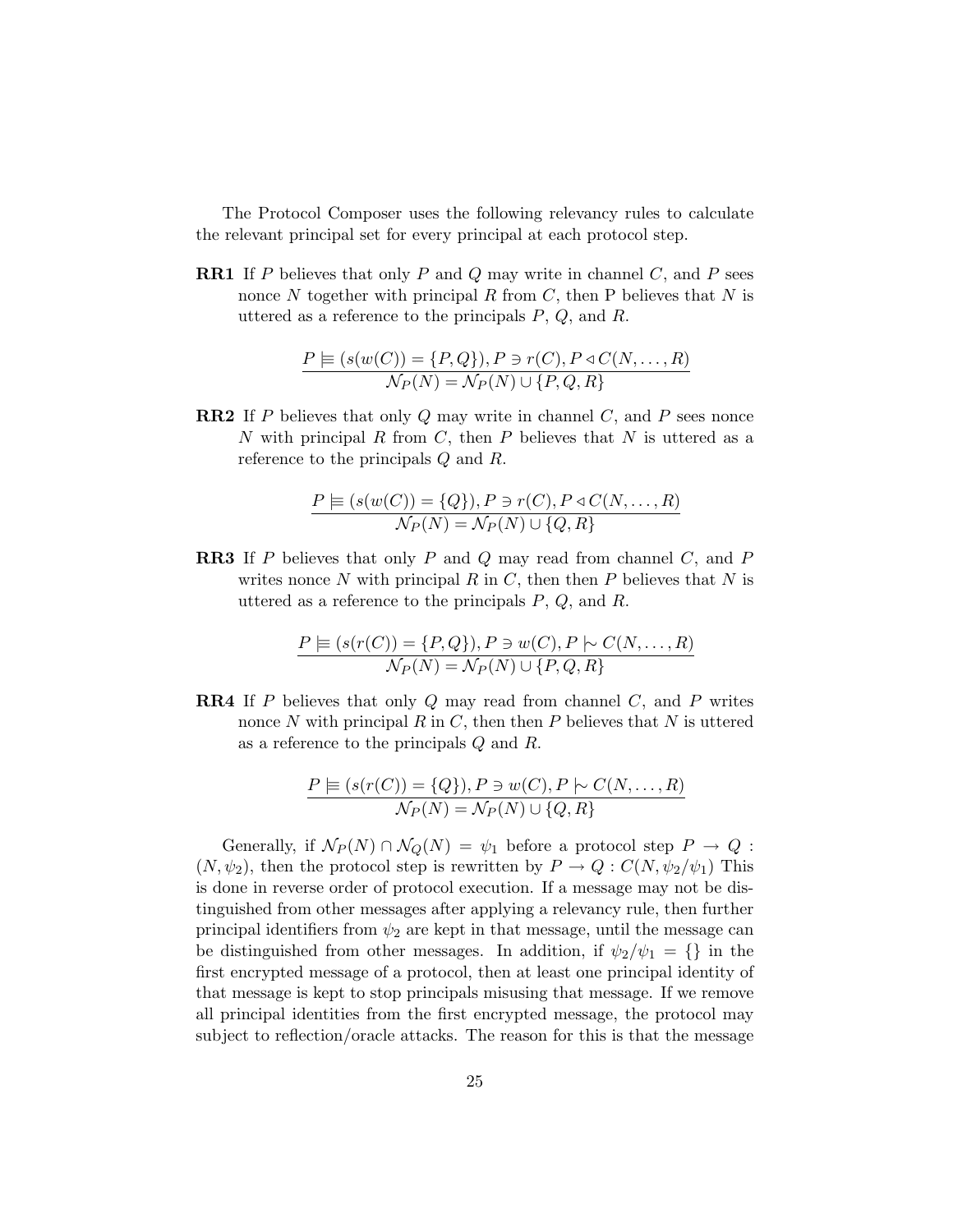The Protocol Composer uses the following relevancy rules to calculate the relevant principal set for every principal at each protocol step.

**RR1** If $P$ believes that only $P$ and $Q$ may write in channel $C$, and $P$ sees nonce $N$ together with principal $R$ from $C$, then P believes that $N$ is uttered as a reference to the principals $P$, $Q$, and $R$.

$$\frac{P \models (s(w(C)) = \{P, Q\}), P \ni r(C), P \triangleleft C(N, \ldots, R)}{\mathcal{N}_P(N) = \mathcal{N}_P(N) \cup \{P, Q, R\}}$$

**RR2** If $P$ believes that only $Q$ may write in channel $C$, and $P$ sees nonce $N$ with principal $R$ from $C$, then $P$ believes that $N$ is uttered as a reference to the principals $Q$ and $R$.

$$\frac{P \models (s(w(C)) = \{Q\}), P \ni r(C), P \triangleleft C(N, \ldots, R)}{\mathcal{N}_P(N) = \mathcal{N}_P(N) \cup \{Q, R\}}$$

**RR3** If $P$ believes that only $P$ and $Q$ may read from channel $C$, and $P$ writes nonce $N$ with principal $R$ in $C$, then then $P$ believes that $N$ is uttered as a reference to the principals $P$, $Q$, and $R$.

$$\frac{P \models (s(r(C)) = \{P, Q\}), P \ni w(C), P \mid\!\sim C(N, \ldots, R)}{\mathcal{N}_P(N) = \mathcal{N}_P(N) \cup \{P, Q, R\}}$$

**RR4** If $P$ believes that only $Q$ may read from channel $C$, and $P$ writes nonce $N$ with principal $R$ in $C$, then then $P$ believes that $N$ is uttered as a reference to the principals $Q$ and $R$.

$$\frac{P \models (s(r(C)) = \{Q\}), P \ni w(C), P \mid\!\sim C(N, \ldots, R)}{\mathcal{N}_P(N) = \mathcal{N}_P(N) \cup \{Q, R\}}$$

Generally, if $\mathcal{N}_P(N) \cap \mathcal{N}_Q(N) = \psi_1$ before a protocol step $P \rightarrow Q$ : $(N, \psi_2)$, then the protocol step is rewritten by $P \rightarrow Q : C(N, \psi_2/\psi_1)$ This is done in reverse order of protocol execution. If a message may not be distinguished from other messages after applying a relevancy rule, then further principal identifiers from $\psi_2$ are kept in that message, until the message can be distinguished from other messages. In addition, if $\psi_2/\psi_1 = \{\}$ in the first encrypted message of a protocol, then at least one principal identity of that message is kept to stop principals misusing that message. If we remove all principal identities from the first encrypted message, the protocol may subject to reflection/oracle attacks. The reason for this is that the message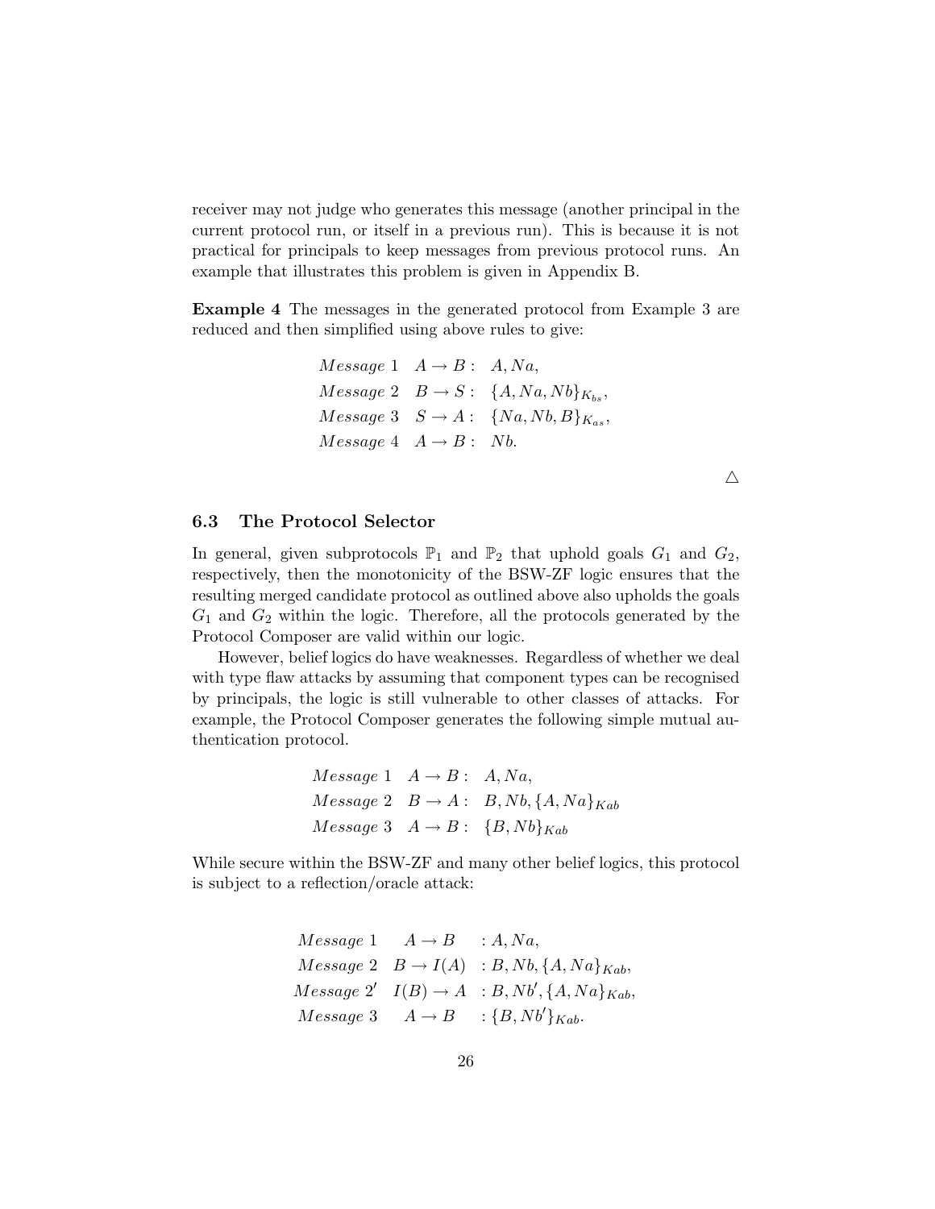receiver may not judge who generates this message (another principal in the current protocol run, or itself in a previous run). This is because it is not practical for principals to keep messages from previous protocol runs. An example that illustrates this problem is given in Appendix B.

**Example 4** The messages in the generated protocol from Example 3 are reduced and then simplified using above rules to give:

$$
\begin{aligned}
&Message\ 1 \quad A \rightarrow B: \quad A, Na, \\
&Message\ 2 \quad B \rightarrow S: \quad \{A, Na, Nb\}_{K_{bs}}, \\
&Message\ 3 \quad S \rightarrow A: \quad \{Na, Nb, B\}_{K_{as}}, \\
&Message\ 4 \quad A \rightarrow B: \quad Nb.
\end{aligned}
$$

△

### 6.3 The Protocol Selector

In general, given subprotocols $\mathbb{P}_1$ and $\mathbb{P}_2$ that uphold goals $G_1$ and $G_2$, respectively, then the monotonicity of the BSW-ZF logic ensures that the resulting merged candidate protocol as outlined above also upholds the goals $G_1$ and $G_2$ within the logic. Therefore, all the protocols generated by the Protocol Composer are valid within our logic.

However, belief logics do have weaknesses. Regardless of whether we deal with type flaw attacks by assuming that component types can be recognised by principals, the logic is still vulnerable to other classes of attacks. For example, the Protocol Composer generates the following simple mutual authentication protocol.

$$
\begin{aligned}
&Message\ 1 \quad A \rightarrow B: \quad A, Na, \\
&Message\ 2 \quad B \rightarrow A: \quad B, Nb, \{A, Na\}_{Kab} \\
&Message\ 3 \quad A \rightarrow B: \quad \{B, Nb\}_{Kab}
\end{aligned}
$$

While secure within the BSW-ZF and many other belief logics, this protocol is subject to a reflection/oracle attack:

$$
\begin{aligned}
&Message\ 1 \quad\ \ A \rightarrow B \quad : A, Na, \\
&Message\ 2 \quad B \rightarrow I(A) \quad : B, Nb, \{A, Na\}_{Kab}, \\
&Message\ 2' \quad I(B) \rightarrow A \quad : B, Nb', \{A, Na\}_{Kab}, \\
&Message\ 3 \quad\ \ A \rightarrow B \quad : \{B, Nb'\}_{Kab}.
\end{aligned}
$$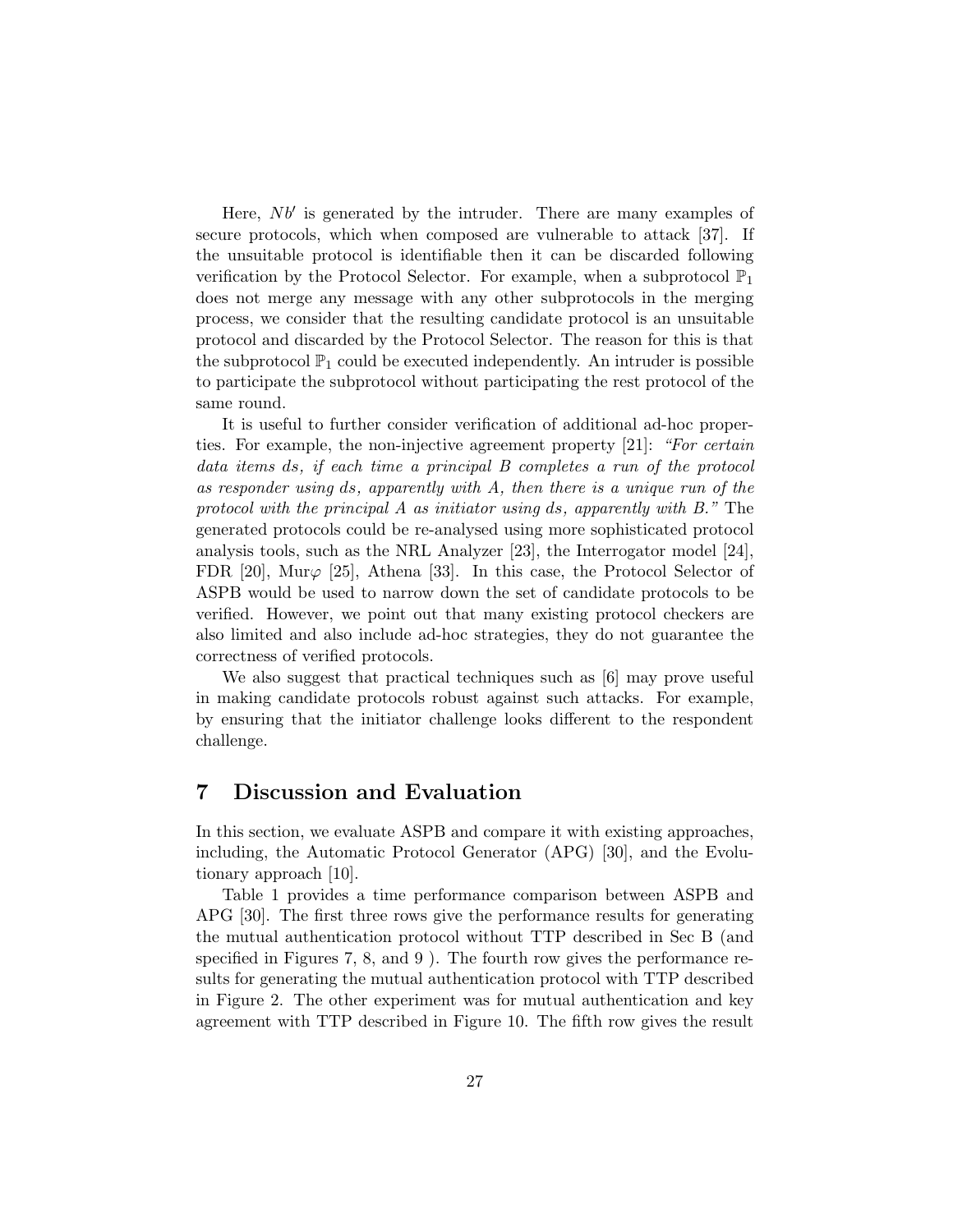Here, $Nb'$ is generated by the intruder. There are many examples of secure protocols, which when composed are vulnerable to attack [37]. If the unsuitable protocol is identifiable then it can be discarded following verification by the Protocol Selector. For example, when a subprotocol $\mathbb{P}_1$ does not merge any message with any other subprotocols in the merging process, we consider that the resulting candidate protocol is an unsuitable protocol and discarded by the Protocol Selector. The reason for this is that the subprotocol $\mathbb{P}_1$ could be executed independently. An intruder is possible to participate the subprotocol without participating the rest protocol of the same round.

It is useful to further consider verification of additional ad-hoc properties. For example, the non-injective agreement property [21]: *"For certain data items ds, if each time a principal B completes a run of the protocol as responder using ds, apparently with A, then there is a unique run of the protocol with the principal A as initiator using ds, apparently with B."* The generated protocols could be re-analysed using more sophisticated protocol analysis tools, such as the NRL Analyzer [23], the Interrogator model [24], FDR [20], Mur$\varphi$ [25], Athena [33]. In this case, the Protocol Selector of ASPB would be used to narrow down the set of candidate protocols to be verified. However, we point out that many existing protocol checkers are also limited and also include ad-hoc strategies, they do not guarantee the correctness of verified protocols.

We also suggest that practical techniques such as [6] may prove useful in making candidate protocols robust against such attacks. For example, by ensuring that the initiator challenge looks different to the respondent challenge.

## 7 Discussion and Evaluation

In this section, we evaluate ASPB and compare it with existing approaches, including, the Automatic Protocol Generator (APG) [30], and the Evolutionary approach [10].

Table 1 provides a time performance comparison between ASPB and APG [30]. The first three rows give the performance results for generating the mutual authentication protocol without TTP described in Sec B (and specified in Figures 7, 8, and 9 ). The fourth row gives the performance results for generating the mutual authentication protocol with TTP described in Figure 2. The other experiment was for mutual authentication and key agreement with TTP described in Figure 10. The fifth row gives the result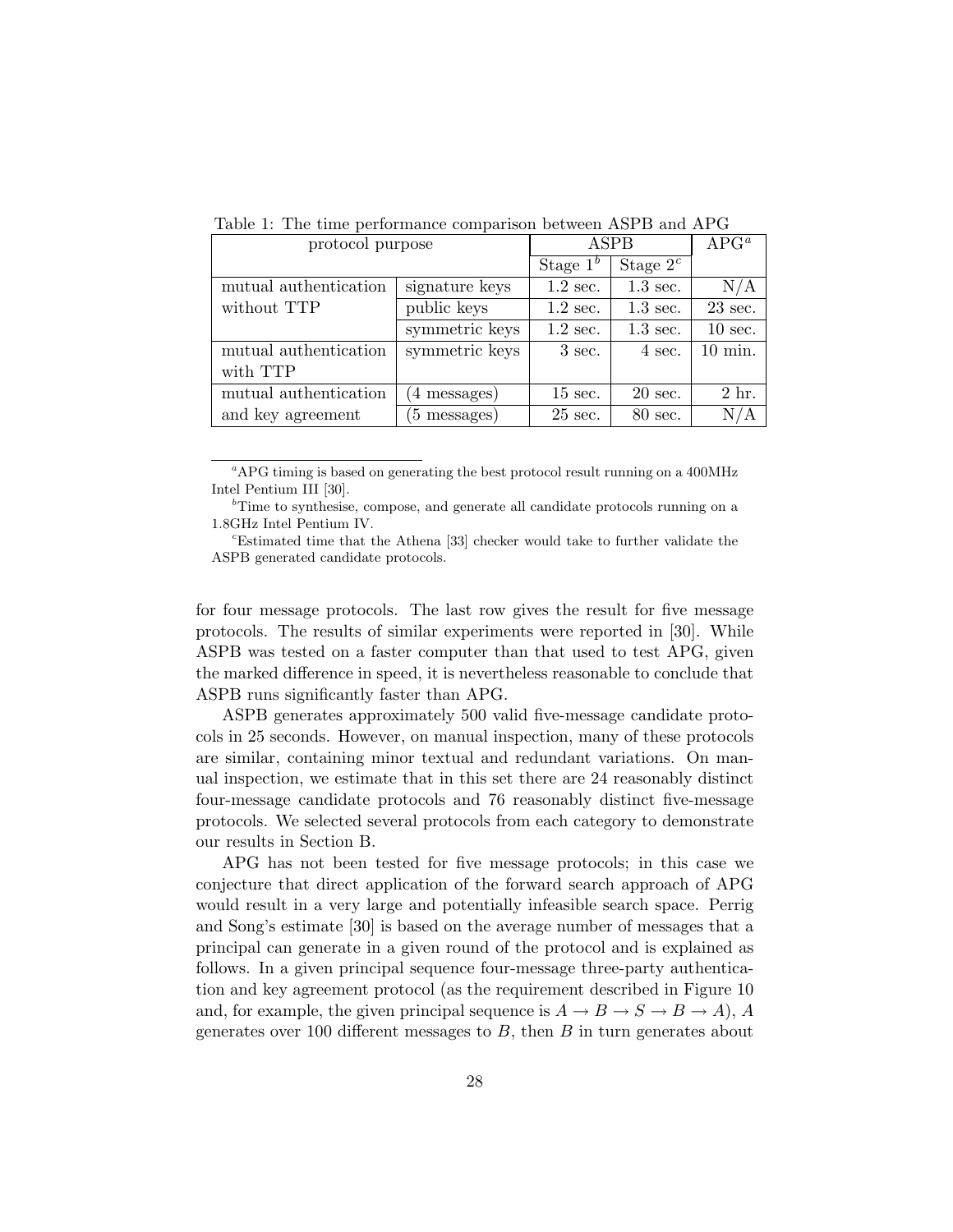Table 1: The time performance comparison between ASPB and APG

| protocol purpose | | ASPB | | APG[a] |
|---|---|---|---|---|
| | | Stage 1[b] | Stage 2[c] | |
| mutual authentication without TTP | signature keys | 1.2 sec. | 1.3 sec. | N/A |
| | public keys | 1.2 sec. | 1.3 sec. | 23 sec. |
| | symmetric keys | 1.2 sec. | 1.3 sec. | 10 sec. |
| mutual authentication with TTP | symmetric keys | 3 sec. | 4 sec. | 10 min. |
| mutual authentication and key agreement | (4 messages) | 15 sec. | 20 sec. | 2 hr. |
| | (5 messages) | 25 sec. | 80 sec. | N/A |

[a]APG timing is based on generating the best protocol result running on a 400MHz Intel Pentium III [30].

[b]Time to synthesise, compose, and generate all candidate protocols running on a 1.8GHz Intel Pentium IV.

[c]Estimated time that the Athena [33] checker would take to further validate the ASPB generated candidate protocols.

for four message protocols. The last row gives the result for five message protocols. The results of similar experiments were reported in [30]. While ASPB was tested on a faster computer than that used to test APG, given the marked difference in speed, it is nevertheless reasonable to conclude that ASPB runs significantly faster than APG.

ASPB generates approximately 500 valid five-message candidate protocols in 25 seconds. However, on manual inspection, many of these protocols are similar, containing minor textual and redundant variations. On manual inspection, we estimate that in this set there are 24 reasonably distinct four-message candidate protocols and 76 reasonably distinct five-message protocols. We selected several protocols from each category to demonstrate our results in Section B.

APG has not been tested for five message protocols; in this case we conjecture that direct application of the forward search approach of APG would result in a very large and potentially infeasible search space. Perrig and Song's estimate [30] is based on the average number of messages that a principal can generate in a given round of the protocol and is explained as follows. In a given principal sequence four-message three-party authentication and key agreement protocol (as the requirement described in Figure 10 and, for example, the given principal sequence is $A \rightarrow B \rightarrow S \rightarrow B \rightarrow A$), $A$ generates over 100 different messages to $B$, then $B$ in turn generates about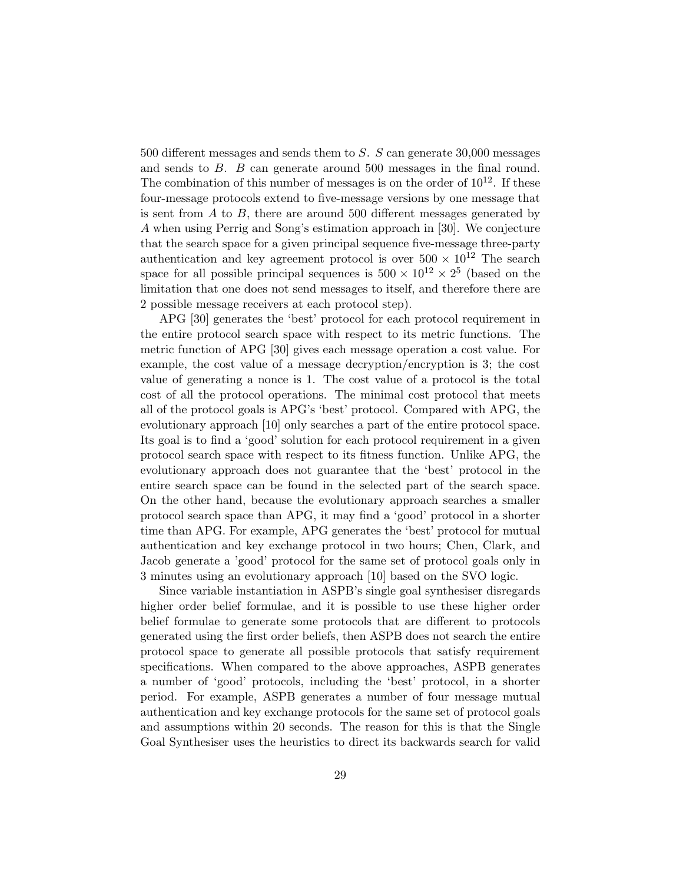500 different messages and sends them to $S$. $S$ can generate 30,000 messages and sends to $B$. $B$ can generate around 500 messages in the final round. The combination of this number of messages is on the order of $10^{12}$. If these four-message protocols extend to five-message versions by one message that is sent from $A$ to $B$, there are around 500 different messages generated by $A$ when using Perrig and Song's estimation approach in [30]. We conjecture that the search space for a given principal sequence five-message three-party authentication and key agreement protocol is over $500 \times 10^{12}$ The search space for all possible principal sequences is $500 \times 10^{12} \times 2^5$ (based on the limitation that one does not send messages to itself, and therefore there are 2 possible message receivers at each protocol step).

APG [30] generates the 'best' protocol for each protocol requirement in the entire protocol search space with respect to its metric functions. The metric function of APG [30] gives each message operation a cost value. For example, the cost value of a message decryption/encryption is 3; the cost value of generating a nonce is 1. The cost value of a protocol is the total cost of all the protocol operations. The minimal cost protocol that meets all of the protocol goals is APG's 'best' protocol. Compared with APG, the evolutionary approach [10] only searches a part of the entire protocol space. Its goal is to find a 'good' solution for each protocol requirement in a given protocol search space with respect to its fitness function. Unlike APG, the evolutionary approach does not guarantee that the 'best' protocol in the entire search space can be found in the selected part of the search space. On the other hand, because the evolutionary approach searches a smaller protocol search space than APG, it may find a 'good' protocol in a shorter time than APG. For example, APG generates the 'best' protocol for mutual authentication and key exchange protocol in two hours; Chen, Clark, and Jacob generate a 'good' protocol for the same set of protocol goals only in 3 minutes using an evolutionary approach [10] based on the SVO logic.

Since variable instantiation in ASPB's single goal synthesiser disregards higher order belief formulae, and it is possible to use these higher order belief formulae to generate some protocols that are different to protocols generated using the first order beliefs, then ASPB does not search the entire protocol space to generate all possible protocols that satisfy requirement specifications. When compared to the above approaches, ASPB generates a number of 'good' protocols, including the 'best' protocol, in a shorter period. For example, ASPB generates a number of four message mutual authentication and key exchange protocols for the same set of protocol goals and assumptions within 20 seconds. The reason for this is that the Single Goal Synthesiser uses the heuristics to direct its backwards search for valid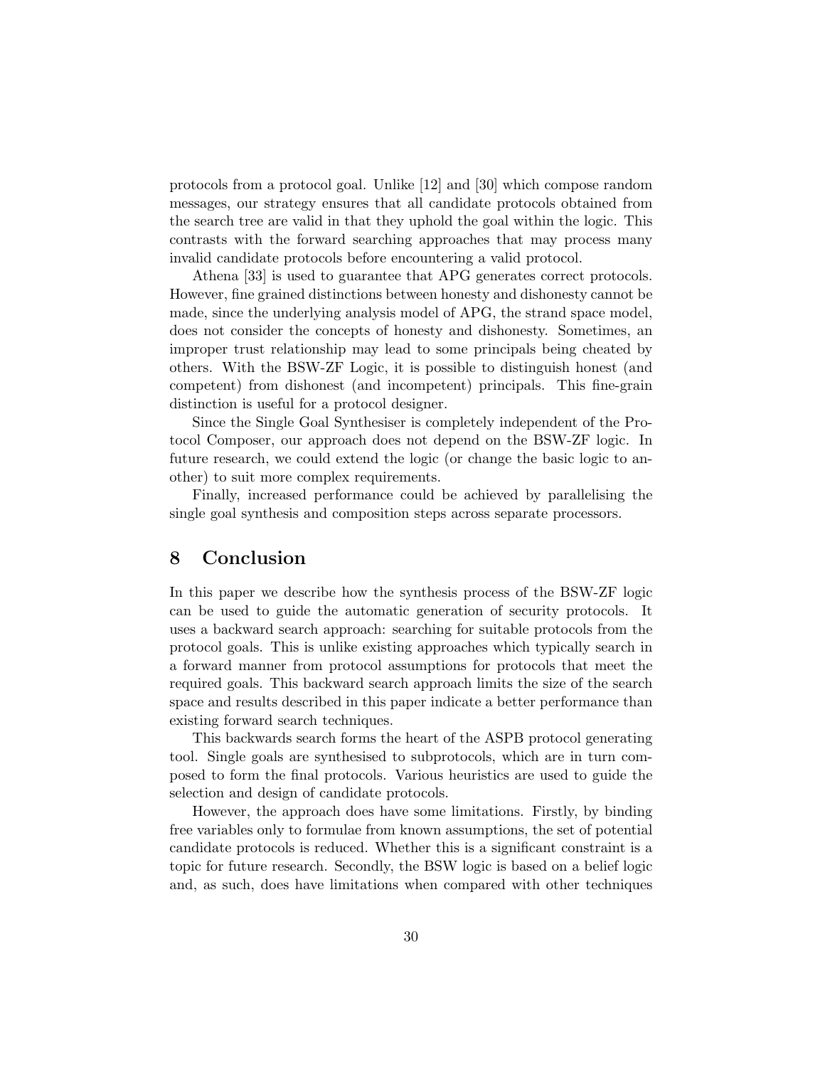protocols from a protocol goal. Unlike [12] and [30] which compose random messages, our strategy ensures that all candidate protocols obtained from the search tree are valid in that they uphold the goal within the logic. This contrasts with the forward searching approaches that may process many invalid candidate protocols before encountering a valid protocol.

Athena [33] is used to guarantee that APG generates correct protocols. However, fine grained distinctions between honesty and dishonesty cannot be made, since the underlying analysis model of APG, the strand space model, does not consider the concepts of honesty and dishonesty. Sometimes, an improper trust relationship may lead to some principals being cheated by others. With the BSW-ZF Logic, it is possible to distinguish honest (and competent) from dishonest (and incompetent) principals. This fine-grain distinction is useful for a protocol designer.

Since the Single Goal Synthesiser is completely independent of the Protocol Composer, our approach does not depend on the BSW-ZF logic. In future research, we could extend the logic (or change the basic logic to another) to suit more complex requirements.

Finally, increased performance could be achieved by parallelising the single goal synthesis and composition steps across separate processors.

## 8 Conclusion

In this paper we describe how the synthesis process of the BSW-ZF logic can be used to guide the automatic generation of security protocols. It uses a backward search approach: searching for suitable protocols from the protocol goals. This is unlike existing approaches which typically search in a forward manner from protocol assumptions for protocols that meet the required goals. This backward search approach limits the size of the search space and results described in this paper indicate a better performance than existing forward search techniques.

This backwards search forms the heart of the ASPB protocol generating tool. Single goals are synthesised to subprotocols, which are in turn composed to form the final protocols. Various heuristics are used to guide the selection and design of candidate protocols.

However, the approach does have some limitations. Firstly, by binding free variables only to formulae from known assumptions, the set of potential candidate protocols is reduced. Whether this is a significant constraint is a topic for future research. Secondly, the BSW logic is based on a belief logic and, as such, does have limitations when compared with other techniques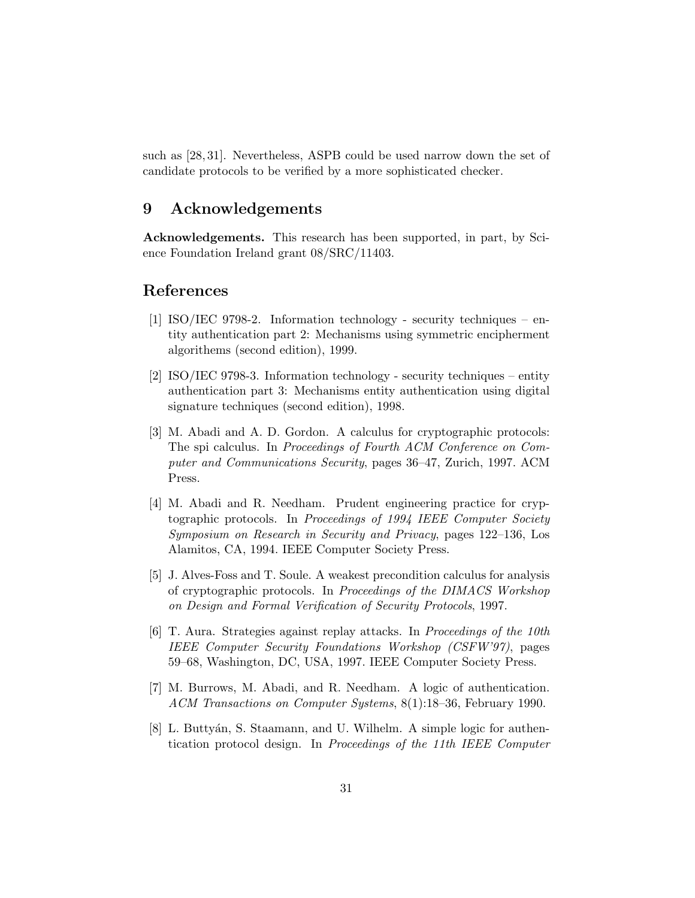such as [28, 31]. Nevertheless, ASPB could be used narrow down the set of candidate protocols to be verified by a more sophisticated checker.

## 9 Acknowledgements

**Acknowledgements.** This research has been supported, in part, by Science Foundation Ireland grant 08/SRC/11403.

## References

[1] ISO/IEC 9798-2. Information technology - security techniques – entity authentication part 2: Mechanisms using symmetric encipherment algorithems (second edition), 1999.

[2] ISO/IEC 9798-3. Information technology - security techniques – entity authentication part 3: Mechanisms entity authentication using digital signature techniques (second edition), 1998.

[3] M. Abadi and A. D. Gordon. A calculus for cryptographic protocols: The spi calculus. In *Proceedings of Fourth ACM Conference on Computer and Communications Security*, pages 36–47, Zurich, 1997. ACM Press.

[4] M. Abadi and R. Needham. Prudent engineering practice for cryptographic protocols. In *Proceedings of 1994 IEEE Computer Society Symposium on Research in Security and Privacy*, pages 122–136, Los Alamitos, CA, 1994. IEEE Computer Society Press.

[5] J. Alves-Foss and T. Soule. A weakest precondition calculus for analysis of cryptographic protocols. In *Proceedings of the DIMACS Workshop on Design and Formal Verification of Security Protocols*, 1997.

[6] T. Aura. Strategies against replay attacks. In *Proceedings of the 10th IEEE Computer Security Foundations Workshop (CSFW'97)*, pages 59–68, Washington, DC, USA, 1997. IEEE Computer Society Press.

[7] M. Burrows, M. Abadi, and R. Needham. A logic of authentication. *ACM Transactions on Computer Systems*, 8(1):18–36, February 1990.

[8] L. Buttyán, S. Staamann, and U. Wilhelm. A simple logic for authentication protocol design. In *Proceedings of the 11th IEEE Computer*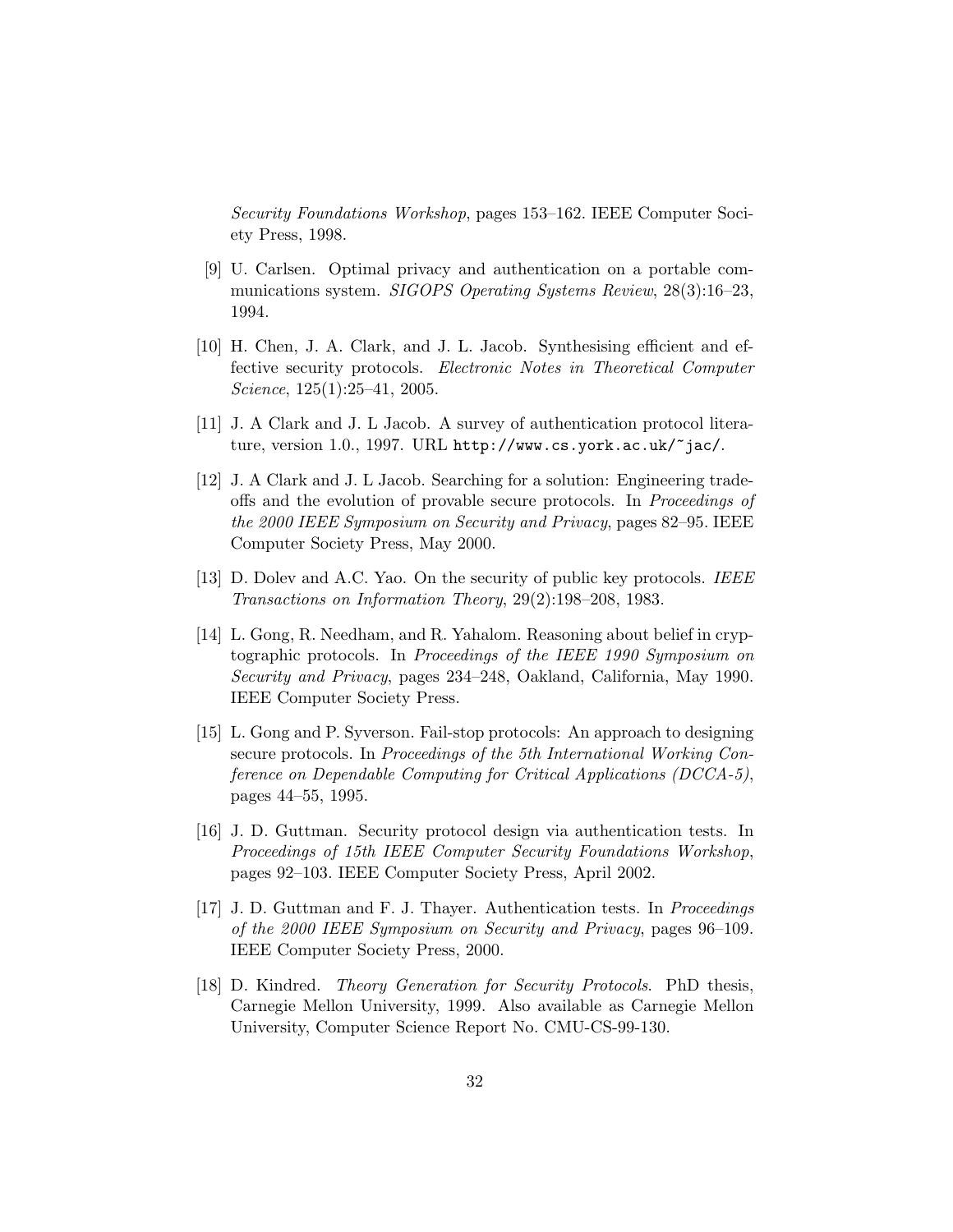*Security Foundations Workshop*, pages 153–162. IEEE Computer Society Press, 1998.

[9] U. Carlsen. Optimal privacy and authentication on a portable communications system. *SIGOPS Operating Systems Review*, 28(3):16–23, 1994.

[10] H. Chen, J. A. Clark, and J. L. Jacob. Synthesising efficient and effective security protocols. *Electronic Notes in Theoretical Computer Science*, 125(1):25–41, 2005.

[11] J. A Clark and J. L Jacob. A survey of authentication protocol literature, version 1.0., 1997. URL `http://www.cs.york.ac.uk/~jac/`.

[12] J. A Clark and J. L Jacob. Searching for a solution: Engineering tradeoffs and the evolution of provable secure protocols. In *Proceedings of the 2000 IEEE Symposium on Security and Privacy*, pages 82–95. IEEE Computer Society Press, May 2000.

[13] D. Dolev and A.C. Yao. On the security of public key protocols. *IEEE Transactions on Information Theory*, 29(2):198–208, 1983.

[14] L. Gong, R. Needham, and R. Yahalom. Reasoning about belief in cryptographic protocols. In *Proceedings of the IEEE 1990 Symposium on Security and Privacy*, pages 234–248, Oakland, California, May 1990. IEEE Computer Society Press.

[15] L. Gong and P. Syverson. Fail-stop protocols: An approach to designing secure protocols. In *Proceedings of the 5th International Working Conference on Dependable Computing for Critical Applications (DCCA-5)*, pages 44–55, 1995.

[16] J. D. Guttman. Security protocol design via authentication tests. In *Proceedings of 15th IEEE Computer Security Foundations Workshop*, pages 92–103. IEEE Computer Society Press, April 2002.

[17] J. D. Guttman and F. J. Thayer. Authentication tests. In *Proceedings of the 2000 IEEE Symposium on Security and Privacy*, pages 96–109. IEEE Computer Society Press, 2000.

[18] D. Kindred. *Theory Generation for Security Protocols*. PhD thesis, Carnegie Mellon University, 1999. Also available as Carnegie Mellon University, Computer Science Report No. CMU-CS-99-130.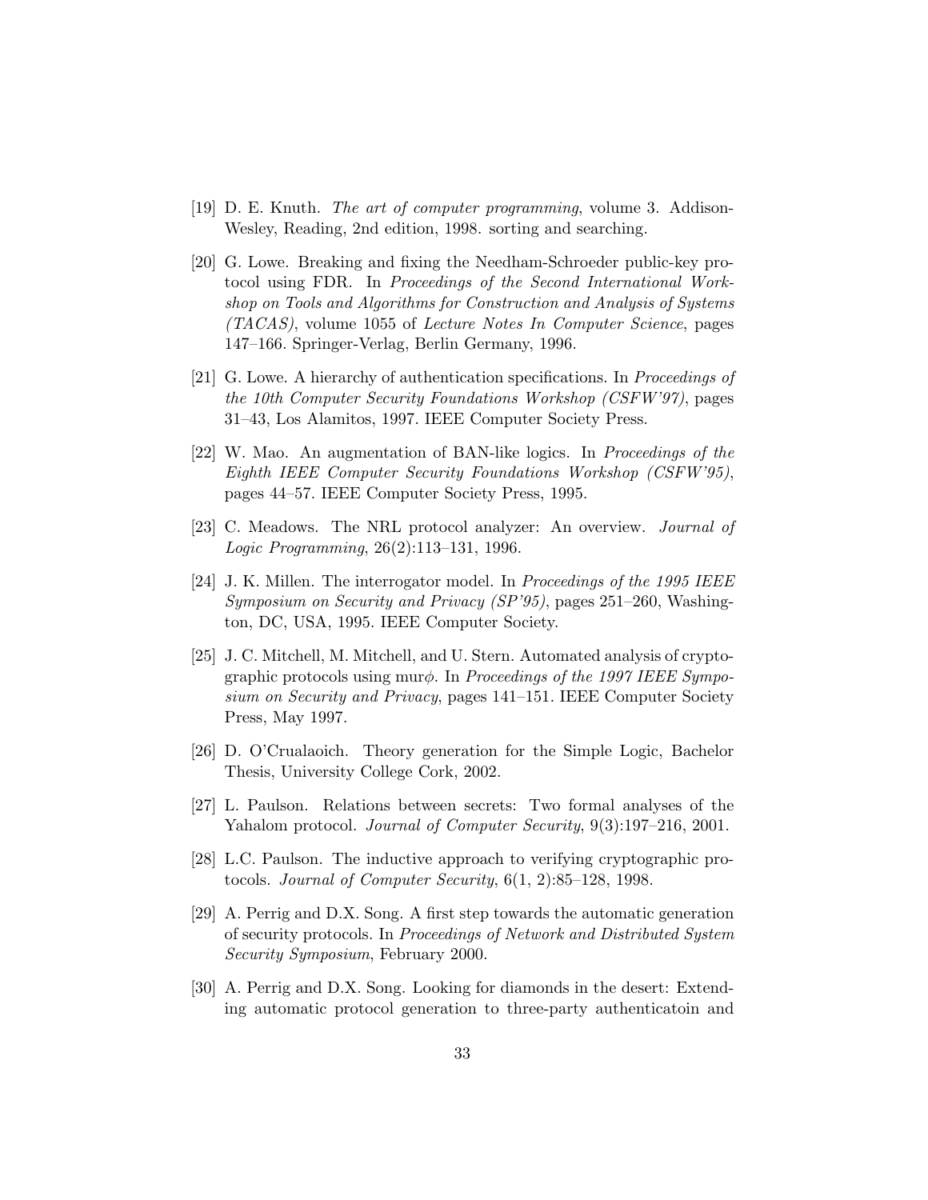[19] D. E. Knuth. *The art of computer programming*, volume 3. Addison-Wesley, Reading, 2nd edition, 1998. sorting and searching.

[20] G. Lowe. Breaking and fixing the Needham-Schroeder public-key protocol using FDR. In *Proceedings of the Second International Workshop on Tools and Algorithms for Construction and Analysis of Systems (TACAS)*, volume 1055 of *Lecture Notes In Computer Science*, pages 147–166. Springer-Verlag, Berlin Germany, 1996.

[21] G. Lowe. A hierarchy of authentication specifications. In *Proceedings of the 10th Computer Security Foundations Workshop (CSFW'97)*, pages 31–43, Los Alamitos, 1997. IEEE Computer Society Press.

[22] W. Mao. An augmentation of BAN-like logics. In *Proceedings of the Eighth IEEE Computer Security Foundations Workshop (CSFW'95)*, pages 44–57. IEEE Computer Society Press, 1995.

[23] C. Meadows. The NRL protocol analyzer: An overview. *Journal of Logic Programming*, 26(2):113–131, 1996.

[24] J. K. Millen. The interrogator model. In *Proceedings of the 1995 IEEE Symposium on Security and Privacy (SP'95)*, pages 251–260, Washington, DC, USA, 1995. IEEE Computer Society.

[25] J. C. Mitchell, M. Mitchell, and U. Stern. Automated analysis of cryptographic protocols using mur$\phi$. In *Proceedings of the 1997 IEEE Symposium on Security and Privacy*, pages 141–151. IEEE Computer Society Press, May 1997.

[26] D. O'Crualaoich. Theory generation for the Simple Logic, Bachelor Thesis, University College Cork, 2002.

[27] L. Paulson. Relations between secrets: Two formal analyses of the Yahalom protocol. *Journal of Computer Security*, 9(3):197–216, 2001.

[28] L.C. Paulson. The inductive approach to verifying cryptographic protocols. *Journal of Computer Security*, 6(1, 2):85–128, 1998.

[29] A. Perrig and D.X. Song. A first step towards the automatic generation of security protocols. In *Proceedings of Network and Distributed System Security Symposium*, February 2000.

[30] A. Perrig and D.X. Song. Looking for diamonds in the desert: Extending automatic protocol generation to three-party authenticatoin and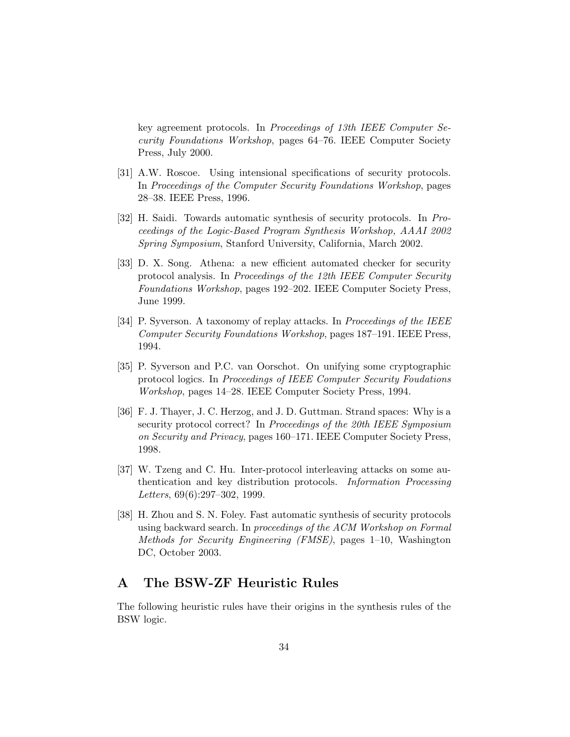key agreement protocols. In *Proceedings of 13th IEEE Computer Security Foundations Workshop*, pages 64–76. IEEE Computer Society Press, July 2000.

[31] A.W. Roscoe. Using intensional specifications of security protocols. In *Proceedings of the Computer Security Foundations Workshop*, pages 28–38. IEEE Press, 1996.

[32] H. Saidi. Towards automatic synthesis of security protocols. In *Proceedings of the Logic-Based Program Synthesis Workshop, AAAI 2002 Spring Symposium*, Stanford University, California, March 2002.

[33] D. X. Song. Athena: a new efficient automated checker for security protocol analysis. In *Proceedings of the 12th IEEE Computer Security Foundations Workshop*, pages 192–202. IEEE Computer Society Press, June 1999.

[34] P. Syverson. A taxonomy of replay attacks. In *Proceedings of the IEEE Computer Security Foundations Workshop*, pages 187–191. IEEE Press, 1994.

[35] P. Syverson and P.C. van Oorschot. On unifying some cryptographic protocol logics. In *Proceedings of IEEE Computer Security Foudations Workshop*, pages 14–28. IEEE Computer Society Press, 1994.

[36] F. J. Thayer, J. C. Herzog, and J. D. Guttman. Strand spaces: Why is a security protocol correct? In *Proceedings of the 20th IEEE Symposium on Security and Privacy*, pages 160–171. IEEE Computer Society Press, 1998.

[37] W. Tzeng and C. Hu. Inter-protocol interleaving attacks on some authentication and key distribution protocols. *Information Processing Letters*, 69(6):297–302, 1999.

[38] H. Zhou and S. N. Foley. Fast automatic synthesis of security protocols using backward search. In *proceedings of the ACM Workshop on Formal Methods for Security Engineering (FMSE)*, pages 1–10, Washington DC, October 2003.

# A The BSW-ZF Heuristic Rules

The following heuristic rules have their origins in the synthesis rules of the BSW logic.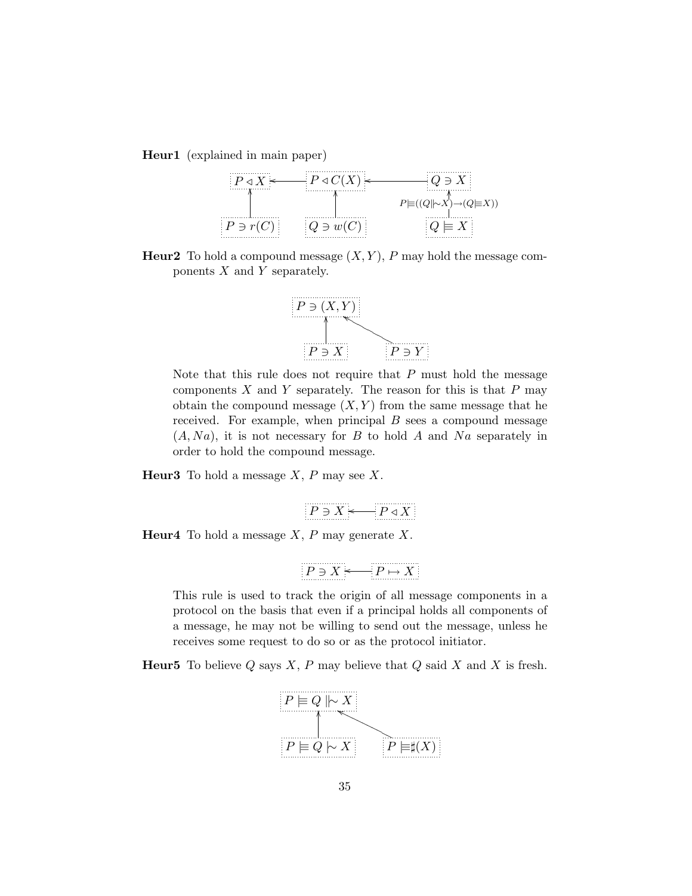**Heur1** (explained in main paper)

$$P \triangleleft X \longleftarrow P \triangleleft C(X) \longleftarrow Q \ni X$$

$$P \ni r(C) \;\uparrow\; P \triangleleft X \qquad Q \ni w(C) \;\uparrow\; P \triangleleft C(X) \qquad Q \mid\equiv X \;\xrightarrow{P \mid\equiv ((Q \mid\sim X) \rightarrow (Q \mid\equiv X))}\; Q \ni X$$

**Heur2** To hold a compound message $(X, Y)$, $P$ may hold the message components $X$ and $Y$ separately.

$$P \ni (X, Y) \longleftarrow P \ni X, \; P \ni Y$$

Note that this rule does not require that $P$ must hold the message components $X$ and $Y$ separately. The reason for this is that $P$ may obtain the compound message $(X, Y)$ from the same message that he received. For example, when principal $B$ sees a compound message $(A, Na)$, it is not necessary for $B$ to hold $A$ and $Na$ separately in order to hold the compound message.

**Heur3** To hold a message $X$, $P$ may see $X$.

$$P \ni X \longleftarrow P \triangleleft X$$

**Heur4** To hold a message $X$, $P$ may generate $X$.

$$P \ni X \longleftarrow P \mapsto X$$

This rule is used to track the origin of all message components in a protocol on the basis that even if a principal holds all components of a message, he may not be willing to send out the message, unless he receives some request to do so or as the protocol initiator.

**Heur5** To believe $Q$ says $X$, $P$ may believe that $Q$ said $X$ and $X$ is fresh.

$$P \mid\equiv Q \parallel\!\sim X \longleftarrow P \mid\equiv Q \mid\sim X, \; P \mid\equiv \sharp(X)$$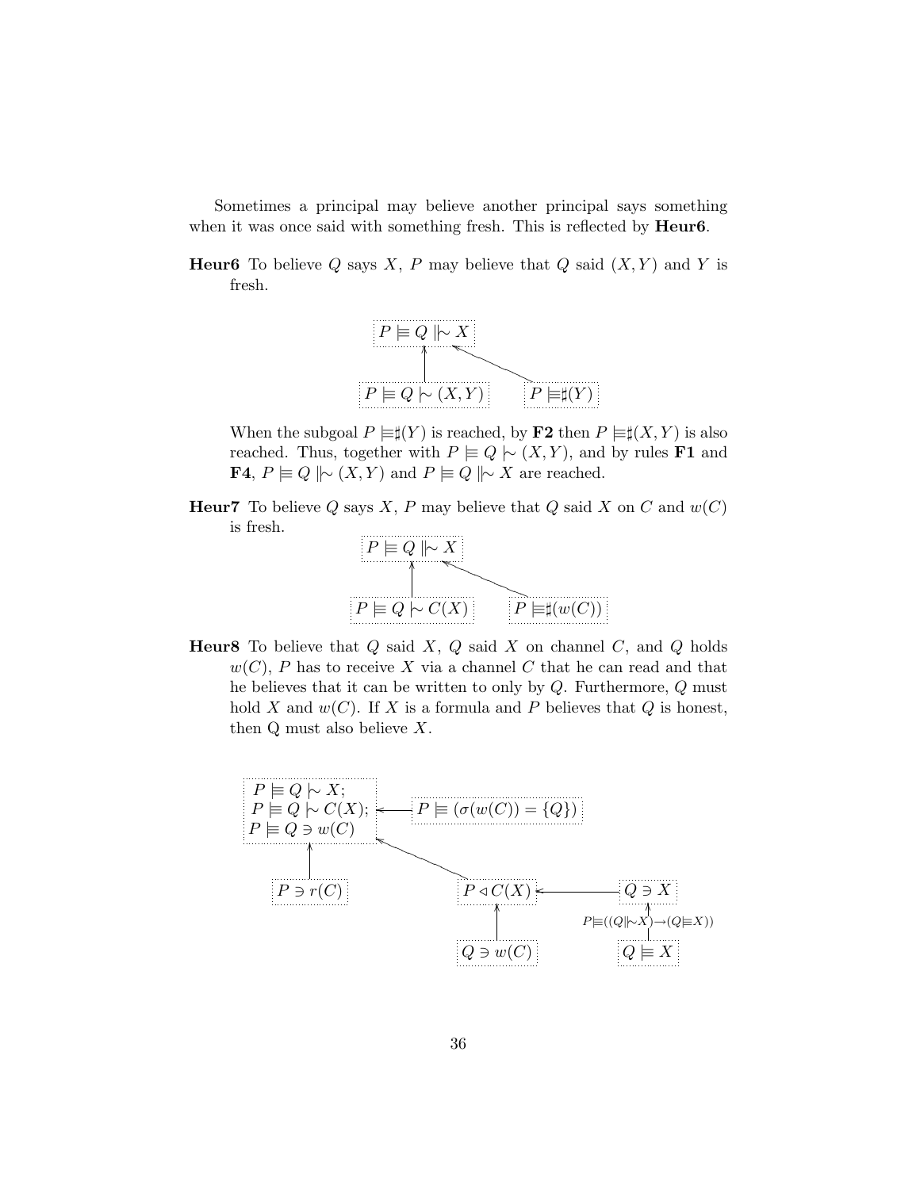Sometimes a principal may believe another principal says something when it was once said with something fresh. This is reflected by **Heur6**.

**Heur6** To believe $Q$ says $X$, $P$ may believe that $Q$ said $(X, Y)$ and $Y$ is fresh.

$$P \models Q \parallel\!\sim X$$

$$P \models Q \mid\!\sim (X, Y) \qquad P \models \sharp(Y)$$

When the subgoal $P \models \sharp(Y)$ is reached, by **F2** then $P \models \sharp(X, Y)$ is also reached. Thus, together with $P \models Q \mid\!\sim (X, Y)$, and by rules **F1** and **F4**, $P \models Q \parallel\!\sim (X, Y)$ and $P \models Q \parallel\!\sim X$ are reached.

**Heur7** To believe $Q$ says $X$, $P$ may believe that $Q$ said $X$ on $C$ and $w(C)$ is fresh.

$$P \models Q \parallel\!\sim X$$

$$P \models Q \mid\!\sim C(X) \qquad P \models \sharp(w(C))$$

**Heur8** To believe that $Q$ said $X$, $Q$ said $X$ on channel $C$, and $Q$ holds $w(C)$, $P$ has to receive $X$ via a channel $C$ that he can read and that he believes that it can be written to only by $Q$. Furthermore, $Q$ must hold $X$ and $w(C)$. If $X$ is a formula and $P$ believes that $Q$ is honest, then Q must also believe $X$.

$$P \models Q \mid\!\sim X; \quad P \models Q \mid\!\sim C(X); \quad P \models Q \ni w(C) \quad \leftarrow \quad P \models (\sigma(w(C)) = \{Q\})$$

$$P \ni r(C) \qquad P \triangleleft C(X) \leftarrow Q \ni X$$

$$Q \ni w(C) \qquad Q \models X \quad (P \models ((Q \parallel\!\sim X) \rightarrow (Q \models X)))$$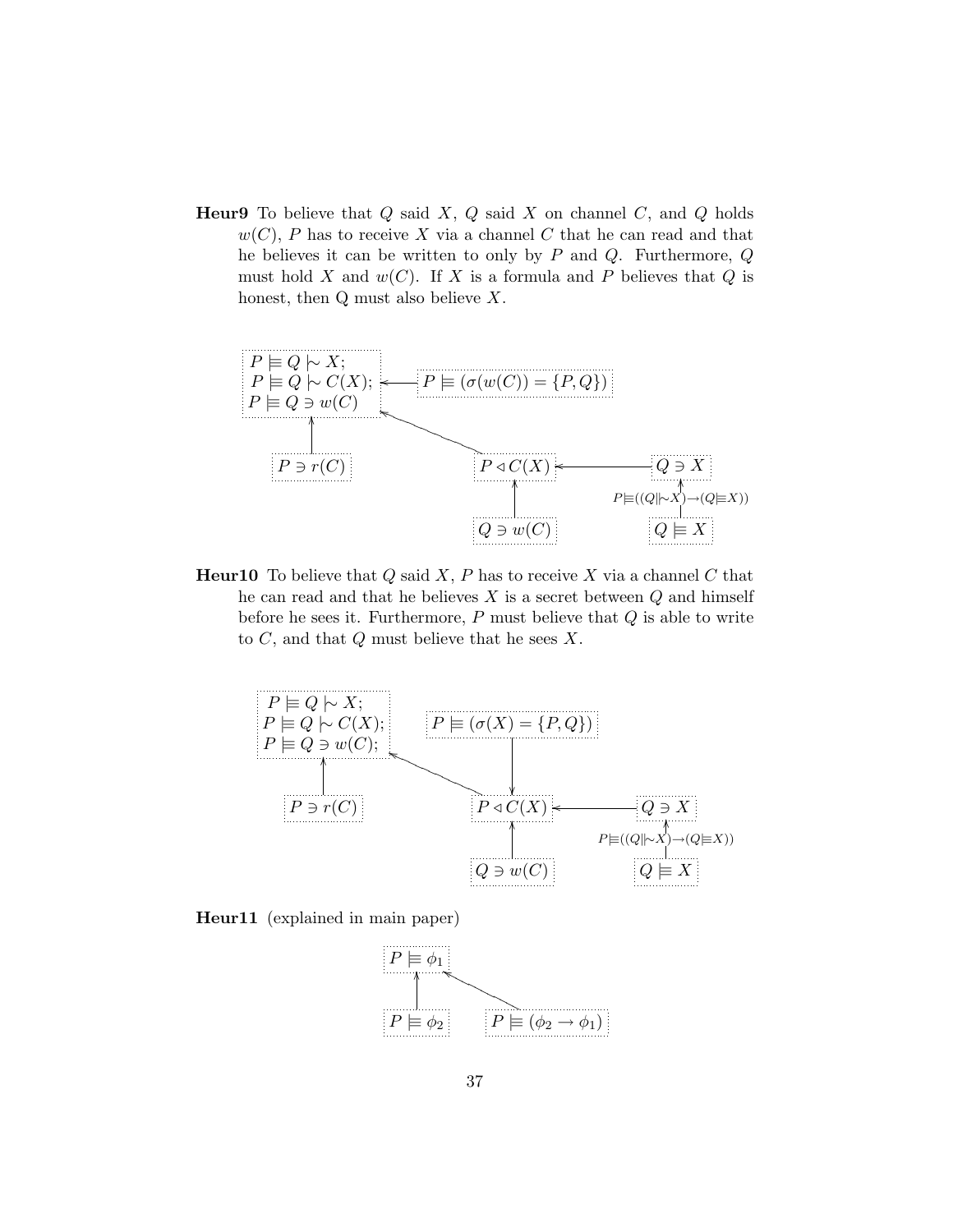**Heur9** To believe that $Q$ said $X$, $Q$ said $X$ on channel $C$, and $Q$ holds $w(C)$, $P$ has to receive $X$ via a channel $C$ that he can read and that he believes it can be written to only by $P$ and $Q$. Furthermore, $Q$ must hold $X$ and $w(C)$. If $X$ is a formula and $P$ believes that $Q$ is honest, then Q must also believe $X$.

$P \models Q \mid\!\sim X$;
$P \models Q \mid\!\sim C(X)$;
$P \models Q \ni w(C)$

$P \models (\sigma(w(C)) = \{P, Q\})$

$P \ni r(C)$ $\quad$ $P \triangleleft C(X)$ $\quad$ $Q \ni X$

$P \models ((Q \| \!\sim X) \rightarrow (Q \models X))$

$Q \ni w(C)$ $\quad$ $Q \models X$

**Heur10** To believe that $Q$ said $X$, $P$ has to receive $X$ via a channel $C$ that he can read and that he believes $X$ is a secret between $Q$ and himself before he sees it. Furthermore, $P$ must believe that $Q$ is able to write to $C$, and that $Q$ must believe that he sees $X$.

$P \models Q \mid\!\sim X$;
$P \models Q \mid\!\sim C(X)$;
$P \models Q \ni w(C)$;

$P \models (\sigma(X) = \{P, Q\})$

$P \ni r(C)$ $\quad$ $P \triangleleft C(X)$ $\quad$ $Q \ni X$

$P \models ((Q \| \!\sim X) \rightarrow (Q \models X))$

$Q \ni w(C)$ $\quad$ $Q \models X$

**Heur11** (explained in main paper)

$P \models \phi_1$

$P \models \phi_2$ $\quad$ $P \models (\phi_2 \rightarrow \phi_1)$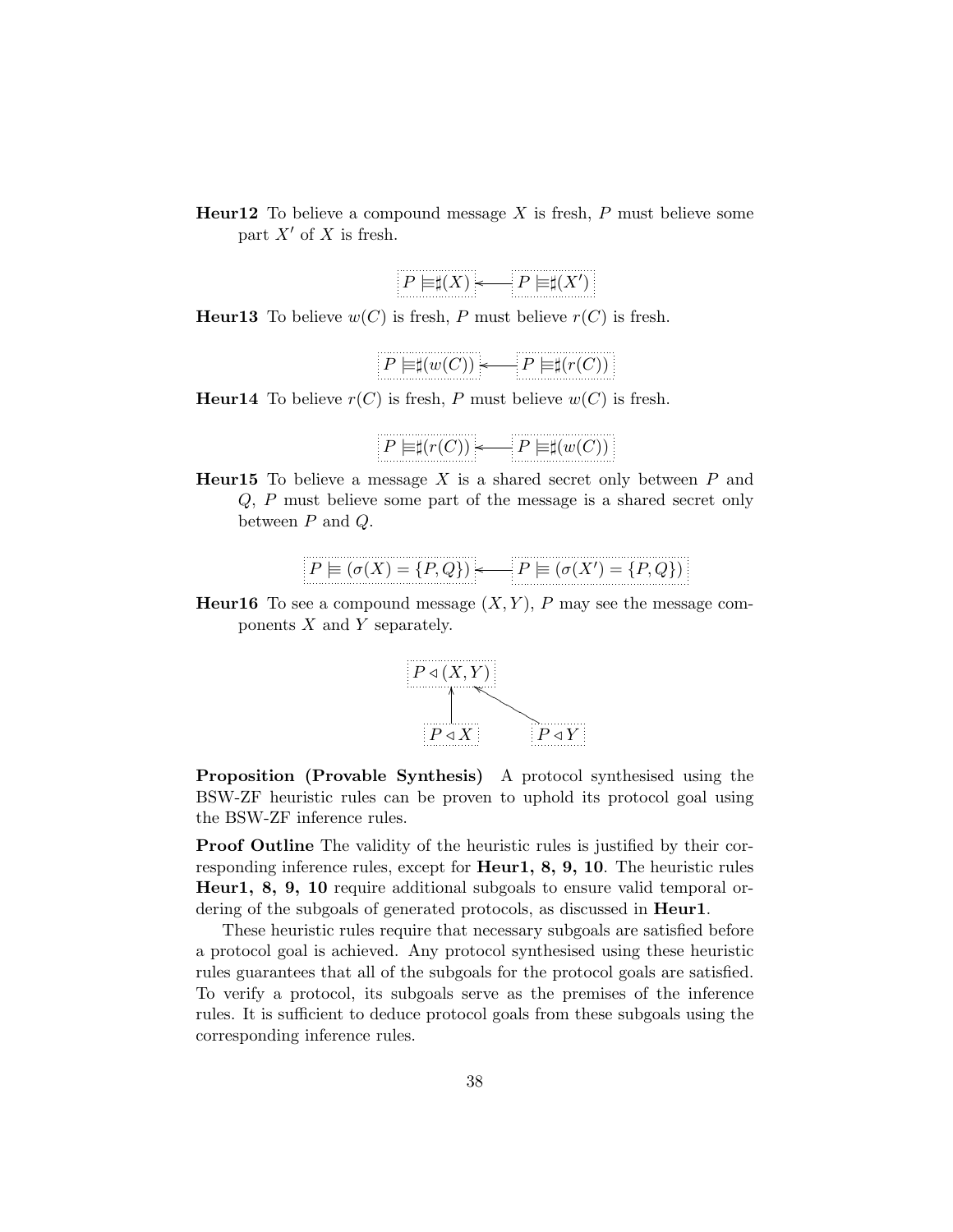**Heur12** To believe a compound message $X$ is fresh, $P$ must believe some part $X'$ of $X$ is fresh.

$$P \models \sharp(X) \longleftarrow P \models \sharp(X')$$

**Heur13** To believe $w(C)$ is fresh, $P$ must believe $r(C)$ is fresh.

$$P \models \sharp(w(C)) \longleftarrow P \models \sharp(r(C))$$

**Heur14** To believe $r(C)$ is fresh, $P$ must believe $w(C)$ is fresh.

$$P \models \sharp(r(C)) \longleftarrow P \models \sharp(w(C))$$

**Heur15** To believe a message $X$ is a shared secret only between $P$ and $Q$, $P$ must believe some part of the message is a shared secret only between $P$ and $Q$.

$$P \models (\sigma(X) = \{P, Q\}) \longleftarrow P \models (\sigma(X') = \{P, Q\})$$

**Heur16** To see a compound message $(X, Y)$, $P$ may see the message components $X$ and $Y$ separately.

$$P \triangleleft (X, Y) \longleftarrow P \triangleleft X, \quad P \triangleleft (X, Y) \longleftarrow P \triangleleft Y$$

**Proposition (Provable Synthesis)** A protocol synthesised using the BSW-ZF heuristic rules can be proven to uphold its protocol goal using the BSW-ZF inference rules.

**Proof Outline** The validity of the heuristic rules is justified by their corresponding inference rules, except for **Heur1, 8, 9, 10**. The heuristic rules **Heur1, 8, 9, 10** require additional subgoals to ensure valid temporal ordering of the subgoals of generated protocols, as discussed in **Heur1**.

These heuristic rules require that necessary subgoals are satisfied before a protocol goal is achieved. Any protocol synthesised using these heuristic rules guarantees that all of the subgoals for the protocol goals are satisfied. To verify a protocol, its subgoals serve as the premises of the inference rules. It is sufficient to deduce protocol goals from these subgoals using the corresponding inference rules.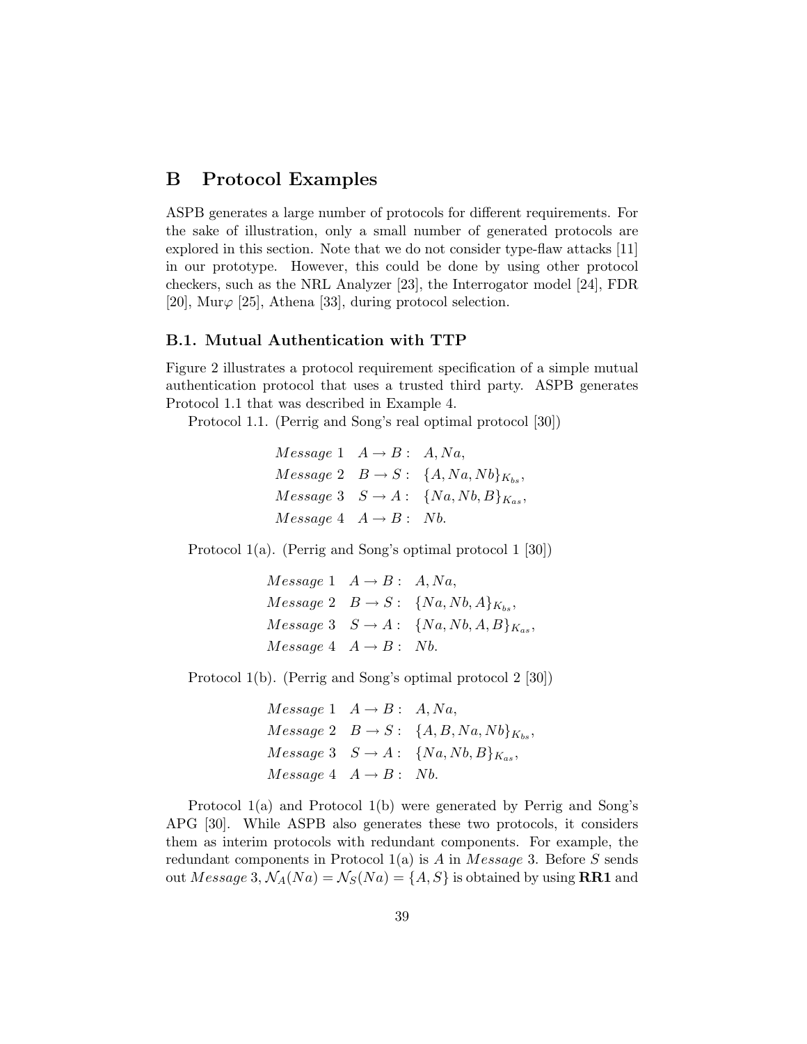## B Protocol Examples

ASPB generates a large number of protocols for different requirements. For the sake of illustration, only a small number of generated protocols are explored in this section. Note that we do not consider type-flaw attacks [11] in our prototype. However, this could be done by using other protocol checkers, such as the NRL Analyzer [23], the Interrogator model [24], FDR [20], Mur$\varphi$ [25], Athena [33], during protocol selection.

### B.1. Mutual Authentication with TTP

Figure 2 illustrates a protocol requirement specification of a simple mutual authentication protocol that uses a trusted third party. ASPB generates Protocol 1.1 that was described in Example 4.

Protocol 1.1. (Perrig and Song's real optimal protocol [30])

$$
\begin{array}{lll}
Message\ 1 & A \rightarrow B: & A, Na, \\
Message\ 2 & B \rightarrow S: & \{A, Na, Nb\}_{K_{bs}}, \\
Message\ 3 & S \rightarrow A: & \{Na, Nb, B\}_{K_{as}}, \\
Message\ 4 & A \rightarrow B: & Nb.
\end{array}
$$

Protocol 1(a). (Perrig and Song's optimal protocol 1 [30])

$$
\begin{array}{lll}
Message\ 1 & A \rightarrow B: & A, Na, \\
Message\ 2 & B \rightarrow S: & \{Na, Nb, A\}_{K_{bs}}, \\
Message\ 3 & S \rightarrow A: & \{Na, Nb, A, B\}_{K_{as}}, \\
Message\ 4 & A \rightarrow B: & Nb.
\end{array}
$$

Protocol 1(b). (Perrig and Song's optimal protocol 2 [30])

$$
\begin{array}{lll}
Message\ 1 & A \rightarrow B: & A, Na, \\
Message\ 2 & B \rightarrow S: & \{A, B, Na, Nb\}_{K_{bs}}, \\
Message\ 3 & S \rightarrow A: & \{Na, Nb, B\}_{K_{as}}, \\
Message\ 4 & A \rightarrow B: & Nb.
\end{array}
$$

Protocol 1(a) and Protocol 1(b) were generated by Perrig and Song's APG [30]. While ASPB also generates these two protocols, it considers them as interim protocols with redundant components. For example, the redundant components in Protocol 1(a) is $A$ in *Message* 3. Before $S$ sends out *Message* 3, $\mathcal{N}_A(Na) = \mathcal{N}_S(Na) = \{A, S\}$ is obtained by using **RR1** and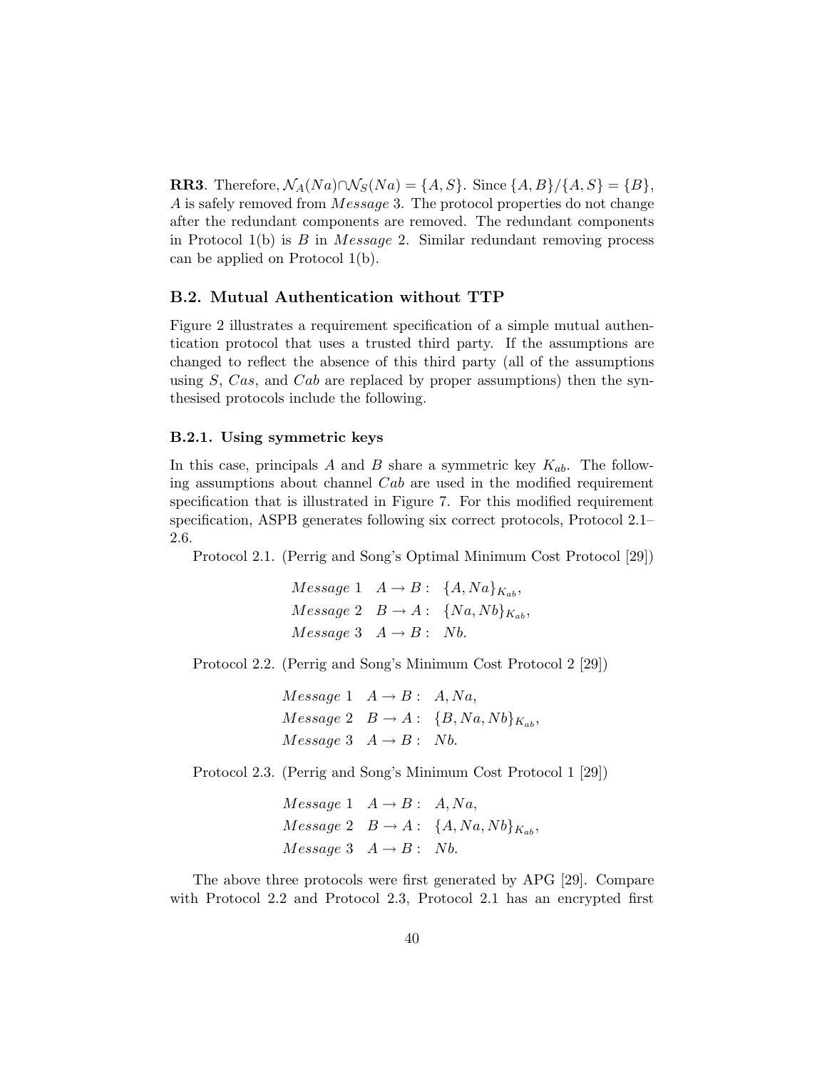**RR3**. Therefore, $\mathcal{N}_A(Na) \cap \mathcal{N}_S(Na) = \{A, S\}$. Since $\{A, B\}/\{A, S\} = \{B\}$, $A$ is safely removed from *Message* 3. The protocol properties do not change after the redundant components are removed. The redundant components in Protocol 1(b) is $B$ in *Message* 2. Similar redundant removing process can be applied on Protocol 1(b).

## B.2. Mutual Authentication without TTP

Figure 2 illustrates a requirement specification of a simple mutual authentication protocol that uses a trusted third party. If the assumptions are changed to reflect the absence of this third party (all of the assumptions using $S$, $Cas$, and $Cab$ are replaced by proper assumptions) then the synthesised protocols include the following.

### B.2.1. Using symmetric keys

In this case, principals $A$ and $B$ share a symmetric key $K_{ab}$. The following assumptions about channel $Cab$ are used in the modified requirement specification that is illustrated in Figure 7. For this modified requirement specification, ASPB generates following six correct protocols, Protocol 2.1–2.6.

Protocol 2.1. (Perrig and Song's Optimal Minimum Cost Protocol [29])

$$
\begin{aligned}
&Message\ 1 \quad A \rightarrow B: \ \{A, Na\}_{K_{ab}}, \\
&Message\ 2 \quad B \rightarrow A: \ \{Na, Nb\}_{K_{ab}}, \\
&Message\ 3 \quad A \rightarrow B: \ Nb.
\end{aligned}
$$

Protocol 2.2. (Perrig and Song's Minimum Cost Protocol 2 [29])

$$
\begin{aligned}
&Message\ 1 \quad A \rightarrow B: \ A, Na, \\
&Message\ 2 \quad B \rightarrow A: \ \{B, Na, Nb\}_{K_{ab}}, \\
&Message\ 3 \quad A \rightarrow B: \ Nb.
\end{aligned}
$$

Protocol 2.3. (Perrig and Song's Minimum Cost Protocol 1 [29])

$$
\begin{aligned}
&Message\ 1 \quad A \rightarrow B: \ A, Na, \\
&Message\ 2 \quad B \rightarrow A: \ \{A, Na, Nb\}_{K_{ab}}, \\
&Message\ 3 \quad A \rightarrow B: \ Nb.
\end{aligned}
$$

The above three protocols were first generated by APG [29]. Compare with Protocol 2.2 and Protocol 2.3, Protocol 2.1 has an encrypted first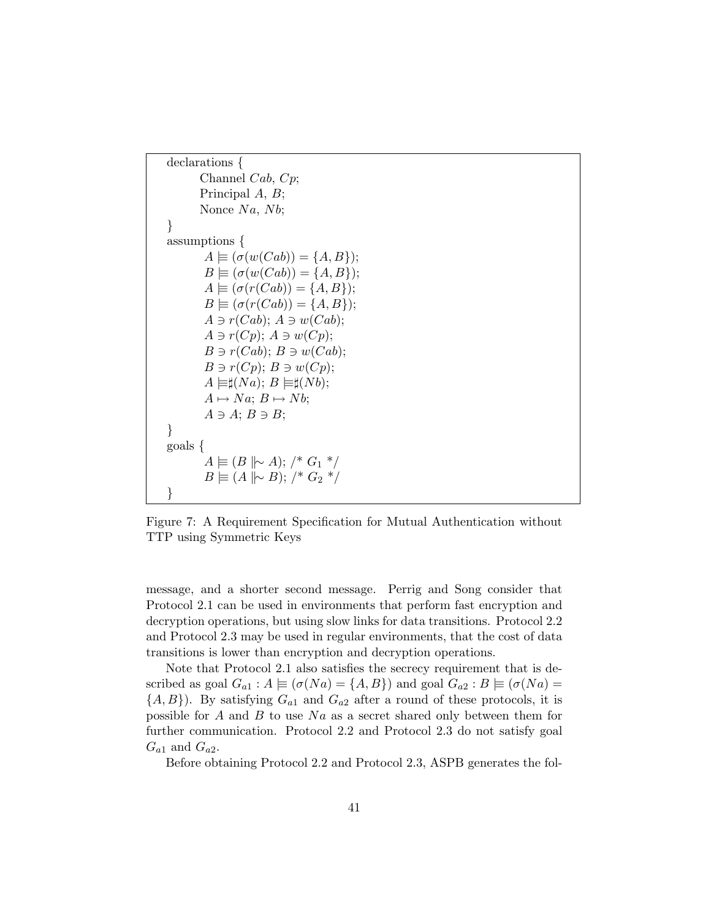```
declarations {
        Channel Cab, Cp;
        Principal A, B;
        Nonce Na, Nb;
}
assumptions {
        A |≡ (σ(w(Cab)) = {A, B});
        B |≡ (σ(w(Cab)) = {A, B});
        A |≡ (σ(r(Cab)) = {A, B});
        B |≡ (σ(r(Cab)) = {A, B});
        A ∋ r(Cab); A ∋ w(Cab);
        A ∋ r(Cp); A ∋ w(Cp);
        B ∋ r(Cab); B ∋ w(Cab);
        B ∋ r(Cp); B ∋ w(Cp);
        A |≡♯(Na); B |≡♯(Nb);
        A ↦ Na; B ↦ Nb;
        A ∋ A; B ∋ B;
}
goals {
        A |≡ (B |∼ A); /* G1 */
        B |≡ (A |∼ B); /* G2 */
}
```

Figure 7: A Requirement Specification for Mutual Authentication without TTP using Symmetric Keys

message, and a shorter second message. Perrig and Song consider that Protocol 2.1 can be used in environments that perform fast encryption and decryption operations, but using slow links for data transitions. Protocol 2.2 and Protocol 2.3 may be used in regular environments, that the cost of data transitions is lower than encryption and decryption operations.

Note that Protocol 2.1 also satisfies the secrecy requirement that is described as goal $G_{a1} : A \models (\sigma(Na) = \{A, B\})$ and goal $G_{a2} : B \models (\sigma(Na) = \{A, B\})$. By satisfying $G_{a1}$ and $G_{a2}$ after a round of these protocols, it is possible for $A$ and $B$ to use $Na$ as a secret shared only between them for further communication. Protocol 2.2 and Protocol 2.3 do not satisfy goal $G_{a1}$ and $G_{a2}$.

Before obtaining Protocol 2.2 and Protocol 2.3, ASPB generates the fol-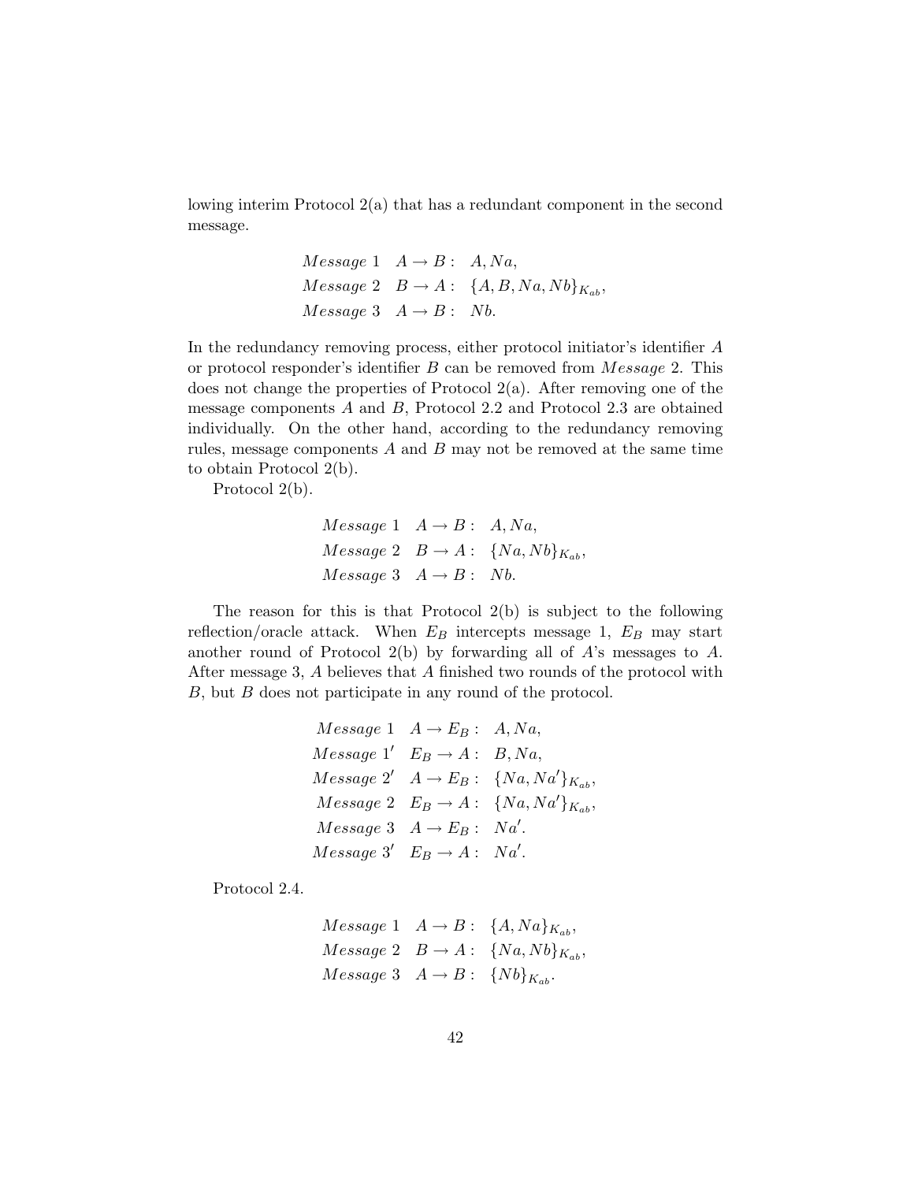lowing interim Protocol 2(a) that has a redundant component in the second message.

$$
\begin{array}{lll}
\textit{Message } 1 & A \to B: & A, Na, \\
\textit{Message } 2 & B \to A: & \{A, B, Na, Nb\}_{K_{ab}}, \\
\textit{Message } 3 & A \to B: & Nb.
\end{array}
$$

In the redundancy removing process, either protocol initiator's identifier $A$ or protocol responder's identifier $B$ can be removed from *Message* 2. This does not change the properties of Protocol 2(a). After removing one of the message components $A$ and $B$, Protocol 2.2 and Protocol 2.3 are obtained individually. On the other hand, according to the redundancy removing rules, message components $A$ and $B$ may not be removed at the same time to obtain Protocol 2(b).

Protocol 2(b).

$$
\begin{array}{lll}
\textit{Message } 1 & A \to B: & A, Na, \\
\textit{Message } 2 & B \to A: & \{Na, Nb\}_{K_{ab}}, \\
\textit{Message } 3 & A \to B: & Nb.
\end{array}
$$

The reason for this is that Protocol 2(b) is subject to the following reflection/oracle attack. When $E_B$ intercepts message 1, $E_B$ may start another round of Protocol 2(b) by forwarding all of $A$'s messages to $A$. After message 3, $A$ believes that $A$ finished two rounds of the protocol with $B$, but $B$ does not participate in any round of the protocol.

$$
\begin{array}{lll}
\textit{Message } 1 & A \to E_B: & A, Na, \\
\textit{Message } 1' & E_B \to A: & B, Na, \\
\textit{Message } 2' & A \to E_B: & \{Na, Na'\}_{K_{ab}}, \\
\textit{Message } 2 & E_B \to A: & \{Na, Na'\}_{K_{ab}}, \\
\textit{Message } 3 & A \to E_B: & Na'. \\
\textit{Message } 3' & E_B \to A: & Na'.
\end{array}
$$

Protocol 2.4.

$$
\begin{array}{lll}
\textit{Message } 1 & A \to B: & \{A, Na\}_{K_{ab}}, \\
\textit{Message } 2 & B \to A: & \{Na, Nb\}_{K_{ab}}, \\
\textit{Message } 3 & A \to B: & \{Nb\}_{K_{ab}}.
\end{array}
$$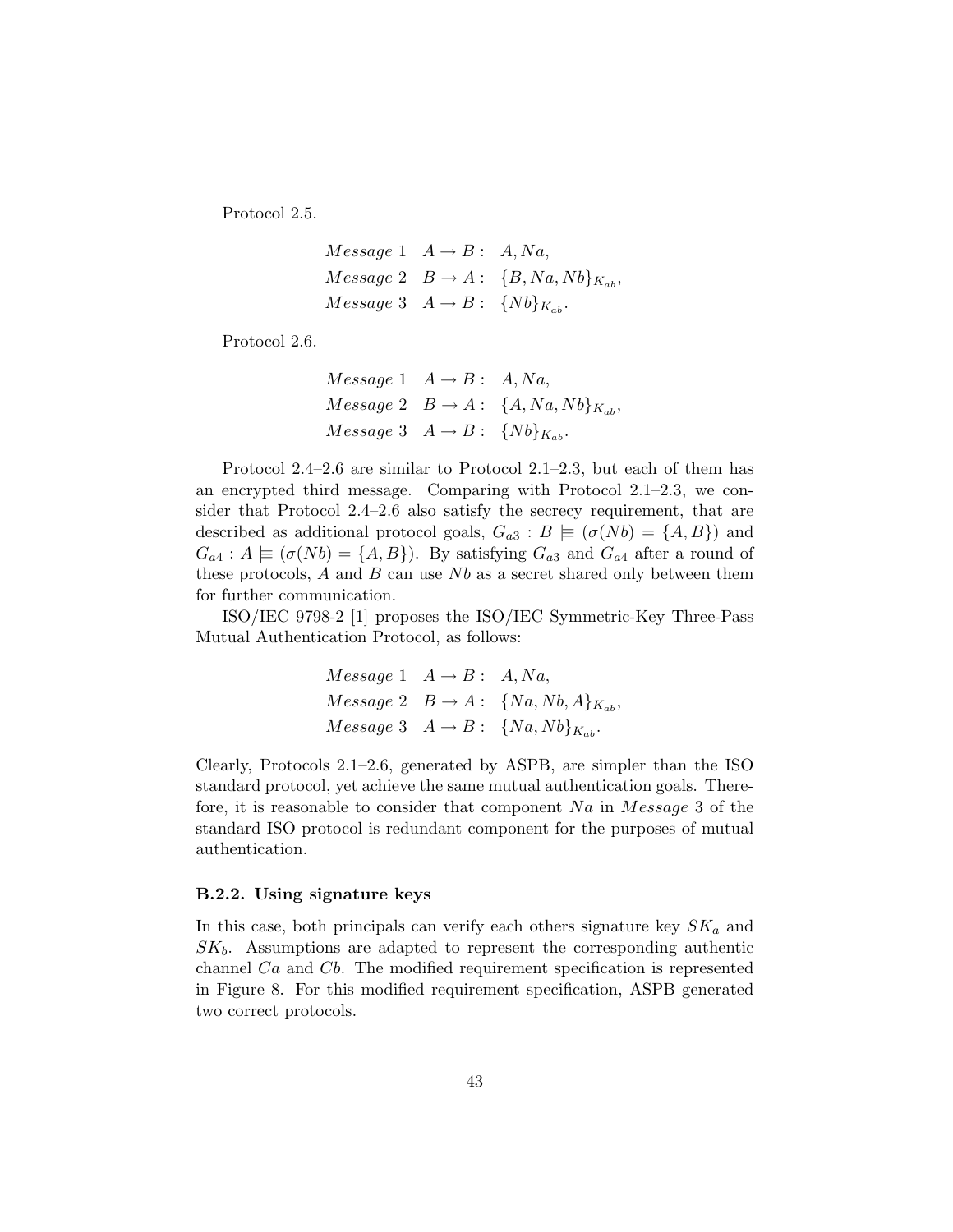Protocol 2.5.

$$
\begin{aligned}
&Message\ 1 \quad A \rightarrow B: \quad A, Na, \\
&Message\ 2 \quad B \rightarrow A: \quad \{B, Na, Nb\}_{K_{ab}}, \\
&Message\ 3 \quad A \rightarrow B: \quad \{Nb\}_{K_{ab}}.
\end{aligned}
$$

Protocol 2.6.

$$
\begin{aligned}
&Message\ 1 \quad A \rightarrow B: \quad A, Na, \\
&Message\ 2 \quad B \rightarrow A: \quad \{A, Na, Nb\}_{K_{ab}}, \\
&Message\ 3 \quad A \rightarrow B: \quad \{Nb\}_{K_{ab}}.
\end{aligned}
$$

Protocol 2.4–2.6 are similar to Protocol 2.1–2.3, but each of them has an encrypted third message. Comparing with Protocol 2.1–2.3, we consider that Protocol 2.4–2.6 also satisfy the secrecy requirement, that are described as additional protocol goals, $G_{a3} : B \models (\sigma(Nb) = \{A, B\})$ and $G_{a4} : A \models (\sigma(Nb) = \{A, B\})$. By satisfying $G_{a3}$ and $G_{a4}$ after a round of these protocols, $A$ and $B$ can use $Nb$ as a secret shared only between them for further communication.

ISO/IEC 9798-2 [1] proposes the ISO/IEC Symmetric-Key Three-Pass Mutual Authentication Protocol, as follows:

$$
\begin{aligned}
&Message\ 1 \quad A \rightarrow B: \quad A, Na, \\
&Message\ 2 \quad B \rightarrow A: \quad \{Na, Nb, A\}_{K_{ab}}, \\
&Message\ 3 \quad A \rightarrow B: \quad \{Na, Nb\}_{K_{ab}}.
\end{aligned}
$$

Clearly, Protocols 2.1–2.6, generated by ASPB, are simpler than the ISO standard protocol, yet achieve the same mutual authentication goals. Therefore, it is reasonable to consider that component $Na$ in $Message$ 3 of the standard ISO protocol is redundant component for the purposes of mutual authentication.

### B.2.2. Using signature keys

In this case, both principals can verify each others signature key $SK_a$ and $SK_b$. Assumptions are adapted to represent the corresponding authentic channel $Ca$ and $Cb$. The modified requirement specification is represented in Figure 8. For this modified requirement specification, ASPB generated two correct protocols.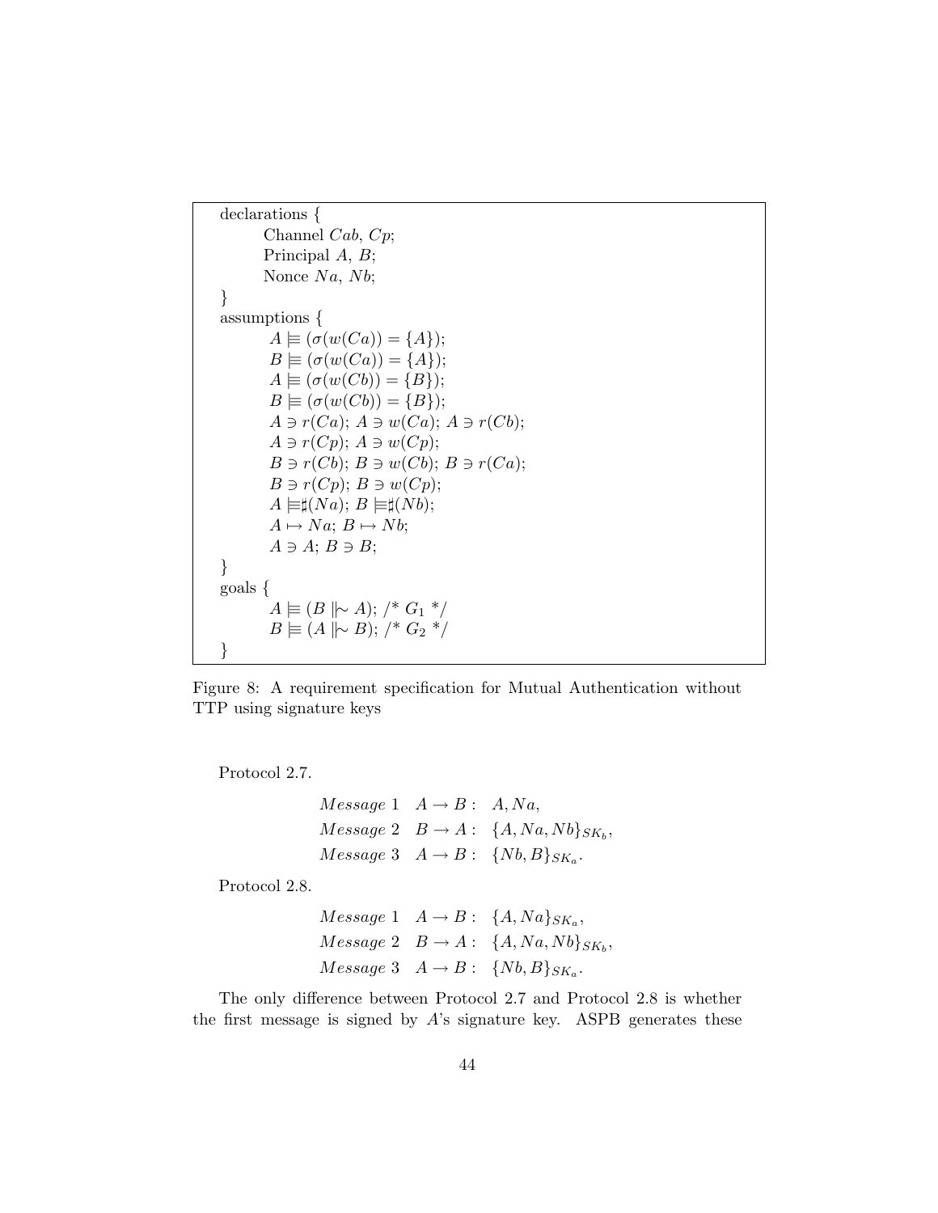```
declarations {
        Channel Cab, Cp;
        Principal A, B;
        Nonce Na, Nb;
}
assumptions {
        A |≡ (σ(w(Ca)) = {A});
        B |≡ (σ(w(Ca)) = {A});
        A |≡ (σ(w(Cb)) = {B});
        B |≡ (σ(w(Cb)) = {B});
        A ∋ r(Ca); A ∋ w(Ca); A ∋ r(Cb);
        A ∋ r(Cp); A ∋ w(Cp);
        B ∋ r(Cb); B ∋ w(Cb); B ∋ r(Ca);
        B ∋ r(Cp); B ∋ w(Cp);
        A |≡♯(Na); B |≡♯(Nb);
        A ↦ Na; B ↦ Nb;
        A ∋ A; B ∋ B;
}
goals {
        A |≡ (B ||∼ A); /* G1 */
        B |≡ (A ||∼ B); /* G2 */
}
```

Figure 8: A requirement specification for Mutual Authentication without TTP using signature keys

Protocol 2.7.

$$
\begin{array}{lll}
Message\ 1 & A \rightarrow B: & A, Na, \\
Message\ 2 & B \rightarrow A: & \{A, Na, Nb\}_{SK_b}, \\
Message\ 3 & A \rightarrow B: & \{Nb, B\}_{SK_a}.
\end{array}
$$

Protocol 2.8.

$$
\begin{array}{lll}
Message\ 1 & A \rightarrow B: & \{A, Na\}_{SK_a}, \\
Message\ 2 & B \rightarrow A: & \{A, Na, Nb\}_{SK_b}, \\
Message\ 3 & A \rightarrow B: & \{Nb, B\}_{SK_a}.
\end{array}
$$

The only difference between Protocol 2.7 and Protocol 2.8 is whether the first message is signed by $A$'s signature key. ASPB generates these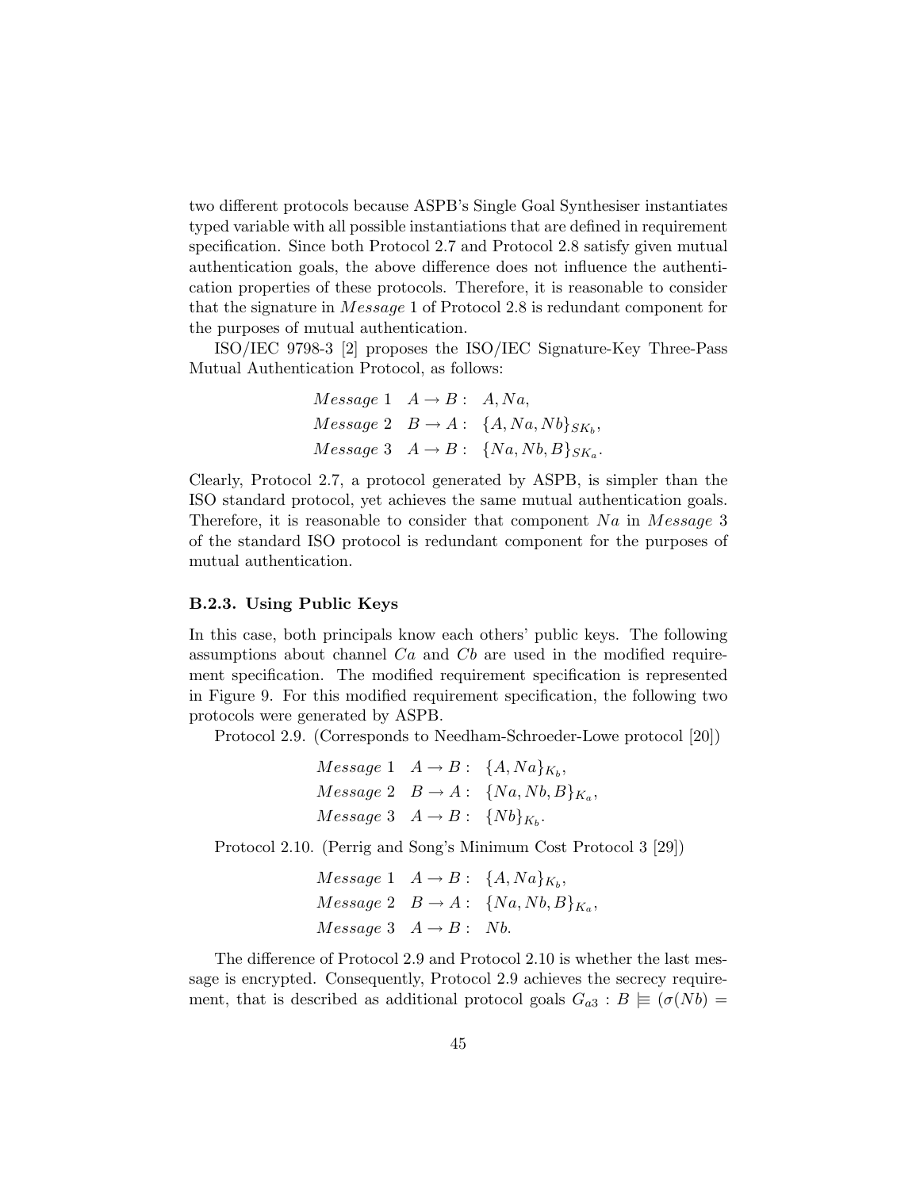two different protocols because ASPB's Single Goal Synthesiser instantiates typed variable with all possible instantiations that are defined in requirement specification. Since both Protocol 2.7 and Protocol 2.8 satisfy given mutual authentication goals, the above difference does not influence the authentication properties of these protocols. Therefore, it is reasonable to consider that the signature in *Message* 1 of Protocol 2.8 is redundant component for the purposes of mutual authentication.

ISO/IEC 9798-3 [2] proposes the ISO/IEC Signature-Key Three-Pass Mutual Authentication Protocol, as follows:

$$
\begin{aligned}
&Message\ 1 \quad A \rightarrow B: \ \ A, Na, \\
&Message\ 2 \quad B \rightarrow A: \ \ \{A, Na, Nb\}_{SK_b}, \\
&Message\ 3 \quad A \rightarrow B: \ \ \{Na, Nb, B\}_{SK_a}.
\end{aligned}
$$

Clearly, Protocol 2.7, a protocol generated by ASPB, is simpler than the ISO standard protocol, yet achieves the same mutual authentication goals. Therefore, it is reasonable to consider that component $Na$ in *Message* 3 of the standard ISO protocol is redundant component for the purposes of mutual authentication.

### B.2.3. Using Public Keys

In this case, both principals know each others' public keys. The following assumptions about channel $Ca$ and $Cb$ are used in the modified requirement specification. The modified requirement specification is represented in Figure 9. For this modified requirement specification, the following two protocols were generated by ASPB.

Protocol 2.9. (Corresponds to Needham-Schroeder-Lowe protocol [20])

$$
\begin{aligned}
&Message\ 1 \quad A \rightarrow B: \ \ \{A, Na\}_{K_b}, \\
&Message\ 2 \quad B \rightarrow A: \ \ \{Na, Nb, B\}_{K_a}, \\
&Message\ 3 \quad A \rightarrow B: \ \ \{Nb\}_{K_b}.
\end{aligned}
$$

Protocol 2.10. (Perrig and Song's Minimum Cost Protocol 3 [29])

$$
\begin{aligned}
&Message\ 1 \quad A \rightarrow B: \ \ \{A, Na\}_{K_b}, \\
&Message\ 2 \quad B \rightarrow A: \ \ \{Na, Nb, B\}_{K_a}, \\
&Message\ 3 \quad A \rightarrow B: \ \ Nb.
\end{aligned}
$$

The difference of Protocol 2.9 and Protocol 2.10 is whether the last message is encrypted. Consequently, Protocol 2.9 achieves the secrecy requirement, that is described as additional protocol goals $G_{a3} : B \models (\sigma(Nb) =$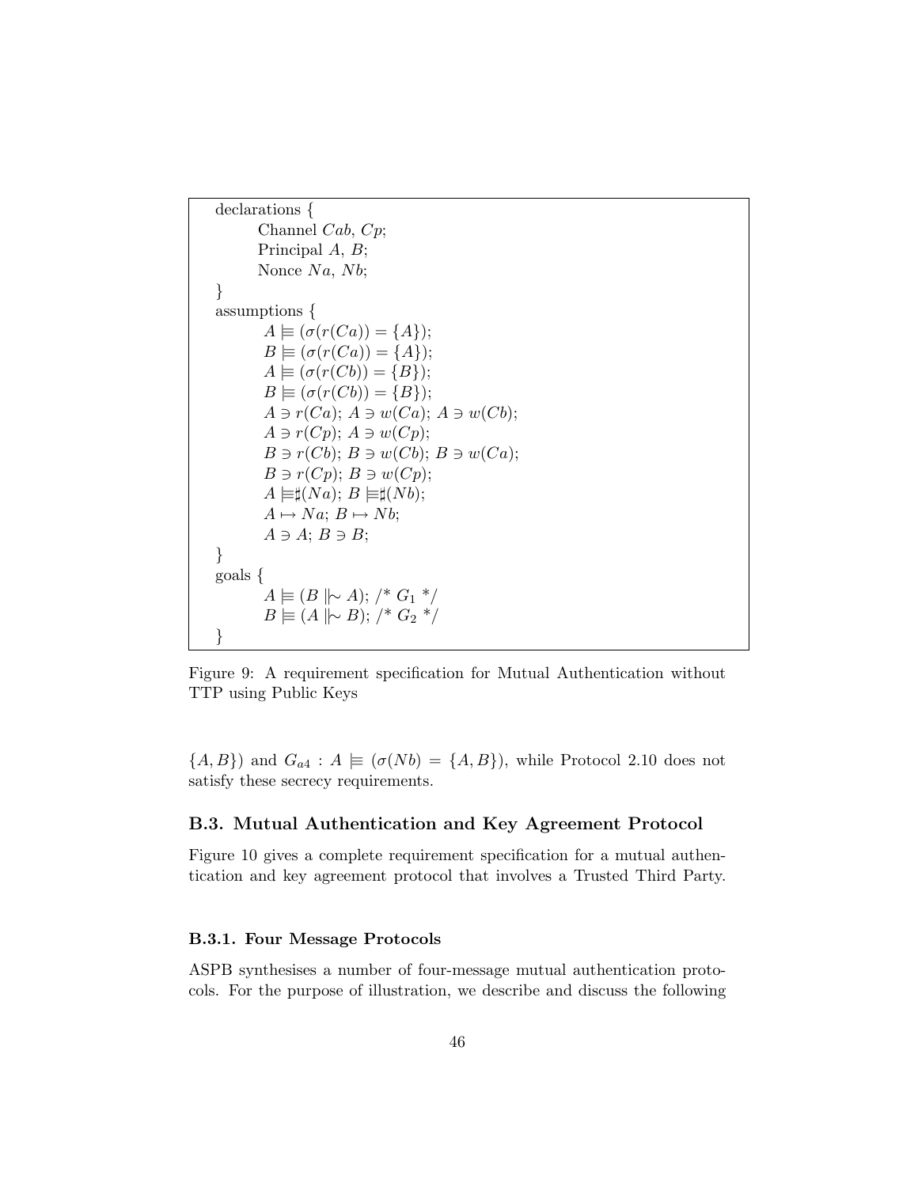```
declarations {
    Channel Cab, Cp;
    Principal A, B;
    Nonce Na, Nb;
}
assumptions {
    A |≡ (σ(r(Ca)) = {A});
    B |≡ (σ(r(Ca)) = {A});
    A |≡ (σ(r(Cb)) = {B});
    B |≡ (σ(r(Cb)) = {B});
    A ∋ r(Ca); A ∋ w(Ca); A ∋ w(Cb);
    A ∋ r(Cp); A ∋ w(Cp);
    B ∋ r(Cb); B ∋ w(Cb); B ∋ w(Ca);
    B ∋ r(Cp); B ∋ w(Cp);
    A |≡♯(Na); B |≡♯(Nb);
    A ↦ Na; B ↦ Nb;
    A ∋ A; B ∋ B;
}
goals {
    A |≡ (B |∼ A); /* G1 */
    B |≡ (A |∼ B); /* G2 */
}
```

Figure 9: A requirement specification for Mutual Authentication without TTP using Public Keys

$\{A, B\}$) and $G_{a4} : A \models (\sigma(Nb) = \{A, B\})$, while Protocol 2.10 does not satisfy these secrecy requirements.

## B.3. Mutual Authentication and Key Agreement Protocol

Figure 10 gives a complete requirement specification for a mutual authentication and key agreement protocol that involves a Trusted Third Party.

### B.3.1. Four Message Protocols

ASPB synthesises a number of four-message mutual authentication protocols. For the purpose of illustration, we describe and discuss the following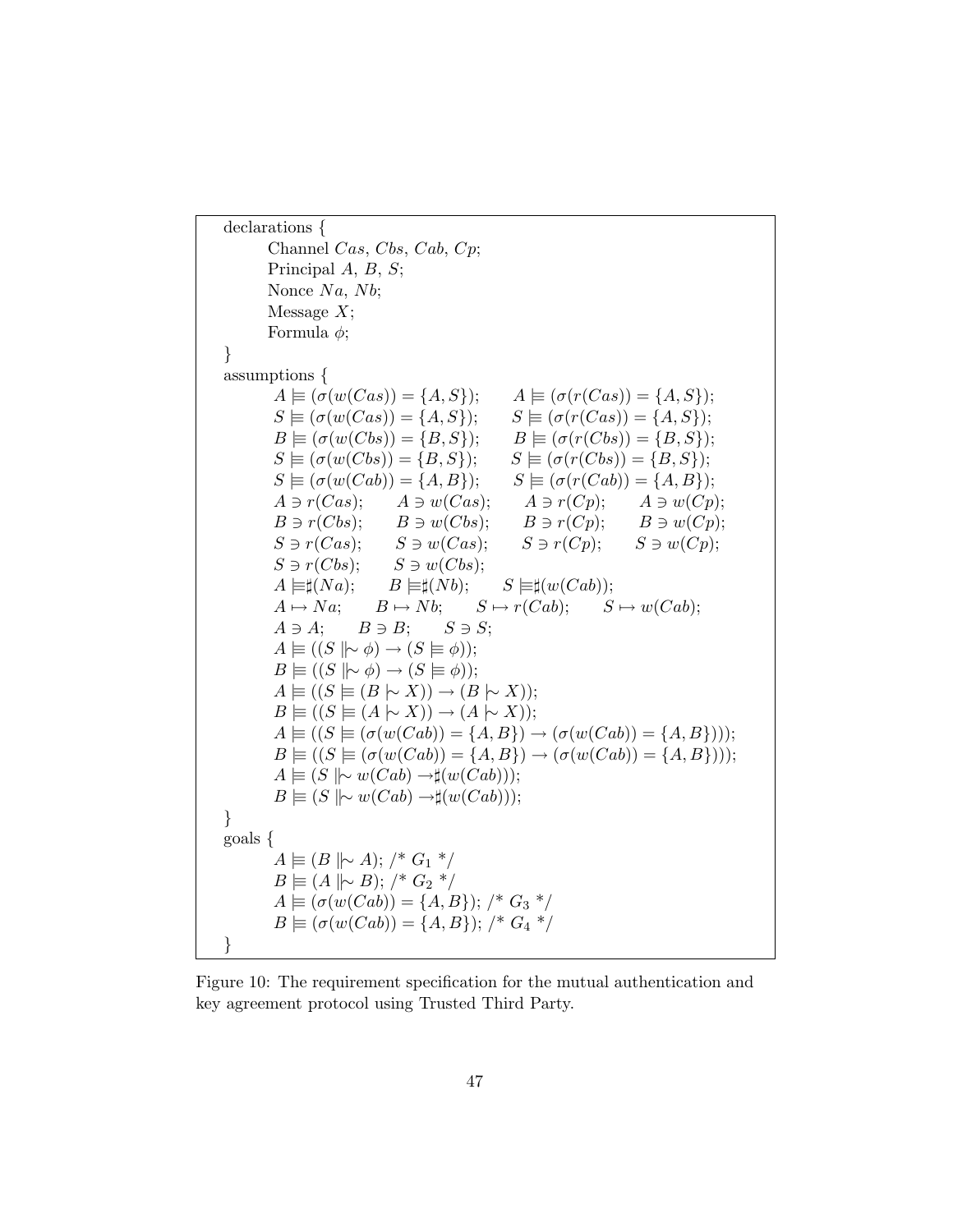```
declarations {
    Channel Cas, Cbs, Cab, Cp;
    Principal A, B, S;
    Nonce Na, Nb;
    Message X;
    Formula φ;
}
assumptions {
    A |≡ (σ(w(Cas)) = {A, S});    A |≡ (σ(r(Cas)) = {A, S});
    S |≡ (σ(w(Cas)) = {A, S});    S |≡ (σ(r(Cas)) = {A, S});
    B |≡ (σ(w(Cbs)) = {B, S});    B |≡ (σ(r(Cbs)) = {B, S});
    S |≡ (σ(w(Cbs)) = {B, S});    S |≡ (σ(r(Cbs)) = {B, S});
    S |≡ (σ(w(Cab)) = {A, B});    S |≡ (σ(r(Cab)) = {A, B});
    A ∋ r(Cas);    A ∋ w(Cas);    A ∋ r(Cp);    A ∋ w(Cp);
    B ∋ r(Cbs);    B ∋ w(Cbs);    B ∋ r(Cp);    B ∋ w(Cp);
    S ∋ r(Cas);    S ∋ w(Cas);    S ∋ r(Cp);    S ∋ w(Cp);
    S ∋ r(Cbs);    S ∋ w(Cbs);
    A |≡♯(Na);    B |≡♯(Nb);    S |≡♯(w(Cab));
    A ↦ Na;    B ↦ Nb;    S ↦ r(Cab);    S ↦ w(Cab);
    A ∋ A;    B ∋ B;    S ∋ S;
    A |≡ ((S ||∼ φ) → (S |≡ φ));
    B |≡ ((S ||∼ φ) → (S |≡ φ));
    A |≡ ((S |≡ (B |∼ X)) → (B |∼ X));
    B |≡ ((S |≡ (A |∼ X)) → (A |∼ X));
    A |≡ ((S |≡ (σ(w(Cab)) = {A, B}) → (σ(w(Cab)) = {A, B})));
    B |≡ ((S |≡ (σ(w(Cab)) = {A, B}) → (σ(w(Cab)) = {A, B})));
    A |≡ (S ||∼ w(Cab) →♯(w(Cab)));
    B |≡ (S ||∼ w(Cab) →♯(w(Cab)));
}
goals {
    A |≡ (B ||∼ A); /* G1 */
    B |≡ (A ||∼ B); /* G2 */
    A |≡ (σ(w(Cab)) = {A, B}); /* G3 */
    B |≡ (σ(w(Cab)) = {A, B}); /* G4 */
}
```

Figure 10: The requirement specification for the mutual authentication and key agreement protocol using Trusted Third Party.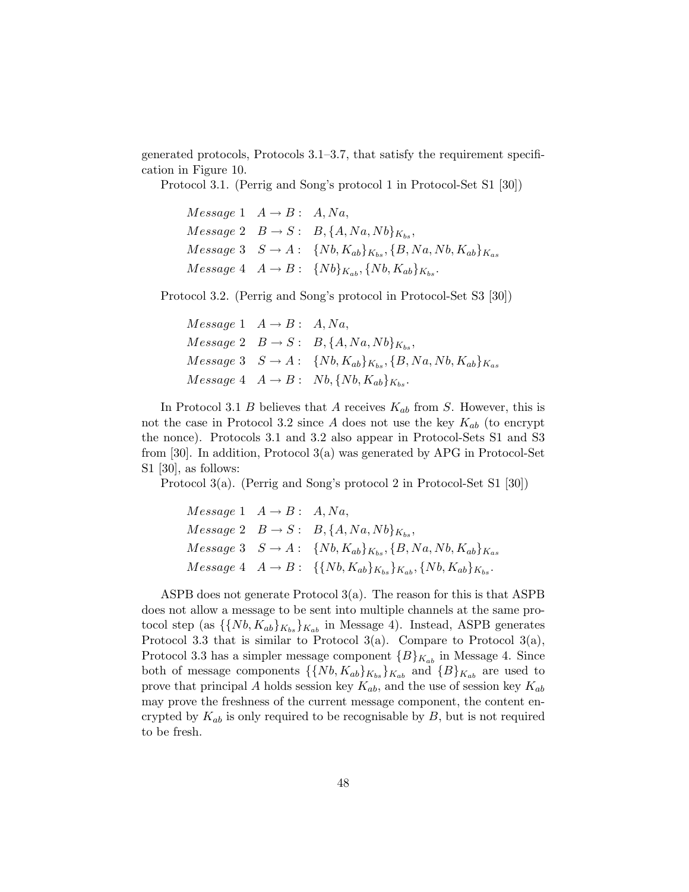generated protocols, Protocols 3.1–3.7, that satisfy the requirement specification in Figure 10.

Protocol 3.1. (Perrig and Song's protocol 1 in Protocol-Set S1 [30])

$$
\begin{array}{lll}
Message\ 1 & A \rightarrow B: & A, Na, \\
Message\ 2 & B \rightarrow S: & B, \{A, Na, Nb\}_{K_{bs}}, \\
Message\ 3 & S \rightarrow A: & \{Nb, K_{ab}\}_{K_{bs}}, \{B, Na, Nb, K_{ab}\}_{K_{as}} \\
Message\ 4 & A \rightarrow B: & \{Nb\}_{K_{ab}}, \{Nb, K_{ab}\}_{K_{bs}}.
\end{array}
$$

Protocol 3.2. (Perrig and Song's protocol in Protocol-Set S3 [30])

$$
\begin{array}{lll}
Message\ 1 & A \rightarrow B: & A, Na, \\
Message\ 2 & B \rightarrow S: & B, \{A, Na, Nb\}_{K_{bs}}, \\
Message\ 3 & S \rightarrow A: & \{Nb, K_{ab}\}_{K_{bs}}, \{B, Na, Nb, K_{ab}\}_{K_{as}} \\
Message\ 4 & A \rightarrow B: & Nb, \{Nb, K_{ab}\}_{K_{bs}}.
\end{array}
$$

In Protocol 3.1 $B$ believes that $A$ receives $K_{ab}$ from $S$. However, this is not the case in Protocol 3.2 since $A$ does not use the key $K_{ab}$ (to encrypt the nonce). Protocols 3.1 and 3.2 also appear in Protocol-Sets S1 and S3 from [30]. In addition, Protocol 3(a) was generated by APG in Protocol-Set S1 [30], as follows:

Protocol 3(a). (Perrig and Song's protocol 2 in Protocol-Set S1 [30])

$$
\begin{array}{lll}
Message\ 1 & A \rightarrow B: & A, Na, \\
Message\ 2 & B \rightarrow S: & B, \{A, Na, Nb\}_{K_{bs}}, \\
Message\ 3 & S \rightarrow A: & \{Nb, K_{ab}\}_{K_{bs}}, \{B, Na, Nb, K_{ab}\}_{K_{as}} \\
Message\ 4 & A \rightarrow B: & \{\{Nb, K_{ab}\}_{K_{bs}}\}_{K_{ab}}, \{Nb, K_{ab}\}_{K_{bs}}.
\end{array}
$$

ASPB does not generate Protocol 3(a). The reason for this is that ASPB does not allow a message to be sent into multiple channels at the same protocol step (as $\{\{Nb, K_{ab}\}_{K_{bs}}\}_{K_{ab}}$ in Message 4). Instead, ASPB generates Protocol 3.3 that is similar to Protocol 3(a). Compare to Protocol 3(a), Protocol 3.3 has a simpler message component $\{B\}_{K_{ab}}$ in Message 4. Since both of message components $\{\{Nb, K_{ab}\}_{K_{bs}}\}_{K_{ab}}$ and $\{B\}_{K_{ab}}$ are used to prove that principal $A$ holds session key $K_{ab}$, and the use of session key $K_{ab}$ may prove the freshness of the current message component, the content encrypted by $K_{ab}$ is only required to be recognisable by $B$, but is not required to be fresh.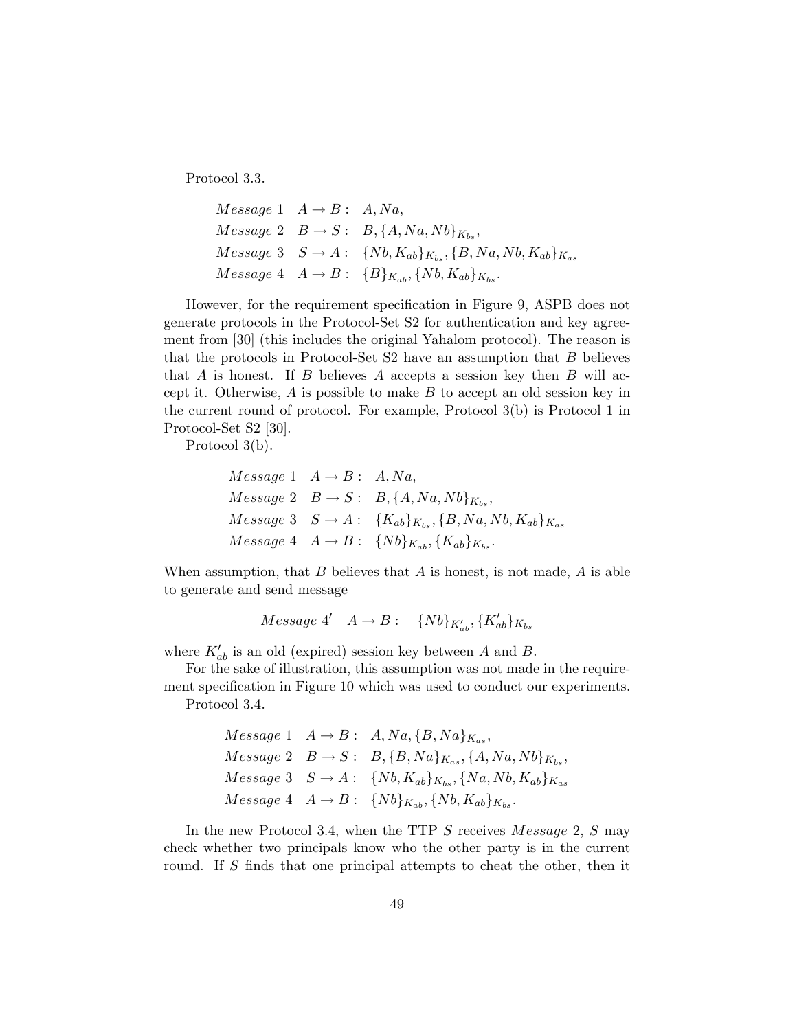Protocol 3.3.

$$
\begin{aligned}
&Message\ 1 \quad A \rightarrow B: \quad A, Na, \\
&Message\ 2 \quad B \rightarrow S: \quad B, \{A, Na, Nb\}_{K_{bs}}, \\
&Message\ 3 \quad S \rightarrow A: \quad \{Nb, K_{ab}\}_{K_{bs}}, \{B, Na, Nb, K_{ab}\}_{K_{as}} \\
&Message\ 4 \quad A \rightarrow B: \quad \{B\}_{K_{ab}}, \{Nb, K_{ab}\}_{K_{bs}}.
\end{aligned}
$$

However, for the requirement specification in Figure 9, ASPB does not generate protocols in the Protocol-Set S2 for authentication and key agreement from [30] (this includes the original Yahalom protocol). The reason is that the protocols in Protocol-Set S2 have an assumption that $B$ believes that $A$ is honest. If $B$ believes $A$ accepts a session key then $B$ will accept it. Otherwise, $A$ is possible to make $B$ to accept an old session key in the current round of protocol. For example, Protocol 3(b) is Protocol 1 in Protocol-Set S2 [30].

Protocol 3(b).

$$
\begin{aligned}
&Message\ 1 \quad A \rightarrow B: \quad A, Na, \\
&Message\ 2 \quad B \rightarrow S: \quad B, \{A, Na, Nb\}_{K_{bs}}, \\
&Message\ 3 \quad S \rightarrow A: \quad \{K_{ab}\}_{K_{bs}}, \{B, Na, Nb, K_{ab}\}_{K_{as}} \\
&Message\ 4 \quad A \rightarrow B: \quad \{Nb\}_{K_{ab}}, \{K_{ab}\}_{K_{bs}}.
\end{aligned}
$$

When assumption, that $B$ believes that $A$ is honest, is not made, $A$ is able to generate and send message

$$
Message\ 4' \quad A \rightarrow B: \quad \{Nb\}_{K'_{ab}}, \{K'_{ab}\}_{K_{bs}}
$$

where $K'_{ab}$ is an old (expired) session key between $A$ and $B$.

For the sake of illustration, this assumption was not made in the requirement specification in Figure 10 which was used to conduct our experiments.

Protocol 3.4.

$$
\begin{aligned}
&Message\ 1 \quad A \rightarrow B: \quad A, Na, \{B, Na\}_{K_{as}}, \\
&Message\ 2 \quad B \rightarrow S: \quad B, \{B, Na\}_{K_{as}}, \{A, Na, Nb\}_{K_{bs}}, \\
&Message\ 3 \quad S \rightarrow A: \quad \{Nb, K_{ab}\}_{K_{bs}}, \{Na, Nb, K_{ab}\}_{K_{as}} \\
&Message\ 4 \quad A \rightarrow B: \quad \{Nb\}_{K_{ab}}, \{Nb, K_{ab}\}_{K_{bs}}.
\end{aligned}
$$

In the new Protocol 3.4, when the TTP $S$ receives *Message* 2, $S$ may check whether two principals know who the other party is in the current round. If $S$ finds that one principal attempts to cheat the other, then it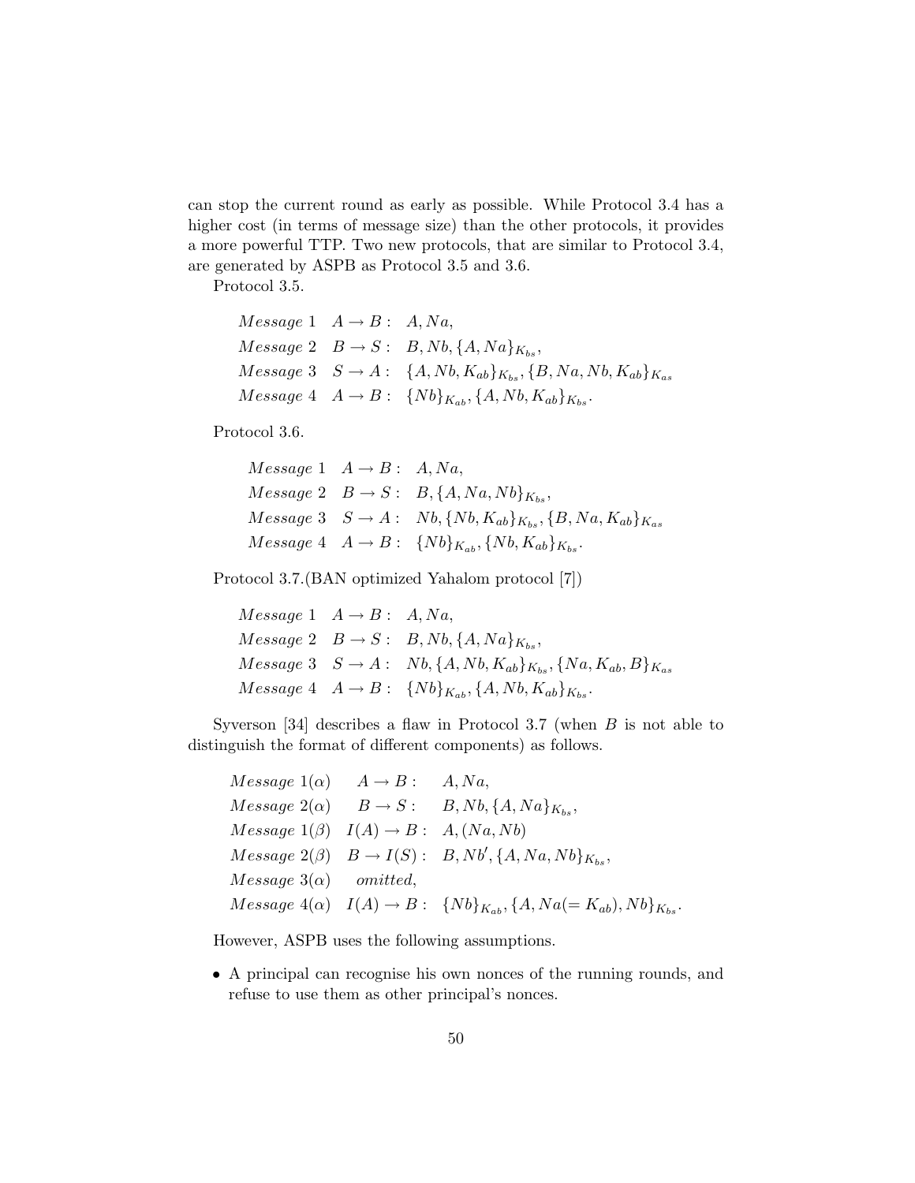can stop the current round as early as possible. While Protocol 3.4 has a higher cost (in terms of message size) than the other protocols, it provides a more powerful TTP. Two new protocols, that are similar to Protocol 3.4, are generated by ASPB as Protocol 3.5 and 3.6.

Protocol 3.5.

$$
\begin{array}{lll}
Message\ 1 & A \rightarrow B: & A, Na, \\
Message\ 2 & B \rightarrow S: & B, Nb, \{A, Na\}_{K_{bs}}, \\
Message\ 3 & S \rightarrow A: & \{A, Nb, K_{ab}\}_{K_{bs}}, \{B, Na, Nb, K_{ab}\}_{K_{as}} \\
Message\ 4 & A \rightarrow B: & \{Nb\}_{K_{ab}}, \{A, Nb, K_{ab}\}_{K_{bs}}.
\end{array}
$$

Protocol 3.6.

$$
\begin{array}{lll}
Message\ 1 & A \rightarrow B: & A, Na, \\
Message\ 2 & B \rightarrow S: & B, \{A, Na, Nb\}_{K_{bs}}, \\
Message\ 3 & S \rightarrow A: & Nb, \{Nb, K_{ab}\}_{K_{bs}}, \{B, Na, K_{ab}\}_{K_{as}} \\
Message\ 4 & A \rightarrow B: & \{Nb\}_{K_{ab}}, \{Nb, K_{ab}\}_{K_{bs}}.
\end{array}
$$

Protocol 3.7.(BAN optimized Yahalom protocol [7])

$$
\begin{array}{lll}
Message\ 1 & A \rightarrow B: & A, Na, \\
Message\ 2 & B \rightarrow S: & B, Nb, \{A, Na\}_{K_{bs}}, \\
Message\ 3 & S \rightarrow A: & Nb, \{A, Nb, K_{ab}\}_{K_{bs}}, \{Na, K_{ab}, B\}_{K_{as}} \\
Message\ 4 & A \rightarrow B: & \{Nb\}_{K_{ab}}, \{A, Nb, K_{ab}\}_{K_{bs}}.
\end{array}
$$

Syverson [34] describes a flaw in Protocol 3.7 (when $B$ is not able to distinguish the format of different components) as follows.

$$
\begin{array}{lll}
Message\ 1(\alpha) & A \rightarrow B: & A, Na, \\
Message\ 2(\alpha) & B \rightarrow S: & B, Nb, \{A, Na\}_{K_{bs}}, \\
Message\ 1(\beta) & I(A) \rightarrow B: & A, (Na, Nb) \\
Message\ 2(\beta) & B \rightarrow I(S): & B, Nb', \{A, Na, Nb\}_{K_{bs}}, \\
Message\ 3(\alpha) & omitted, & \\
Message\ 4(\alpha) & I(A) \rightarrow B: & \{Nb\}_{K_{ab}}, \{A, Na(=K_{ab}), Nb\}_{K_{bs}}.
\end{array}
$$

However, ASPB uses the following assumptions.

- A principal can recognise his own nonces of the running rounds, and refuse to use them as other principal's nonces.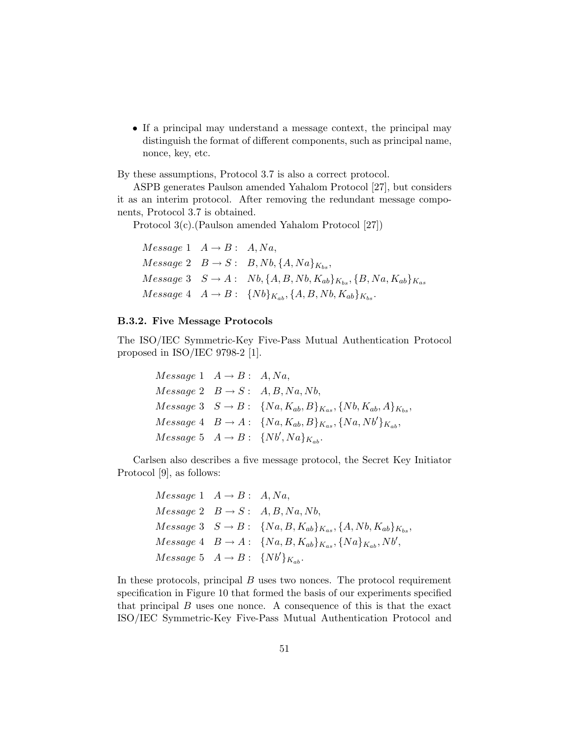- If a principal may understand a message context, the principal may distinguish the format of different components, such as principal name, nonce, key, etc.

By these assumptions, Protocol 3.7 is also a correct protocol.

ASPB generates Paulson amended Yahalom Protocol [27], but considers it as an interim protocol. After removing the redundant message components, Protocol 3.7 is obtained.

Protocol 3(c).(Paulson amended Yahalom Protocol [27])

$$
\begin{aligned}
&Message\ 1 \quad A \rightarrow B: \quad A, Na,\\
&Message\ 2 \quad B \rightarrow S: \quad B, Nb, \{A, Na\}_{K_{bs}},\\
&Message\ 3 \quad S \rightarrow A: \quad Nb, \{A, B, Nb, K_{ab}\}_{K_{bs}}, \{B, Na, K_{ab}\}_{K_{as}}\\
&Message\ 4 \quad A \rightarrow B: \quad \{Nb\}_{K_{ab}}, \{A, B, Nb, K_{ab}\}_{K_{bs}}.
\end{aligned}
$$

### B.3.2. Five Message Protocols

The ISO/IEC Symmetric-Key Five-Pass Mutual Authentication Protocol proposed in ISO/IEC 9798-2 [1].

$$
\begin{aligned}
&Message\ 1 \quad A \rightarrow B: \quad A, Na,\\
&Message\ 2 \quad B \rightarrow S: \quad A, B, Na, Nb,\\
&Message\ 3 \quad S \rightarrow B: \quad \{Na, K_{ab}, B\}_{K_{as}}, \{Nb, K_{ab}, A\}_{K_{bs}},\\
&Message\ 4 \quad B \rightarrow A: \quad \{Na, K_{ab}, B\}_{K_{as}}, \{Na, Nb'\}_{K_{ab}},\\
&Message\ 5 \quad A \rightarrow B: \quad \{Nb', Na\}_{K_{ab}}.
\end{aligned}
$$

Carlsen also describes a five message protocol, the Secret Key Initiator Protocol [9], as follows:

$$
\begin{aligned}
&Message\ 1 \quad A \rightarrow B: \quad A, Na,\\
&Message\ 2 \quad B \rightarrow S: \quad A, B, Na, Nb,\\
&Message\ 3 \quad S \rightarrow B: \quad \{Na, B, K_{ab}\}_{K_{as}}, \{A, Nb, K_{ab}\}_{K_{bs}},\\
&Message\ 4 \quad B \rightarrow A: \quad \{Na, B, K_{ab}\}_{K_{as}}, \{Na\}_{K_{ab}}, Nb',\\
&Message\ 5 \quad A \rightarrow B: \quad \{Nb'\}_{K_{ab}}.
\end{aligned}
$$

In these protocols, principal $B$ uses two nonces. The protocol requirement specification in Figure 10 that formed the basis of our experiments specified that principal $B$ uses one nonce. A consequence of this is that the exact ISO/IEC Symmetric-Key Five-Pass Mutual Authentication Protocol and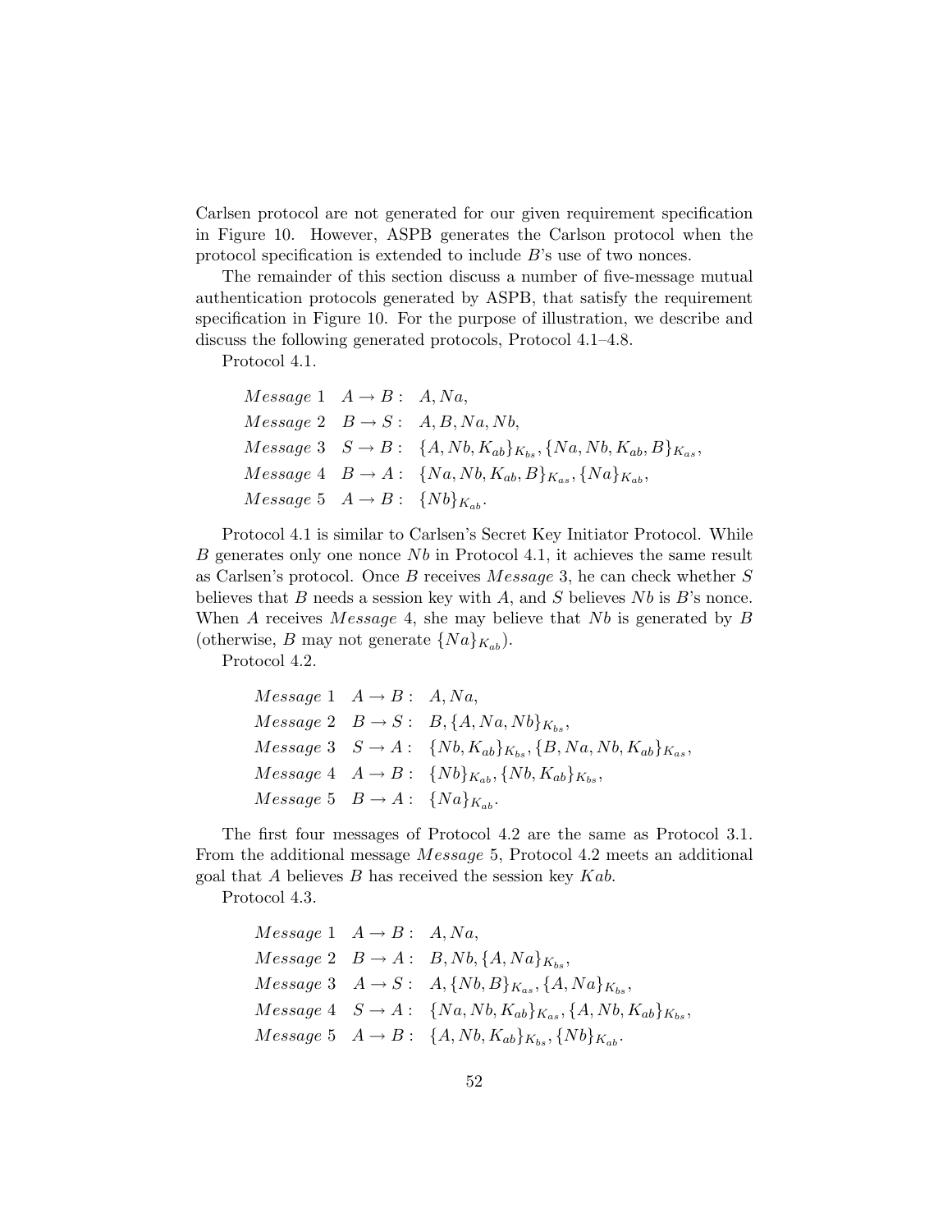Carlsen protocol are not generated for our given requirement specification in Figure 10. However, ASPB generates the Carlson protocol when the protocol specification is extended to include $B$'s use of two nonces.

The remainder of this section discuss a number of five-message mutual authentication protocols generated by ASPB, that satisfy the requirement specification in Figure 10. For the purpose of illustration, we describe and discuss the following generated protocols, Protocol 4.1–4.8.

Protocol 4.1.

$$
\begin{array}{lll}
Message\ 1 & A \rightarrow B: & A, Na, \\
Message\ 2 & B \rightarrow S: & A, B, Na, Nb, \\
Message\ 3 & S \rightarrow B: & \{A, Nb, K_{ab}\}_{K_{bs}}, \{Na, Nb, K_{ab}, B\}_{K_{as}}, \\
Message\ 4 & B \rightarrow A: & \{Na, Nb, K_{ab}, B\}_{K_{as}}, \{Na\}_{K_{ab}}, \\
Message\ 5 & A \rightarrow B: & \{Nb\}_{K_{ab}}.
\end{array}
$$

Protocol 4.1 is similar to Carlsen's Secret Key Initiator Protocol. While $B$ generates only one nonce $Nb$ in Protocol 4.1, it achieves the same result as Carlsen's protocol. Once $B$ receives *Message* 3, he can check whether $S$ believes that $B$ needs a session key with $A$, and $S$ believes $Nb$ is $B$'s nonce. When $A$ receives *Message* 4, she may believe that $Nb$ is generated by $B$ (otherwise, $B$ may not generate $\{Na\}_{K_{ab}}$).

Protocol 4.2.

$$
\begin{array}{lll}
Message\ 1 & A \rightarrow B: & A, Na, \\
Message\ 2 & B \rightarrow S: & B, \{A, Na, Nb\}_{K_{bs}}, \\
Message\ 3 & S \rightarrow A: & \{Nb, K_{ab}\}_{K_{bs}}, \{B, Na, Nb, K_{ab}\}_{K_{as}}, \\
Message\ 4 & A \rightarrow B: & \{Nb\}_{K_{ab}}, \{Nb, K_{ab}\}_{K_{bs}}, \\
Message\ 5 & B \rightarrow A: & \{Na\}_{K_{ab}}.
\end{array}
$$

The first four messages of Protocol 4.2 are the same as Protocol 3.1. From the additional message *Message* 5, Protocol 4.2 meets an additional goal that $A$ believes $B$ has received the session key $Kab$.

Protocol 4.3.

$$
\begin{array}{lll}
Message\ 1 & A \rightarrow B: & A, Na, \\
Message\ 2 & B \rightarrow A: & B, Nb, \{A, Na\}_{K_{bs}}, \\
Message\ 3 & A \rightarrow S: & A, \{Nb, B\}_{K_{as}}, \{A, Na\}_{K_{bs}}, \\
Message\ 4 & S \rightarrow A: & \{Na, Nb, K_{ab}\}_{K_{as}}, \{A, Nb, K_{ab}\}_{K_{bs}}, \\
Message\ 5 & A \rightarrow B: & \{A, Nb, K_{ab}\}_{K_{bs}}, \{Nb\}_{K_{ab}}.
\end{array}
$$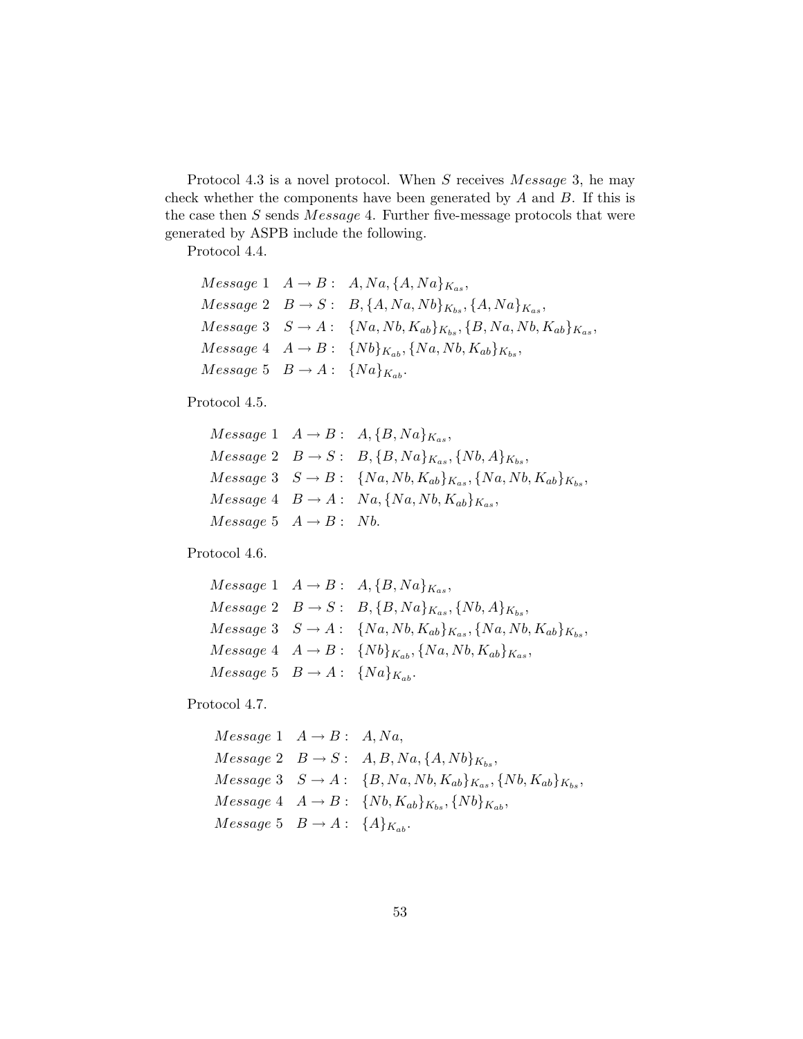Protocol 4.3 is a novel protocol. When $S$ receives *Message* 3, he may check whether the components have been generated by $A$ and $B$. If this is the case then $S$ sends *Message* 4. Further five-message protocols that were generated by ASPB include the following.

Protocol 4.4.

$$
\begin{aligned}
&Message\ 1 \quad A \rightarrow B: \ \ A, Na, \{A, Na\}_{K_{as}}, \\
&Message\ 2 \quad B \rightarrow S: \ \ B, \{A, Na, Nb\}_{K_{bs}}, \{A, Na\}_{K_{as}}, \\
&Message\ 3 \quad S \rightarrow A: \ \ \{Na, Nb, K_{ab}\}_{K_{bs}}, \{B, Na, Nb, K_{ab}\}_{K_{as}}, \\
&Message\ 4 \quad A \rightarrow B: \ \ \{Nb\}_{K_{ab}}, \{Na, Nb, K_{ab}\}_{K_{bs}}, \\
&Message\ 5 \quad B \rightarrow A: \ \ \{Na\}_{K_{ab}}.
\end{aligned}
$$

Protocol 4.5.

$$
\begin{aligned}
&Message\ 1 \quad A \rightarrow B: \ \ A, \{B, Na\}_{K_{as}}, \\
&Message\ 2 \quad B \rightarrow S: \ \ B, \{B, Na\}_{K_{as}}, \{Nb, A\}_{K_{bs}}, \\
&Message\ 3 \quad S \rightarrow B: \ \ \{Na, Nb, K_{ab}\}_{K_{as}}, \{Na, Nb, K_{ab}\}_{K_{bs}}, \\
&Message\ 4 \quad B \rightarrow A: \ \ Na, \{Na, Nb, K_{ab}\}_{K_{as}}, \\
&Message\ 5 \quad A \rightarrow B: \ \ Nb.
\end{aligned}
$$

Protocol 4.6.

$$
\begin{aligned}
&Message\ 1 \quad A \rightarrow B: \ \ A, \{B, Na\}_{K_{as}}, \\
&Message\ 2 \quad B \rightarrow S: \ \ B, \{B, Na\}_{K_{as}}, \{Nb, A\}_{K_{bs}}, \\
&Message\ 3 \quad S \rightarrow A: \ \ \{Na, Nb, K_{ab}\}_{K_{as}}, \{Na, Nb, K_{ab}\}_{K_{bs}}, \\
&Message\ 4 \quad A \rightarrow B: \ \ \{Nb\}_{K_{ab}}, \{Na, Nb, K_{ab}\}_{K_{as}}, \\
&Message\ 5 \quad B \rightarrow A: \ \ \{Na\}_{K_{ab}}.
\end{aligned}
$$

Protocol 4.7.

$$
\begin{aligned}
&Message\ 1 \quad A \rightarrow B: \ \ A, Na, \\
&Message\ 2 \quad B \rightarrow S: \ \ A, B, Na, \{A, Nb\}_{K_{bs}}, \\
&Message\ 3 \quad S \rightarrow A: \ \ \{B, Na, Nb, K_{ab}\}_{K_{as}}, \{Nb, K_{ab}\}_{K_{bs}}, \\
&Message\ 4 \quad A \rightarrow B: \ \ \{Nb, K_{ab}\}_{K_{bs}}, \{Nb\}_{K_{ab}}, \\
&Message\ 5 \quad B \rightarrow A: \ \ \{A\}_{K_{ab}}.
\end{aligned}
$$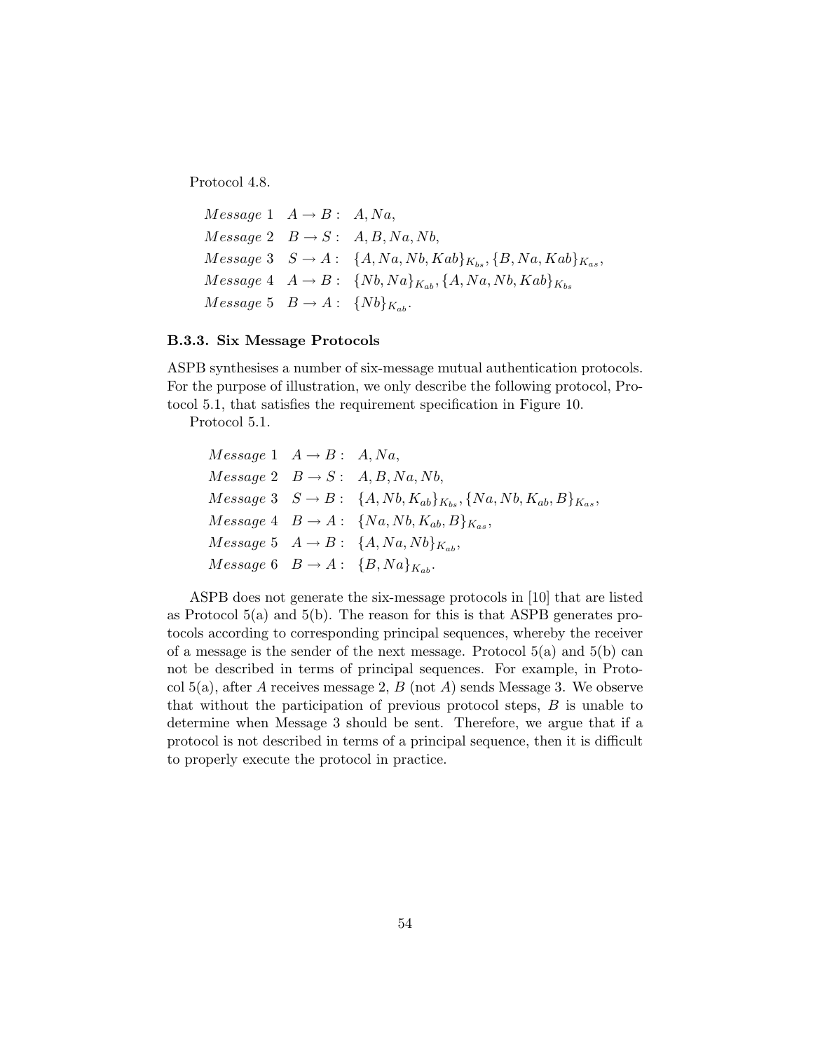Protocol 4.8.

$$
\begin{aligned}
&Message\ 1 \quad A \rightarrow B: \quad A, Na, \\
&Message\ 2 \quad B \rightarrow S: \quad A, B, Na, Nb, \\
&Message\ 3 \quad S \rightarrow A: \quad \{A, Na, Nb, Kab\}_{K_{bs}}, \{B, Na, Kab\}_{K_{as}}, \\
&Message\ 4 \quad A \rightarrow B: \quad \{Nb, Na\}_{K_{ab}}, \{A, Na, Nb, Kab\}_{K_{bs}} \\
&Message\ 5 \quad B \rightarrow A: \quad \{Nb\}_{K_{ab}}.
\end{aligned}
$$

### B.3.3. Six Message Protocols

ASPB synthesises a number of six-message mutual authentication protocols. For the purpose of illustration, we only describe the following protocol, Protocol 5.1, that satisfies the requirement specification in Figure 10.

Protocol 5.1.

$$
\begin{aligned}
&Message\ 1 \quad A \rightarrow B: \quad A, Na, \\
&Message\ 2 \quad B \rightarrow S: \quad A, B, Na, Nb, \\
&Message\ 3 \quad S \rightarrow B: \quad \{A, Nb, K_{ab}\}_{K_{bs}}, \{Na, Nb, K_{ab}, B\}_{K_{as}}, \\
&Message\ 4 \quad B \rightarrow A: \quad \{Na, Nb, K_{ab}, B\}_{K_{as}}, \\
&Message\ 5 \quad A \rightarrow B: \quad \{A, Na, Nb\}_{K_{ab}}, \\
&Message\ 6 \quad B \rightarrow A: \quad \{B, Na\}_{K_{ab}}.
\end{aligned}
$$

ASPB does not generate the six-message protocols in [10] that are listed as Protocol 5(a) and 5(b). The reason for this is that ASPB generates protocols according to corresponding principal sequences, whereby the receiver of a message is the sender of the next message. Protocol 5(a) and 5(b) can not be described in terms of principal sequences. For example, in Protocol 5(a), after $A$ receives message 2, $B$ (not $A$) sends Message 3. We observe that without the participation of previous protocol steps, $B$ is unable to determine when Message 3 should be sent. Therefore, we argue that if a protocol is not described in terms of a principal sequence, then it is difficult to properly execute the protocol in practice.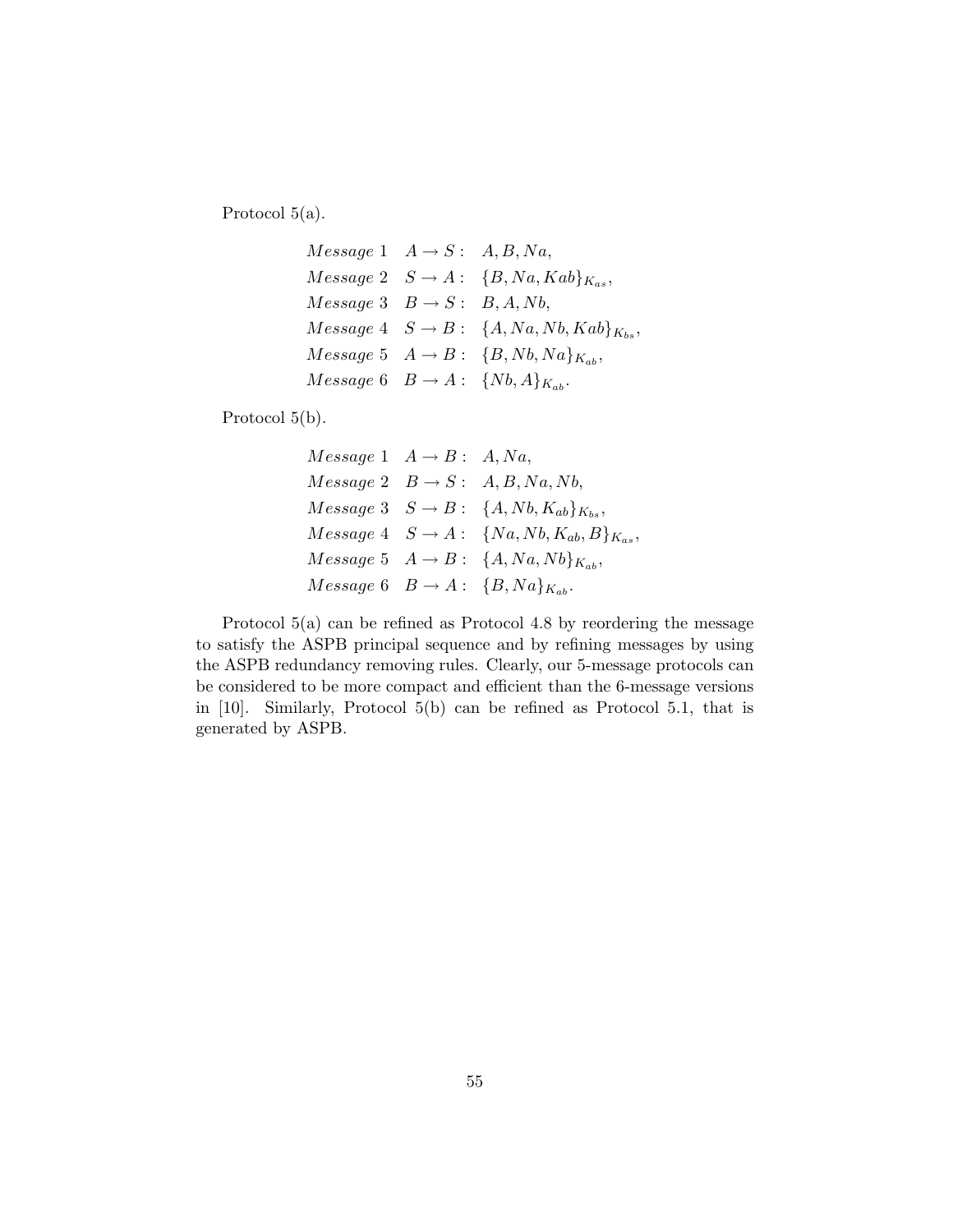Protocol 5(a).

$$
\begin{array}{lll}
Message\ 1 & A \rightarrow S: & A, B, Na, \\
Message\ 2 & S \rightarrow A: & \{B, Na, Kab\}_{K_{as}}, \\
Message\ 3 & B \rightarrow S: & B, A, Nb, \\
Message\ 4 & S \rightarrow B: & \{A, Na, Nb, Kab\}_{K_{bs}}, \\
Message\ 5 & A \rightarrow B: & \{B, Nb, Na\}_{K_{ab}}, \\
Message\ 6 & B \rightarrow A: & \{Nb, A\}_{K_{ab}}.
\end{array}
$$

Protocol 5(b).

$$
\begin{array}{lll}
Message\ 1 & A \rightarrow B: & A, Na, \\
Message\ 2 & B \rightarrow S: & A, B, Na, Nb, \\
Message\ 3 & S \rightarrow B: & \{A, Nb, K_{ab}\}_{K_{bs}}, \\
Message\ 4 & S \rightarrow A: & \{Na, Nb, K_{ab}, B\}_{K_{as}}, \\
Message\ 5 & A \rightarrow B: & \{A, Na, Nb\}_{K_{ab}}, \\
Message\ 6 & B \rightarrow A: & \{B, Na\}_{K_{ab}}.
\end{array}
$$

Protocol 5(a) can be refined as Protocol 4.8 by reordering the message to satisfy the ASPB principal sequence and by refining messages by using the ASPB redundancy removing rules. Clearly, our 5-message protocols can be considered to be more compact and efficient than the 6-message versions in [10]. Similarly, Protocol 5(b) can be refined as Protocol 5.1, that is generated by ASPB.